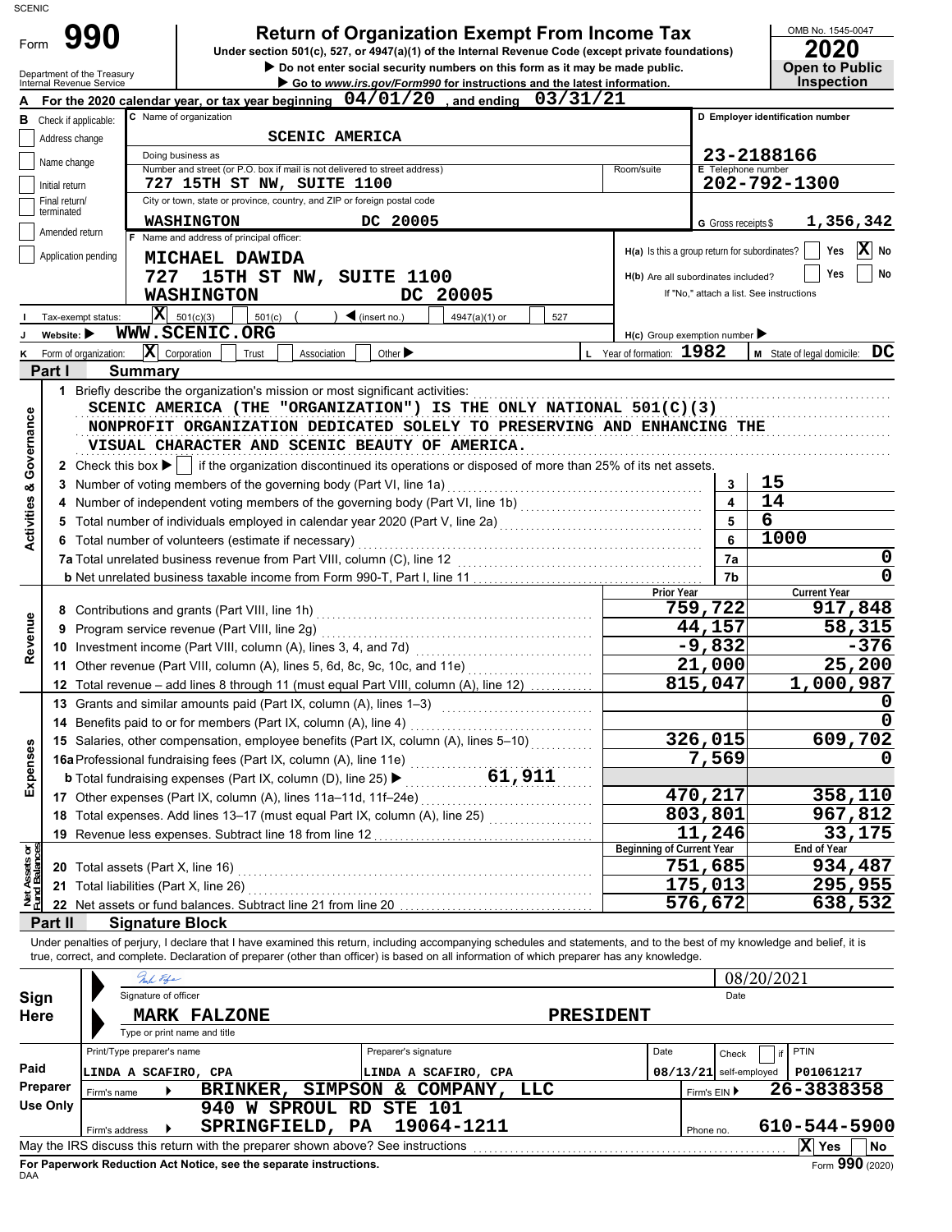SCENIC

# Form 990 — Return of Organization Exempt From Income Tax

Under section 501(c), 527, or 4947(a)(1) of the Internal Revenue Code (except private foundations)

▶ Do not enter social security numbers on this form as it may be made public.

▶ Go to www.irs.gov/Form990 for instructions and the latest information.

Department of the Treasury
Internal Revenue Service

OMB No. 1545-0047

**2020**

**Open to Public Inspection**

**A** For the 2020 calendar year, or tax year beginning 04/01/20, and ending 03/31/21

**B** Check if applicable:
- Address change
- Name change
- Initial return
- Final return/terminated
- Amended return
- Application pending

**C** Name of organization: SCENIC AMERICA

Doing business as:

Number and street (or P.O. box if mail is not delivered to street address): 727 15TH ST NW, SUITE 1100 — Room/suite:

City or town, state or province, country, and ZIP or foreign postal code: WASHINGTON DC 20005

**D** Employer identification number: 23-2188166

**E** Telephone number: 202-792-1300

**G** Gross receipts $ 1,356,342

**F** Name and address of principal officer:
MICHAEL DAWIDA
727 15TH ST NW, SUITE 1100
WASHINGTON DC 20005

**H(a)** Is this a group return for subordinates? Yes [ ] No [X]

**H(b)** Are all subordinates included? Yes [ ] No [ ]
If "No," attach a list. See instructions

**I** Tax-exempt status: [X] 501(c)(3) [ ] 501(c) ( ) ◀ (insert no.) [ ] 4947(a)(1) or [ ] 527

**J** Website: ▶ WWW.SCENIC.ORG

**H(c)** Group exemption number ▶

**K** Form of organization: [X] Corporation [ ] Trust [ ] Association [ ] Other ▶

**L** Year of formation: 1982

**M** State of legal domicile: DC

## Part I Summary

**Activities & Governance**

1 Briefly describe the organization's mission or most significant activities:
SCENIC AMERICA (THE "ORGANIZATION") IS THE ONLY NATIONAL 501(C)(3) NONPROFIT ORGANIZATION DEDICATED SOLELY TO PRESERVING AND ENHANCING THE VISUAL CHARACTER AND SCENIC BEAUTY OF AMERICA.

2 Check this box ▶ [ ] if the organization discontinued its operations or disposed of more than 25% of its net assets.

| Line | Description | No. | Value |
|---|---|---|---|
| 3 | Number of voting members of the governing body (Part VI, line 1a) | 3 | 15 |
| 4 | Number of independent voting members of the governing body (Part VI, line 1b) | 4 | 14 |
| 5 | Total number of individuals employed in calendar year 2020 (Part V, line 2a) | 5 | 6 |
| 6 | Total number of volunteers (estimate if necessary) | 6 | 1000 |
| 7a | Total unrelated business revenue from Part VIII, column (C), line 12 | 7a | 0 |
| 7b | Net unrelated business taxable income from Form 990-T, Part I, line 11 | 7b | 0 |

| Section | Line | Description | Prior Year | Current Year |
|---|---|---|---|---|
| Revenue | 8 | Contributions and grants (Part VIII, line 1h) | 759,722 | 917,848 |
| | 9 | Program service revenue (Part VIII, line 2g) | 44,157 | 58,315 |
| | 10 | Investment income (Part VIII, column (A), lines 3, 4, and 7d) | -9,832 | -376 |
| | 11 | Other revenue (Part VIII, column (A), lines 5, 6d, 8c, 9c, 10c, and 11e) | 21,000 | 25,200 |
| | 12 | Total revenue – add lines 8 through 11 (must equal Part VIII, column (A), line 12) | 815,047 | 1,000,987 |
| Expenses | 13 | Grants and similar amounts paid (Part IX, column (A), lines 1–3) | | 0 |
| | 14 | Benefits paid to or for members (Part IX, column (A), line 4) | | 0 |
| | 15 | Salaries, other compensation, employee benefits (Part IX, column (A), lines 5–10) | 326,015 | 609,702 |
| | 16a | Professional fundraising fees (Part IX, column (A), line 11e) | 7,569 | 0 |
| | b | Total fundraising expenses (Part IX, column (D), line 25) ▶ 61,911 | | |
| | 17 | Other expenses (Part IX, column (A), lines 11a–11d, 11f–24e) | 470,217 | 358,110 |
| | 18 | Total expenses. Add lines 13–17 (must equal Part IX, column (A), line 25) | 803,801 | 967,812 |
| | 19 | Revenue less expenses. Subtract line 18 from line 12 | 11,246 | 33,175 |

| Section | Line | Description | Beginning of Current Year | End of Year |
|---|---|---|---|---|
| Net Assets or Fund Balances | 20 | Total assets (Part X, line 16) | 751,685 | 934,487 |
| | 21 | Total liabilities (Part X, line 26) | 175,013 | 295,955 |
| | 22 | Net assets or fund balances. Subtract line 21 from line 20 | 576,672 | 638,532 |

## Part II Signature Block

Under penalties of perjury, I declare that I have examined this return, including accompanying schedules and statements, and to the best of my knowledge and belief, it is true, correct, and complete. Declaration of preparer (other than officer) is based on all information of which preparer has any knowledge.

**Sign Here**

Signature of officer — Date: 08/20/2021

MARK FALZONE PRESIDENT
Type or print name and title

**Paid Preparer Use Only**

| Print/Type preparer's name | Preparer's signature | Date | Check [ ] if self-employed | PTIN |
|---|---|---|---|---|
| LINDA A SCAFIRO, CPA | LINDA A SCAFIRO, CPA | 08/13/21 | | P01061217 |

Firm's name ▶ BRINKER, SIMPSON & COMPANY, LLC — Firm's EIN ▶ 26-3838358

Firm's address ▶ 940 W SPROUL RD STE 101, SPRINGFIELD, PA 19064-1211 — Phone no. 610-544-5900

May the IRS discuss this return with the preparer shown above? See instructions [X] Yes [ ] No

For Paperwork Reduction Act Notice, see the separate instructions.

DAA — Form 990 (2020)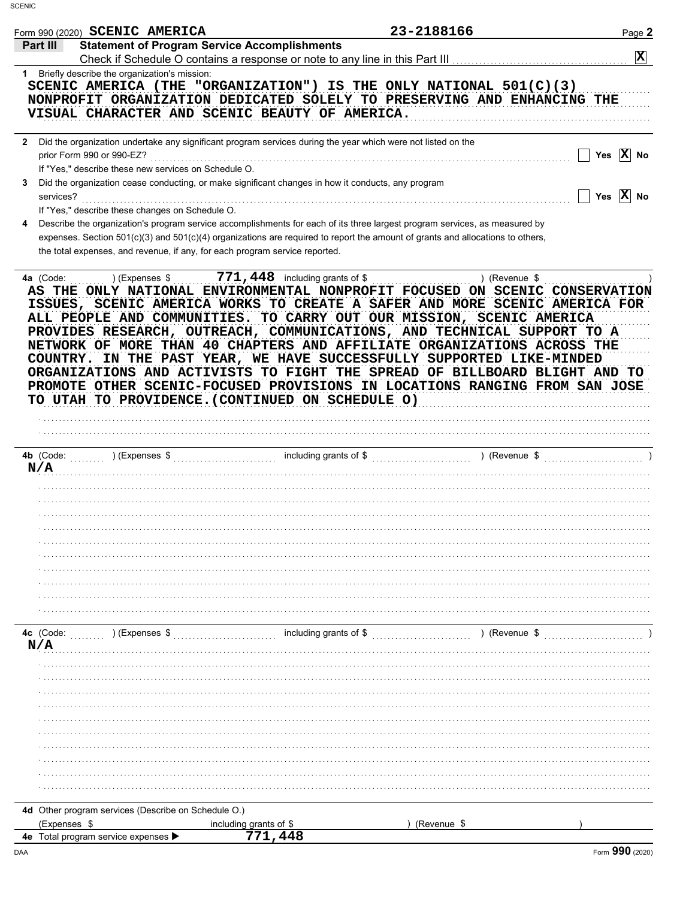Form 990 (2020) **SCENIC AMERICA** 23-2188166 Page **2**

## Part III Statement of Program Service Accomplishments

Check if Schedule O contains a response or note to any line in this Part III .......... [X]

**1** Briefly describe the organization's mission:

SCENIC AMERICA (THE "ORGANIZATION") IS THE ONLY NATIONAL 501(C)(3) NONPROFIT ORGANIZATION DEDICATED SOLELY TO PRESERVING AND ENHANCING THE VISUAL CHARACTER AND SCENIC BEAUTY OF AMERICA.

**2** Did the organization undertake any significant program services during the year which were not listed on the prior Form 990 or 990-EZ? .......... [ ] Yes [X] No

If "Yes," describe these new services on Schedule O.

**3** Did the organization cease conducting, or make significant changes in how it conducts, any program services? .......... [ ] Yes [X] No

If "Yes," describe these changes on Schedule O.

**4** Describe the organization's program service accomplishments for each of its three largest program services, as measured by expenses. Section 501(c)(3) and 501(c)(4) organizations are required to report the amount of grants and allocations to others, the total expenses, and revenue, if any, for each program service reported.

**4a** (Code: ) (Expenses $ 771,448 including grants of $ ) (Revenue $ )

AS THE ONLY NATIONAL ENVIRONMENTAL NONPROFIT FOCUSED ON SCENIC CONSERVATION ISSUES, SCENIC AMERICA WORKS TO CREATE A SAFER AND MORE SCENIC AMERICA FOR ALL PEOPLE AND COMMUNITIES. TO CARRY OUT OUR MISSION, SCENIC AMERICA PROVIDES RESEARCH, OUTREACH, COMMUNICATIONS, AND TECHNICAL SUPPORT TO A NETWORK OF MORE THAN 40 CHAPTERS AND AFFILIATE ORGANIZATIONS ACROSS THE COUNTRY. IN THE PAST YEAR, WE HAVE SUCCESSFULLY SUPPORTED LIKE-MINDED ORGANIZATIONS AND ACTIVISTS TO FIGHT THE SPREAD OF BILLBOARD BLIGHT AND TO PROMOTE OTHER SCENIC-FOCUSED PROVISIONS IN LOCATIONS RANGING FROM SAN JOSE TO UTAH TO PROVIDENCE.(CONTINUED ON SCHEDULE O)

**4b** (Code: ) (Expenses $ including grants of $ ) (Revenue $ )

N/A

**4c** (Code: ) (Expenses $ including grants of $ ) (Revenue $ )

N/A

**4d** Other program services (Describe on Schedule O.)

(Expenses $ including grants of $ ) (Revenue $ )

**4e** Total program service expenses ▶ 771,448

Form **990** (2020)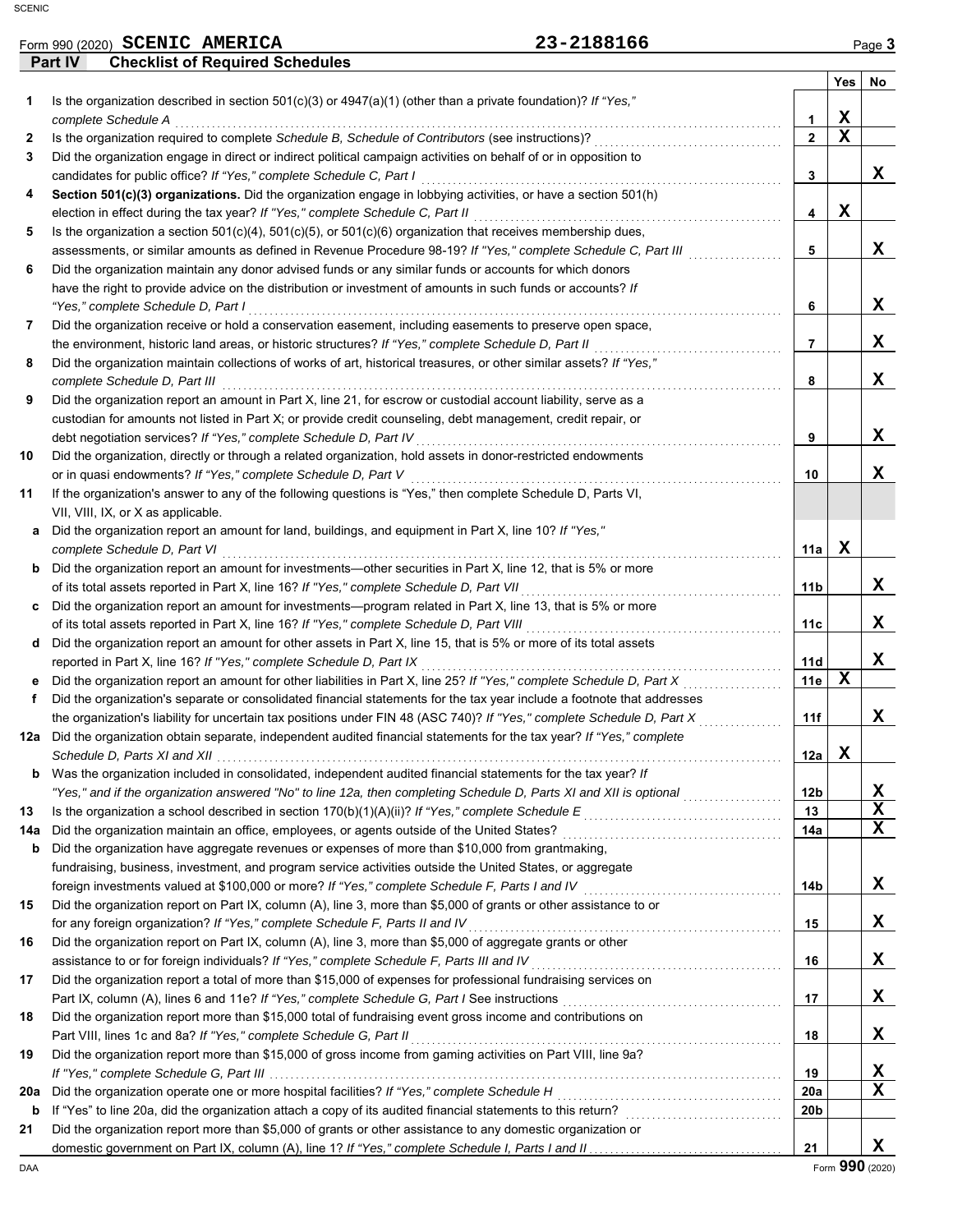Form 990 (2020) **SCENIC AMERICA** 23-2188166 Page **3**

## Part IV Checklist of Required Schedules

| | | | Yes | No |
|---|---|---|---|---|
| **1** | Is the organization described in section 501(c)(3) or 4947(a)(1) (other than a private foundation)? *If "Yes," complete Schedule A* | 1 | X | |
| **2** | Is the organization required to complete *Schedule B, Schedule of Contributors* (see instructions)? | 2 | X | |
| **3** | Did the organization engage in direct or indirect political campaign activities on behalf of or in opposition to candidates for public office? *If "Yes," complete Schedule C, Part I* | 3 | | X |
| **4** | **Section 501(c)(3) organizations.** Did the organization engage in lobbying activities, or have a section 501(h) election in effect during the tax year? *If "Yes," complete Schedule C, Part II* | 4 | X | |
| **5** | Is the organization a section 501(c)(4), 501(c)(5), or 501(c)(6) organization that receives membership dues, assessments, or similar amounts as defined in Revenue Procedure 98-19? *If "Yes," complete Schedule C, Part III* | 5 | | X |
| **6** | Did the organization maintain any donor advised funds or any similar funds or accounts for which donors have the right to provide advice on the distribution or investment of amounts in such funds or accounts? *If "Yes," complete Schedule D, Part I* | 6 | | X |
| **7** | Did the organization receive or hold a conservation easement, including easements to preserve open space, the environment, historic land areas, or historic structures? *If "Yes," complete Schedule D, Part II* | 7 | | X |
| **8** | Did the organization maintain collections of works of art, historical treasures, or other similar assets? *If "Yes," complete Schedule D, Part III* | 8 | | X |
| **9** | Did the organization report an amount in Part X, line 21, for escrow or custodial account liability, serve as a custodian for amounts not listed in Part X; or provide credit counseling, debt management, credit repair, or debt negotiation services? *If "Yes," complete Schedule D, Part IV* | 9 | | X |
| **10** | Did the organization, directly or through a related organization, hold assets in donor-restricted endowments or in quasi endowments? *If "Yes," complete Schedule D, Part V* | 10 | | X |
| **11** | If the organization's answer to any of the following questions is "Yes," then complete Schedule D, Parts VI, VII, VIII, IX, or X as applicable. | | | |
| **a** | Did the organization report an amount for land, buildings, and equipment in Part X, line 10? *If "Yes," complete Schedule D, Part VI* | 11a | X | |
| **b** | Did the organization report an amount for investments—other securities in Part X, line 12, that is 5% or more of its total assets reported in Part X, line 16? *If "Yes," complete Schedule D, Part VII* | 11b | | X |
| **c** | Did the organization report an amount for investments—program related in Part X, line 13, that is 5% or more of its total assets reported in Part X, line 16? *If "Yes," complete Schedule D, Part VIII* | 11c | | X |
| **d** | Did the organization report an amount for other assets in Part X, line 15, that is 5% or more of its total assets reported in Part X, line 16? *If "Yes," complete Schedule D, Part IX* | 11d | | X |
| **e** | Did the organization report an amount for other liabilities in Part X, line 25? *If "Yes," complete Schedule D, Part X* | 11e | X | |
| **f** | Did the organization's separate or consolidated financial statements for the tax year include a footnote that addresses the organization's liability for uncertain tax positions under FIN 48 (ASC 740)? *If "Yes," complete Schedule D, Part X* | 11f | | X |
| **12a** | Did the organization obtain separate, independent audited financial statements for the tax year? *If "Yes," complete Schedule D, Parts XI and XII* | 12a | X | |
| **b** | Was the organization included in consolidated, independent audited financial statements for the tax year? *If "Yes," and if the organization answered "No" to line 12a, then completing Schedule D, Parts XI and XII is optional* | 12b | | X |
| **13** | Is the organization a school described in section 170(b)(1)(A)(ii)? *If "Yes," complete Schedule E* | 13 | | X |
| **14a** | Did the organization maintain an office, employees, or agents outside of the United States? | 14a | | X |
| **b** | Did the organization have aggregate revenues or expenses of more than $10,000 from grantmaking, fundraising, business, investment, and program service activities outside the United States, or aggregate foreign investments valued at $100,000 or more? *If "Yes," complete Schedule F, Parts I and IV* | 14b | | X |
| **15** | Did the organization report on Part IX, column (A), line 3, more than $5,000 of grants or other assistance to or for any foreign organization? *If "Yes," complete Schedule F, Parts II and IV* | 15 | | X |
| **16** | Did the organization report on Part IX, column (A), line 3, more than $5,000 of aggregate grants or other assistance to or for foreign individuals? *If "Yes," complete Schedule F, Parts III and IV* | 16 | | X |
| **17** | Did the organization report a total of more than $15,000 of expenses for professional fundraising services on Part IX, column (A), lines 6 and 11e? *If "Yes," complete Schedule G, Part I* See instructions | 17 | | X |
| **18** | Did the organization report more than $15,000 total of fundraising event gross income and contributions on Part VIII, lines 1c and 8a? *If "Yes," complete Schedule G, Part II* | 18 | | X |
| **19** | Did the organization report more than $15,000 of gross income from gaming activities on Part VIII, line 9a? *If "Yes," complete Schedule G, Part III* | 19 | | X |
| **20a** | Did the organization operate one or more hospital facilities? *If "Yes," complete Schedule H* | 20a | | X |
| **b** | If "Yes" to line 20a, did the organization attach a copy of its audited financial statements to this return? | 20b | | |
| **21** | Did the organization report more than $5,000 of grants or other assistance to any domestic organization or domestic government on Part IX, column (A), line 1? *If "Yes," complete Schedule I, Parts I and II* | 21 | | X |

DAA Form **990** (2020)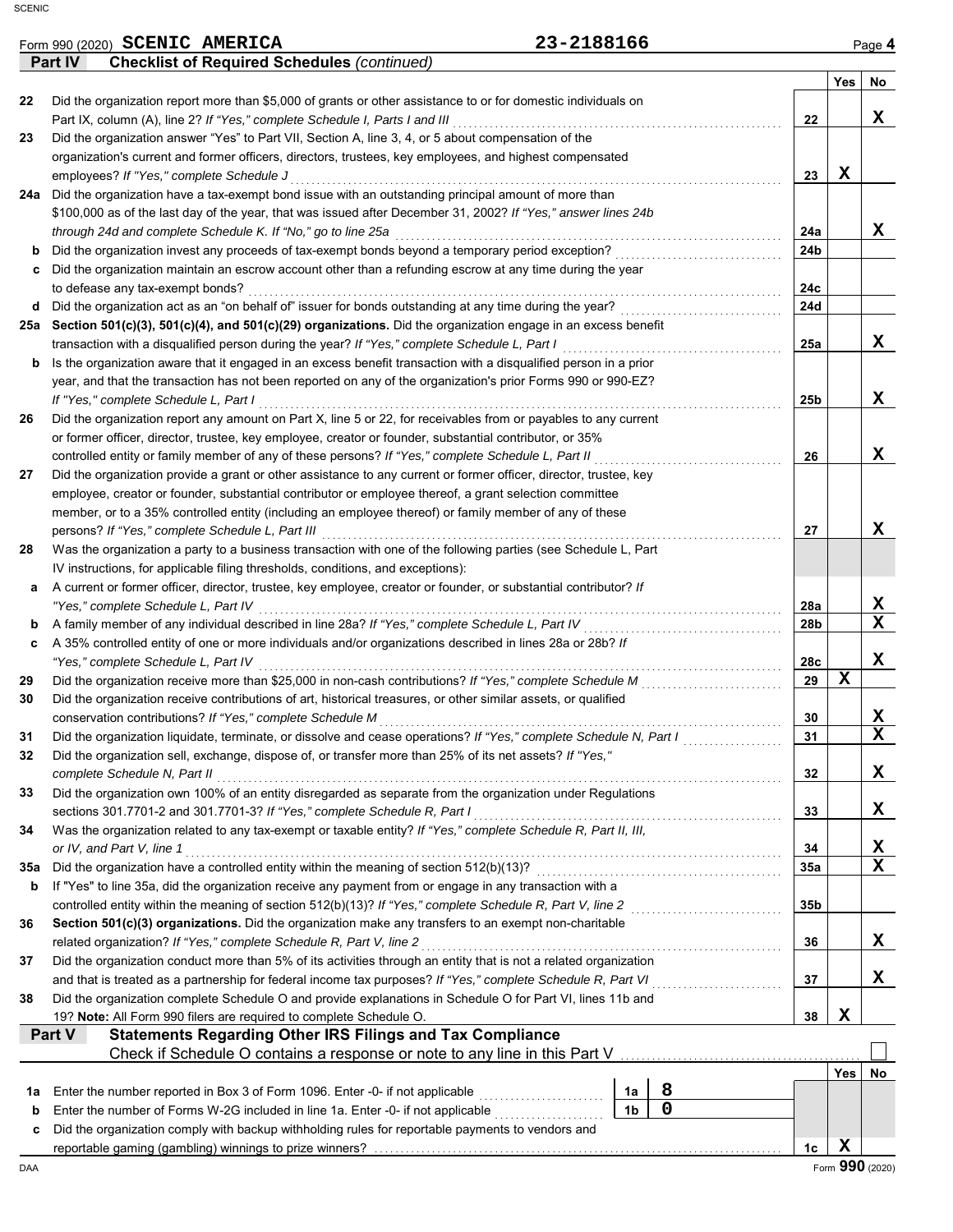Form 990 (2020) **SCENIC AMERICA** **23-2188166** Page **4**

## Part IV Checklist of Required Schedules *(continued)*

| | | | Yes | No |
|---|---|---|---|---|
| 22 | Did the organization report more than $5,000 of grants or other assistance to or for domestic individuals on Part IX, column (A), line 2? *If "Yes," complete Schedule I, Parts I and III* | 22 | | X |
| 23 | Did the organization answer "Yes" to Part VII, Section A, line 3, 4, or 5 about compensation of the organization's current and former officers, directors, trustees, key employees, and highest compensated employees? *If "Yes," complete Schedule J* | 23 | X | |
| 24a | Did the organization have a tax-exempt bond issue with an outstanding principal amount of more than $100,000 as of the last day of the year, that was issued after December 31, 2002? *If "Yes," answer lines 24b through 24d and complete Schedule K. If "No," go to line 25a* | 24a | | X |
| b | Did the organization invest any proceeds of tax-exempt bonds beyond a temporary period exception? | 24b | | |
| c | Did the organization maintain an escrow account other than a refunding escrow at any time during the year to defease any tax-exempt bonds? | 24c | | |
| d | Did the organization act as an "on behalf of" issuer for bonds outstanding at any time during the year? | 24d | | |
| 25a | **Section 501(c)(3), 501(c)(4), and 501(c)(29) organizations.** Did the organization engage in an excess benefit transaction with a disqualified person during the year? *If "Yes," complete Schedule L, Part I* | 25a | | X |
| b | Is the organization aware that it engaged in an excess benefit transaction with a disqualified person in a prior year, and that the transaction has not been reported on any of the organization's prior Forms 990 or 990-EZ? *If "Yes," complete Schedule L, Part I* | 25b | | X |
| 26 | Did the organization report any amount on Part X, line 5 or 22, for receivables from or payables to any current or former officer, director, trustee, key employee, creator or founder, substantial contributor, or 35% controlled entity or family member of any of these persons? *If "Yes," complete Schedule L, Part II* | 26 | | X |
| 27 | Did the organization provide a grant or other assistance to any current or former officer, director, trustee, key employee, creator or founder, substantial contributor or employee thereof, a grant selection committee member, or to a 35% controlled entity (including an employee thereof) or family member of any of these persons? *If "Yes," complete Schedule L, Part III* | 27 | | X |
| 28 | Was the organization a party to a business transaction with one of the following parties (see Schedule L, Part IV instructions, for applicable filing thresholds, conditions, and exceptions): | | | |
| a | A current or former officer, director, trustee, key employee, creator or founder, or substantial contributor? *If "Yes," complete Schedule L, Part IV* | 28a | | X |
| b | A family member of any individual described in line 28a? *If "Yes," complete Schedule L, Part IV* | 28b | | X |
| c | A 35% controlled entity of one or more individuals and/or organizations described in lines 28a or 28b? *If "Yes," complete Schedule L, Part IV* | 28c | | X |
| 29 | Did the organization receive more than $25,000 in non-cash contributions? *If "Yes," complete Schedule M* | 29 | X | |
| 30 | Did the organization receive contributions of art, historical treasures, or other similar assets, or qualified conservation contributions? *If "Yes," complete Schedule M* | 30 | | X |
| 31 | Did the organization liquidate, terminate, or dissolve and cease operations? *If "Yes," complete Schedule N, Part I* | 31 | | X |
| 32 | Did the organization sell, exchange, dispose of, or transfer more than 25% of its net assets? *If "Yes," complete Schedule N, Part II* | 32 | | X |
| 33 | Did the organization own 100% of an entity disregarded as separate from the organization under Regulations sections 301.7701-2 and 301.7701-3? *If "Yes," complete Schedule R, Part I* | 33 | | X |
| 34 | Was the organization related to any tax-exempt or taxable entity? *If "Yes," complete Schedule R, Part II, III, or IV, and Part V, line 1* | 34 | | X |
| 35a | Did the organization have a controlled entity within the meaning of section 512(b)(13)? | 35a | | X |
| b | If "Yes" to line 35a, did the organization receive any payment from or engage in any transaction with a controlled entity within the meaning of section 512(b)(13)? *If "Yes," complete Schedule R, Part V, line 2* | 35b | | |
| 36 | **Section 501(c)(3) organizations.** Did the organization make any transfers to an exempt non-charitable related organization? *If "Yes," complete Schedule R, Part V, line 2* | 36 | | X |
| 37 | Did the organization conduct more than 5% of its activities through an entity that is not a related organization and that is treated as a partnership for federal income tax purposes? *If "Yes," complete Schedule R, Part VI* | 37 | | X |
| 38 | Did the organization complete Schedule O and provide explanations in Schedule O for Part VI, lines 11b and 19? **Note:** All Form 990 filers are required to complete Schedule O. | 38 | X | |

## Part V Statements Regarding Other IRS Filings and Tax Compliance

Check if Schedule O contains a response or note to any line in this Part V ☐

| | | | | | Yes | No |
|---|---|---|---|---|---|---|
| 1a | Enter the number reported in Box 3 of Form 1096. Enter -0- if not applicable | 1a | 8 | | | |
| b | Enter the number of Forms W-2G included in line 1a. Enter -0- if not applicable | 1b | 0 | | | |
| c | Did the organization comply with backup withholding rules for reportable payments to vendors and reportable gaming (gambling) winnings to prize winners? | | | 1c | X | |

Form **990** (2020)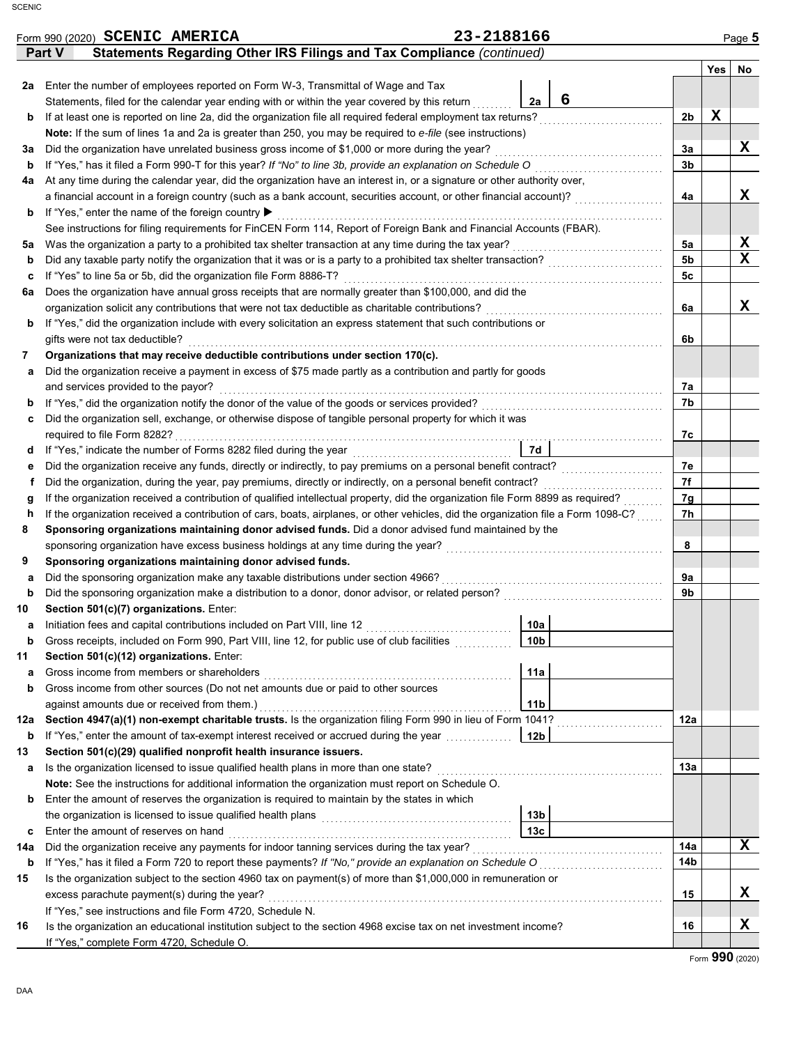Form 990 (2020) **SCENIC AMERICA** **23-2188166** Page **5**

## Part V Statements Regarding Other IRS Filings and Tax Compliance *(continued)*

| | | | | | Yes | No |
|---|---|---|---|---|---|---|
| **2a** | Enter the number of employees reported on Form W-3, Transmittal of Wage and Tax Statements, filed for the calendar year ending with or within the year covered by this return | 2a | 6 | | | |
| **b** | If at least one is reported on line 2a, did the organization file all required federal employment tax returns? | | | 2b | X | |
| | **Note:** If the sum of lines 1a and 2a is greater than 250, you may be required to *e-file* (see instructions) | | | | | |
| **3a** | Did the organization have unrelated business gross income of $1,000 or more during the year? | | | 3a | | X |
| **b** | If "Yes," has it filed a Form 990-T for this year? *If "No" to line 3b, provide an explanation on Schedule O* | | | 3b | | |
| **4a** | At any time during the calendar year, did the organization have an interest in, or a signature or other authority over, a financial account in a foreign country (such as a bank account, securities account, or other financial account)? | | | 4a | | X |
| **b** | If "Yes," enter the name of the foreign country ▶ | | | | | |
| | See instructions for filing requirements for FinCEN Form 114, Report of Foreign Bank and Financial Accounts (FBAR). | | | | | |
| **5a** | Was the organization a party to a prohibited tax shelter transaction at any time during the tax year? | | | 5a | | X |
| **b** | Did any taxable party notify the organization that it was or is a party to a prohibited tax shelter transaction? | | | 5b | | X |
| **c** | If "Yes" to line 5a or 5b, did the organization file Form 8886-T? | | | 5c | | |
| **6a** | Does the organization have annual gross receipts that are normally greater than $100,000, and did the organization solicit any contributions that were not tax deductible as charitable contributions? | | | 6a | | X |
| **b** | If "Yes," did the organization include with every solicitation an express statement that such contributions or gifts were not tax deductible? | | | 6b | | |
| **7** | **Organizations that may receive deductible contributions under section 170(c).** | | | | | |
| **a** | Did the organization receive a payment in excess of $75 made partly as a contribution and partly for goods and services provided to the payor? | | | 7a | | |
| **b** | If "Yes," did the organization notify the donor of the value of the goods or services provided? | | | 7b | | |
| **c** | Did the organization sell, exchange, or otherwise dispose of tangible personal property for which it was required to file Form 8282? | | | 7c | | |
| **d** | If "Yes," indicate the number of Forms 8282 filed during the year | 7d | | | | |
| **e** | Did the organization receive any funds, directly or indirectly, to pay premiums on a personal benefit contract? | | | 7e | | |
| **f** | Did the organization, during the year, pay premiums, directly or indirectly, on a personal benefit contract? | | | 7f | | |
| **g** | If the organization received a contribution of qualified intellectual property, did the organization file Form 8899 as required? | | | 7g | | |
| **h** | If the organization received a contribution of cars, boats, airplanes, or other vehicles, did the organization file a Form 1098-C? | | | 7h | | |
| **8** | **Sponsoring organizations maintaining donor advised funds.** Did a donor advised fund maintained by the sponsoring organization have excess business holdings at any time during the year? | | | 8 | | |
| **9** | **Sponsoring organizations maintaining donor advised funds.** | | | | | |
| **a** | Did the sponsoring organization make any taxable distributions under section 4966? | | | 9a | | |
| **b** | Did the sponsoring organization make a distribution to a donor, donor advisor, or related person? | | | 9b | | |
| **10** | **Section 501(c)(7) organizations.** Enter: | | | | | |
| **a** | Initiation fees and capital contributions included on Part VIII, line 12 | 10a | | | | |
| **b** | Gross receipts, included on Form 990, Part VIII, line 12, for public use of club facilities | 10b | | | | |
| **11** | **Section 501(c)(12) organizations.** Enter: | | | | | |
| **a** | Gross income from members or shareholders | 11a | | | | |
| **b** | Gross income from other sources (Do not net amounts due or paid to other sources against amounts due or received from them.) | 11b | | | | |
| **12a** | **Section 4947(a)(1) non-exempt charitable trusts.** Is the organization filing Form 990 in lieu of Form 1041? | | | 12a | | |
| **b** | If "Yes," enter the amount of tax-exempt interest received or accrued during the year | 12b | | | | |
| **13** | **Section 501(c)(29) qualified nonprofit health insurance issuers.** | | | | | |
| **a** | Is the organization licensed to issue qualified health plans in more than one state? | | | 13a | | |
| | **Note:** See the instructions for additional information the organization must report on Schedule O. | | | | | |
| **b** | Enter the amount of reserves the organization is required to maintain by the states in which the organization is licensed to issue qualified health plans | 13b | | | | |
| **c** | Enter the amount of reserves on hand | 13c | | | | |
| **14a** | Did the organization receive any payments for indoor tanning services during the tax year? | | | 14a | | X |
| **b** | If "Yes," has it filed a Form 720 to report these payments? *If "No," provide an explanation on Schedule O* | | | 14b | | |
| **15** | Is the organization subject to the section 4960 tax on payment(s) of more than $1,000,000 in remuneration or excess parachute payment(s) during the year? | | | 15 | | X |
| | If "Yes," see instructions and file Form 4720, Schedule N. | | | | | |
| **16** | Is the organization an educational institution subject to the section 4968 excise tax on net investment income? | | | 16 | | X |
| | If "Yes," complete Form 4720, Schedule O. | | | | | |

Form **990** (2020)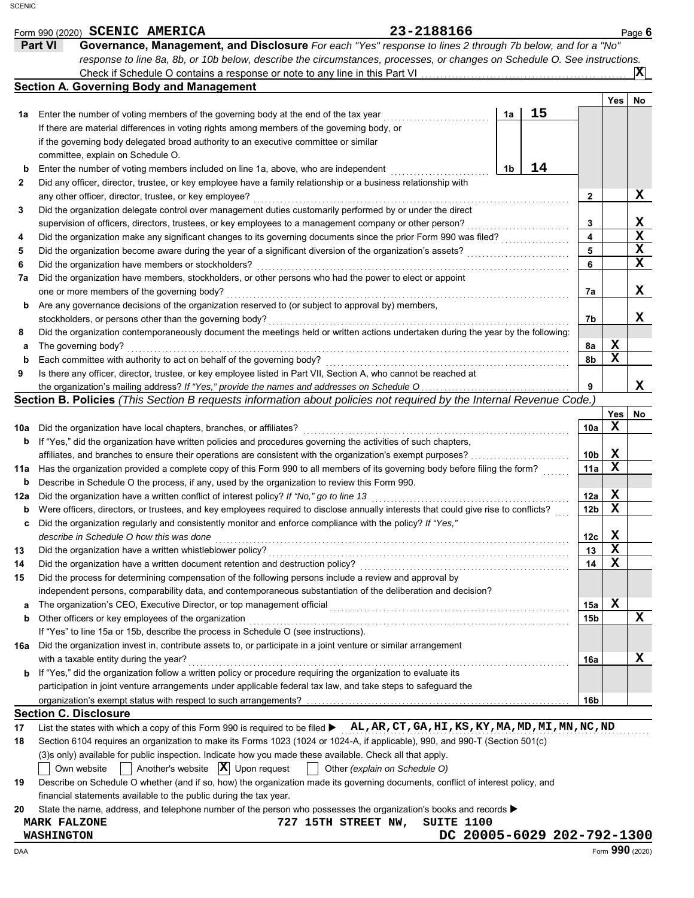Form 990 (2020) **SCENIC AMERICA** **23-2188166** Page **6**

## Part VI Governance, Management, and Disclosure

*For each "Yes" response to lines 2 through 7b below, and for a "No" response to line 8a, 8b, or 10b below, describe the circumstances, processes, or changes on Schedule O. See instructions.*

Check if Schedule O contains a response or note to any line in this Part VI .......... **[X]**

### Section A. Governing Body and Management

| | | | | Yes | No |
|---|---|---|---|---|---|
| **1a** | Enter the number of voting members of the governing body at the end of the tax year ........ **1a** | **15** | | | |
| | If there are material differences in voting rights among members of the governing body, or if the governing body delegated broad authority to an executive committee or similar committee, explain on Schedule O. | | | | |
| **b** | Enter the number of voting members included on line 1a, above, who are independent ........ **1b** | **14** | | | |
| **2** | Did any officer, director, trustee, or key employee have a family relationship or a business relationship with any other officer, director, trustee, or key employee? | | **2** | | **X** |
| **3** | Did the organization delegate control over management duties customarily performed by or under the direct supervision of officers, directors, trustees, or key employees to a management company or other person? | | **3** | | **X** |
| **4** | Did the organization make any significant changes to its governing documents since the prior Form 990 was filed? | | **4** | | **X** |
| **5** | Did the organization become aware during the year of a significant diversion of the organization's assets? | | **5** | | **X** |
| **6** | Did the organization have members or stockholders? | | **6** | | **X** |
| **7a** | Did the organization have members, stockholders, or other persons who had the power to elect or appoint one or more members of the governing body? | | **7a** | | **X** |
| **b** | Are any governance decisions of the organization reserved to (or subject to approval by) members, stockholders, or persons other than the governing body? | | **7b** | | **X** |
| **8** | Did the organization contemporaneously document the meetings held or written actions undertaken during the year by the following: | | | | |
| **a** | The governing body? | | **8a** | **X** | |
| **b** | Each committee with authority to act on behalf of the governing body? | | **8b** | **X** | |
| **9** | Is there any officer, director, trustee, or key employee listed in Part VII, Section A, who cannot be reached at the organization's mailing address? *If "Yes," provide the names and addresses on Schedule O* | | **9** | | **X** |

### Section B. Policies *(This Section B requests information about policies not required by the Internal Revenue Code.)*

| | | | Yes | No |
|---|---|---|---|---|
| **10a** | Did the organization have local chapters, branches, or affiliates? | **10a** | **X** | |
| **b** | If "Yes," did the organization have written policies and procedures governing the activities of such chapters, affiliates, and branches to ensure their operations are consistent with the organization's exempt purposes? | **10b** | **X** | |
| **11a** | Has the organization provided a complete copy of this Form 990 to all members of its governing body before filing the form? | **11a** | **X** | |
| **b** | Describe in Schedule O the process, if any, used by the organization to review this Form 990. | | | |
| **12a** | Did the organization have a written conflict of interest policy? *If "No," go to line 13* | **12a** | **X** | |
| **b** | Were officers, directors, or trustees, and key employees required to disclose annually interests that could give rise to conflicts? | **12b** | **X** | |
| **c** | Did the organization regularly and consistently monitor and enforce compliance with the policy? *If "Yes," describe in Schedule O how this was done* | **12c** | **X** | |
| **13** | Did the organization have a written whistleblower policy? | **13** | **X** | |
| **14** | Did the organization have a written document retention and destruction policy? | **14** | **X** | |
| **15** | Did the process for determining compensation of the following persons include a review and approval by independent persons, comparability data, and contemporaneous substantiation of the deliberation and decision? | | | |
| **a** | The organization's CEO, Executive Director, or top management official | **15a** | **X** | |
| **b** | Other officers or key employees of the organization | **15b** | | **X** |
| | If "Yes" to line 15a or 15b, describe the process in Schedule O (see instructions). | | | |
| **16a** | Did the organization invest in, contribute assets to, or participate in a joint venture or similar arrangement with a taxable entity during the year? | **16a** | | **X** |
| **b** | If "Yes," did the organization follow a written policy or procedure requiring the organization to evaluate its participation in joint venture arrangements under applicable federal tax law, and take steps to safeguard the organization's exempt status with respect to such arrangements? | **16b** | | |

### Section C. Disclosure

**17** List the states with which a copy of this Form 990 is required to be filed ▶ **AL,AR,CT,GA,HI,KS,KY,MA,MD,MI,MN,NC,ND**

**18** Section 6104 requires an organization to make its Forms 1023 (1024 or 1024-A, if applicable), 990, and 990-T (Section 501(c)(3)s only) available for public inspection. Indicate how you made these available. Check all that apply.

[ ] Own website [ ] Another's website [X] Upon request [ ] Other *(explain on Schedule O)*

**19** Describe on Schedule O whether (and if so, how) the organization made its governing documents, conflict of interest policy, and financial statements available to the public during the tax year.

**20** State the name, address, and telephone number of the person who possesses the organization's books and records ▶

**MARK FALZONE** **727 15TH STREET NW, SUITE 1100**
**WASHINGTON** **DC 20005-6029 202-792-1300**

DAA Form **990** (2020)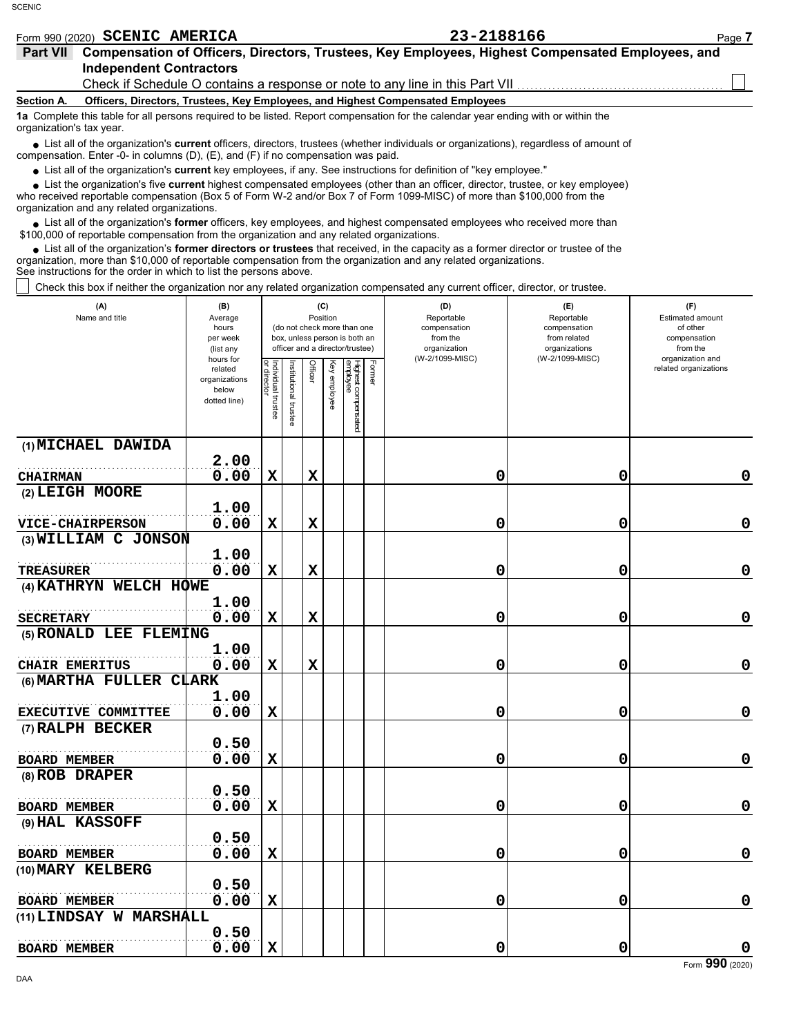Form 990 (2020) **SCENIC AMERICA** 23-2188166

**Part VII Compensation of Officers, Directors, Trustees, Key Employees, Highest Compensated Employees, and Independent Contractors**

Check if Schedule O contains a response or note to any line in this Part VII ☐

**Section A. Officers, Directors, Trustees, Key Employees, and Highest Compensated Employees**

**1a** Complete this table for all persons required to be listed. Report compensation for the calendar year ending with or within the organization's tax year.

- List all of the organization's **current** officers, directors, trustees (whether individuals or organizations), regardless of amount of compensation. Enter -0- in columns (D), (E), and (F) if no compensation was paid.
- List all of the organization's **current** key employees, if any. See instructions for definition of "key employee."
- List the organization's five **current** highest compensated employees (other than an officer, director, trustee, or key employee) who received reportable compensation (Box 5 of Form W-2 and/or Box 7 of Form 1099-MISC) of more than $100,000 from the organization and any related organizations.
- List all of the organization's **former** officers, key employees, and highest compensated employees who received more than $100,000 of reportable compensation from the organization and any related organizations.
- List all of the organization's **former directors or trustees** that received, in the capacity as a former director or trustee of the organization, more than $10,000 of reportable compensation from the organization and any related organizations.

See instructions for the order in which to list the persons above.

☐ Check this box if neither the organization nor any related organization compensated any current officer, director, or trustee.

| (A) Name and title | (B) Average hours per week (list any hours for related organizations below dotted line) | (C) Position (do not check more than one box, unless person is both an officer and a director/trustee) | | | | | | (D) Reportable compensation from the organization (W-2/1099-MISC) | (E) Reportable compensation from related organizations (W-2/1099-MISC) | (F) Estimated amount of other compensation from the organization and related organizations |
|---|---|---|---|---|---|---|---|---|---|---|
| | | Individual trustee or director | Institutional trustee | Officer | Key employee | Highest compensated employee | Former | | | |
| (1) MICHAEL DAWIDA<br>CHAIRMAN | 2.00<br>0.00 | X | | X | | | | 0 | 0 | 0 |
| (2) LEIGH MOORE<br>VICE-CHAIRPERSON | 1.00<br>0.00 | X | | X | | | | 0 | 0 | 0 |
| (3) WILLIAM C JONSON<br>TREASURER | 1.00<br>0.00 | X | | X | | | | 0 | 0 | 0 |
| (4) KATHRYN WELCH HOWE<br>SECRETARY | 1.00<br>0.00 | X | | X | | | | 0 | 0 | 0 |
| (5) RONALD LEE FLEMING<br>CHAIR EMERITUS | 1.00<br>0.00 | X | | X | | | | 0 | 0 | 0 |
| (6) MARTHA FULLER CLARK<br>EXECUTIVE COMMITTEE | 1.00<br>0.00 | X | | | | | | 0 | 0 | 0 |
| (7) RALPH BECKER<br>BOARD MEMBER | 0.50<br>0.00 | X | | | | | | 0 | 0 | 0 |
| (8) ROB DRAPER<br>BOARD MEMBER | 0.50<br>0.00 | X | | | | | | 0 | 0 | 0 |
| (9) HAL KASSOFF<br>BOARD MEMBER | 0.50<br>0.00 | X | | | | | | 0 | 0 | 0 |
| (10) MARY KELBERG<br>BOARD MEMBER | 0.50<br>0.00 | X | | | | | | 0 | 0 | 0 |
| (11) LINDSAY W MARSHALL<br>BOARD MEMBER | 0.50<br>0.00 | X | | | | | | 0 | 0 | 0 |

Form **990** (2020)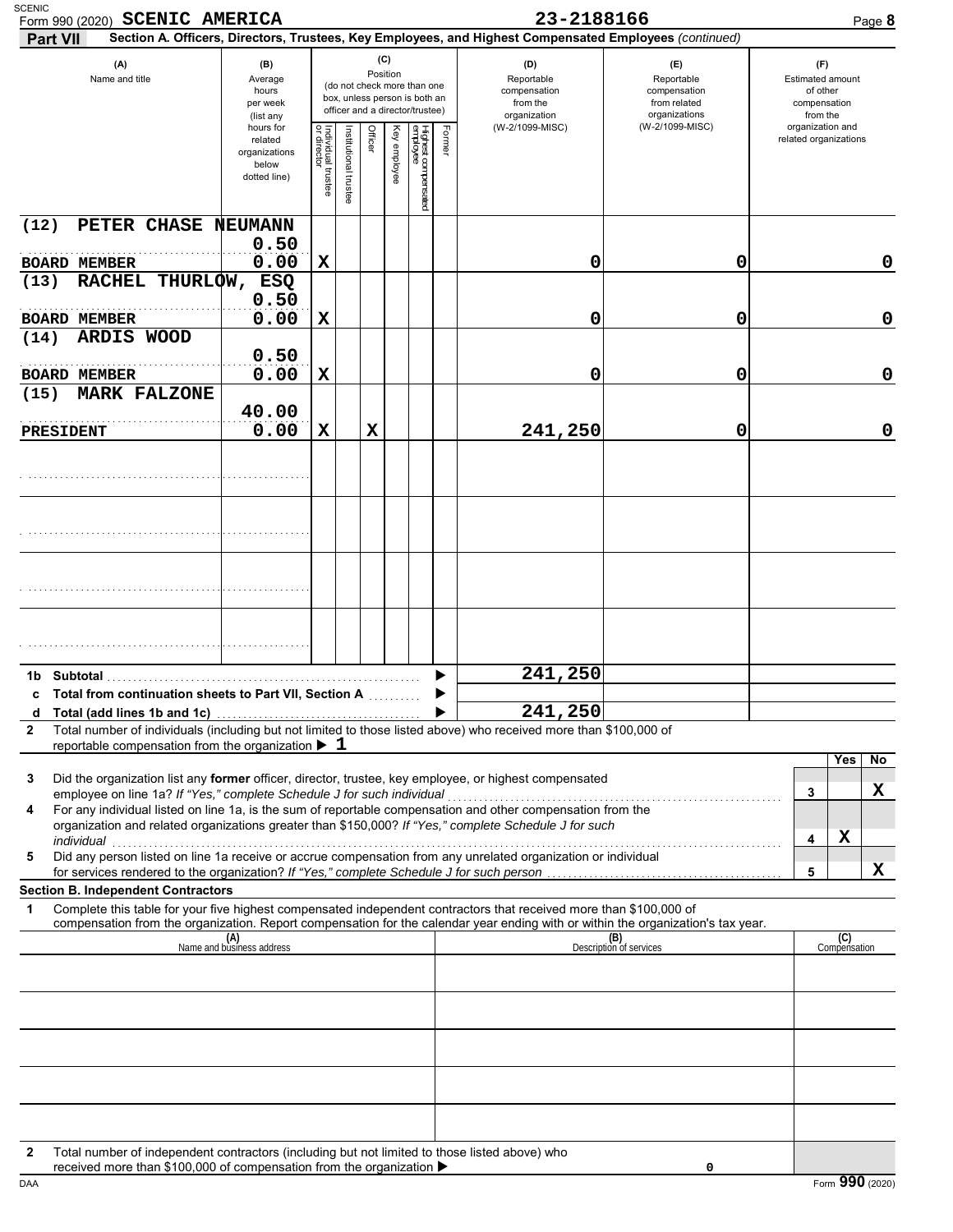SCENIC

Form 990 (2020) **SCENIC AMERICA** **23-2188166** Page **8**

**Part VII** **Section A. Officers, Directors, Trustees, Key Employees, and Highest Compensated Employees** *(continued)*

| (A) Name and title | (B) Average hours per week (list any hours for related organizations below dotted line) | (C) Position: Individual trustee or director | Institutional trustee | Officer | Key employee | Highest compensated employee | Former | (D) Reportable compensation from the organization (W-2/1099-MISC) | (E) Reportable compensation from related organizations (W-2/1099-MISC) | (F) Estimated amount of other compensation from the organization and related organizations |
|---|---|---|---|---|---|---|---|---|---|---|
| (12) PETER CHASE NEUMANN<br>BOARD MEMBER | 0.50<br>0.00 | X | | | | | | 0 | 0 | 0 |
| (13) RACHEL THURLOW, ESQ<br>BOARD MEMBER | 0.50<br>0.00 | X | | | | | | 0 | 0 | 0 |
| (14) ARDIS WOOD<br>BOARD MEMBER | 0.50<br>0.00 | X | | | | | | 0 | 0 | 0 |
| (15) MARK FALZONE<br>PRESIDENT | 40.00<br>0.00 | X | | X | | | | 241,250 | 0 | 0 |
| | | | | | | | | | | |
| | | | | | | | | | | |
| | | | | | | | | | | |
| | | | | | | | | | | |

| | | (D) | (E) | (F) |
|---|---|---|---|---|
| 1b | Subtotal | 241,250 | | |
| c | Total from continuation sheets to Part VII, Section A | | | |
| d | Total (add lines 1b and 1c) | 241,250 | | |

**2** Total number of individuals (including but not limited to those listed above) who received more than $100,000 of reportable compensation from the organization ▶ 1

| | | | Yes | No |
|---|---|---|---|---|
| 3 | Did the organization list any **former** officer, director, trustee, key employee, or highest compensated employee on line 1a? *If "Yes," complete Schedule J for such individual* | 3 | | X |
| 4 | For any individual listed on line 1a, is the sum of reportable compensation and other compensation from the organization and related organizations greater than $150,000? *If "Yes," complete Schedule J for such individual* | 4 | X | |
| 5 | Did any person listed on line 1a receive or accrue compensation from any unrelated organization or individual for services rendered to the organization? *If "Yes," complete Schedule J for such person* | 5 | | X |

**Section B. Independent Contractors**

**1** Complete this table for your five highest compensated independent contractors that received more than $100,000 of compensation from the organization. Report compensation for the calendar year ending with or within the organization's tax year.

| (A) Name and business address | (B) Description of services | (C) Compensation |
|---|---|---|
| | | |
| | | |
| | | |
| | | |
| | | |

**2** Total number of independent contractors (including but not limited to those listed above) who received more than $100,000 of compensation from the organization ▶ 0

DAA Form **990** (2020)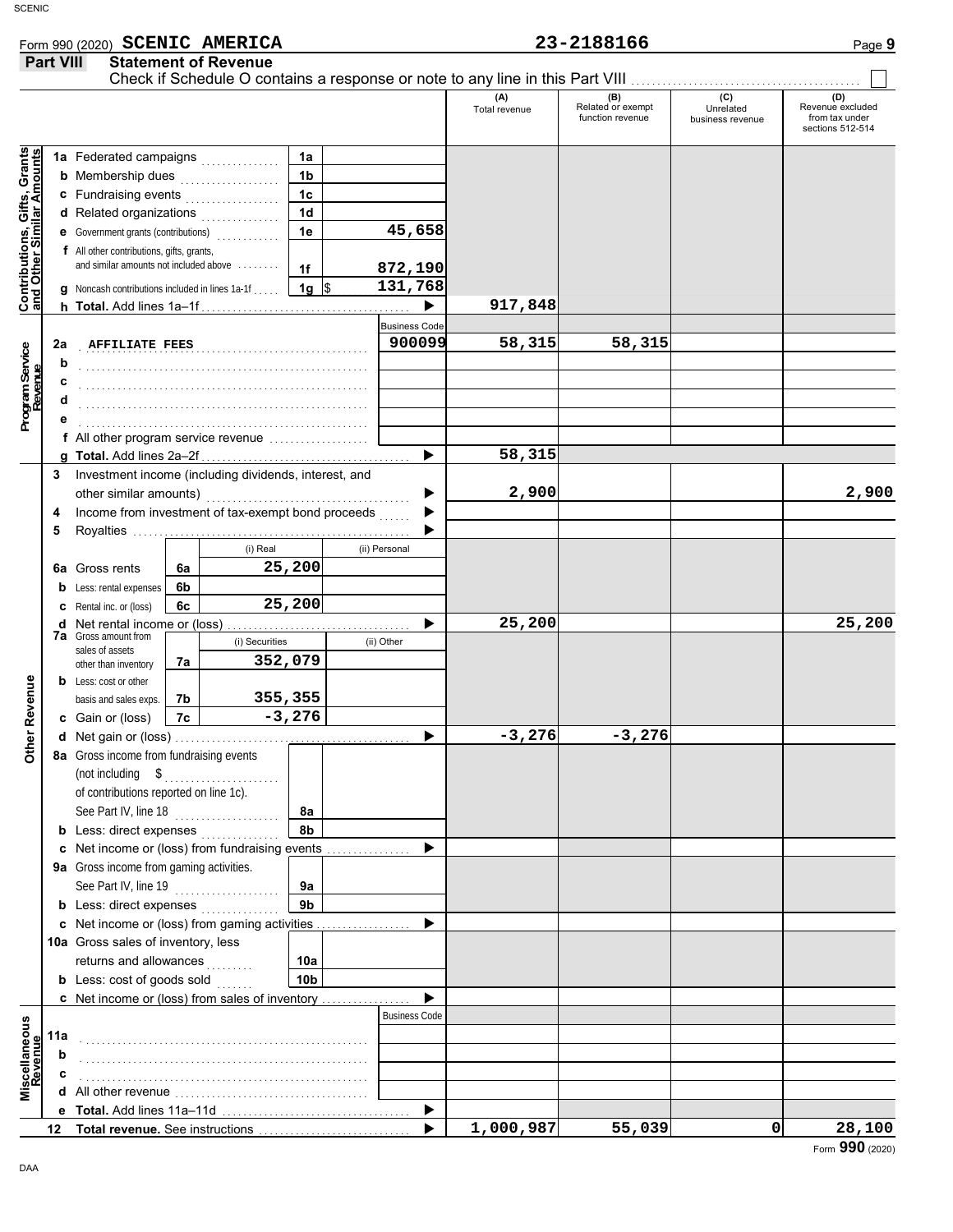Form 990 (2020) **SCENIC AMERICA** **23-2188166**

## Part VIII Statement of Revenue

Check if Schedule O contains a response or note to any line in this Part VIII ☐

| | | | | (A) Total revenue | (B) Related or exempt function revenue | (C) Unrelated business revenue | (D) Revenue excluded from tax under sections 512-514 |
|---|---|---|---|---|---|---|---|
| **Contributions, Gifts, Grants and Other Similar Amounts** | 1a Federated campaigns | 1a | | | | | |
| | b Membership dues | 1b | | | | | |
| | c Fundraising events | 1c | | | | | |
| | d Related organizations | 1d | | | | | |
| | e Government grants (contributions) | 1e | 45,658 | | | | |
| | f All other contributions, gifts, grants, and similar amounts not included above | 1f | 872,190 | | | | |
| | g Noncash contributions included in lines 1a-1f | 1g | $ 131,768 | | | | |
| | h **Total.** Add lines 1a–1f | | ▶ | 917,848 | | | |
| **Program Service Revenue** | | | Business Code | | | | |
| | 2a AFFILIATE FEES | | 900099 | 58,315 | 58,315 | | |
| | b | | | | | | |
| | c | | | | | | |
| | d | | | | | | |
| | e | | | | | | |
| | f All other program service revenue | | | | | | |
| | g **Total.** Add lines 2a–2f | | ▶ | 58,315 | | | |
| **Other Revenue** | 3 Investment income (including dividends, interest, and other similar amounts) | | ▶ | 2,900 | | | 2,900 |
| | 4 Income from investment of tax-exempt bond proceeds | | ▶ | | | | |
| | 5 Royalties | | ▶ | | | | |
| | | | (i) Real / (ii) Personal | | | | |
| | 6a Gross rents | 6a | (i) 25,200 | | | | |
| | b Less: rental expenses | 6b | | | | | |
| | c Rental inc. or (loss) | 6c | (i) 25,200 | | | | |
| | d Net rental income or (loss) | | ▶ | 25,200 | | | 25,200 |
| | | | (i) Securities / (ii) Other | | | | |
| | 7a Gross amount from sales of assets other than inventory | 7a | (i) 352,079 | | | | |
| | b Less: cost or other basis and sales exps. | 7b | (i) 355,355 | | | | |
| | c Gain or (loss) | 7c | (i) -3,276 | | | | |
| | d Net gain or (loss) | | ▶ | -3,276 | -3,276 | | |
| | 8a Gross income from fundraising events (not including $ of contributions reported on line 1c). See Part IV, line 18 | 8a | | | | | |
| | b Less: direct expenses | 8b | | | | | |
| | c Net income or (loss) from fundraising events | | ▶ | | | | |
| | 9a Gross income from gaming activities. See Part IV, line 19 | 9a | | | | | |
| | b Less: direct expenses | 9b | | | | | |
| | c Net income or (loss) from gaming activities | | ▶ | | | | |
| | 10a Gross sales of inventory, less returns and allowances | 10a | | | | | |
| | b Less: cost of goods sold | 10b | | | | | |
| | c Net income or (loss) from sales of inventory | | ▶ | | | | |
| **Miscellaneous Revenue** | | | Business Code | | | | |
| | 11a | | | | | | |
| | b | | | | | | |
| | c | | | | | | |
| | d All other revenue | | | | | | |
| | e **Total.** Add lines 11a–11d | | ▶ | | | | |
| | 12 **Total revenue.** See instructions | | ▶ | 1,000,987 | 55,039 | 0 | 28,100 |

Form **990** (2020)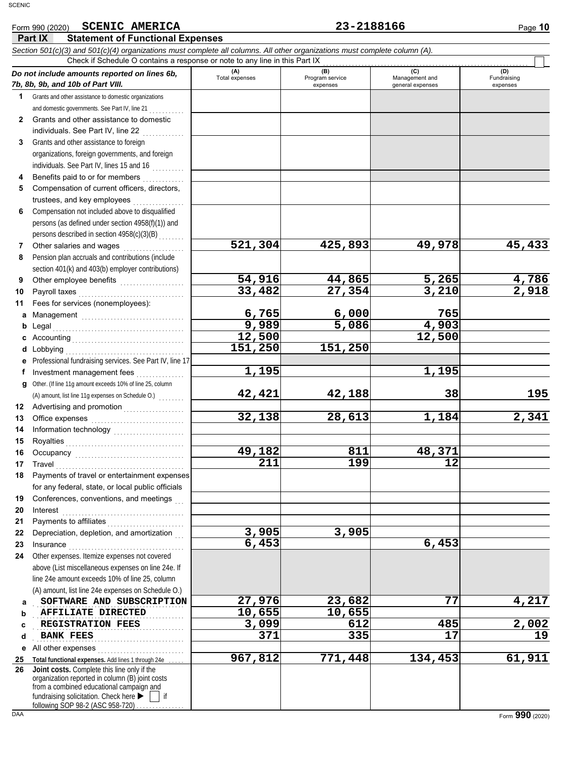Form 990 (2020) **SCENIC AMERICA** **23-2188166** Page **10**

## Part IX Statement of Functional Expenses

*Section 501(c)(3) and 501(c)(4) organizations must complete all columns. All other organizations must complete column (A).*

Check if Schedule O contains a response or note to any line in this Part IX ☐

| *Do not include amounts reported on lines 6b, 7b, 8b, 9b, and 10b of Part VIII.* | (A) Total expenses | (B) Program service expenses | (C) Management and general expenses | (D) Fundraising expenses |
|---|---|---|---|---|
| **1** Grants and other assistance to domestic organizations and domestic governments. See Part IV, line 21 | | | | |
| **2** Grants and other assistance to domestic individuals. See Part IV, line 22 | | | | |
| **3** Grants and other assistance to foreign organizations, foreign governments, and foreign individuals. See Part IV, lines 15 and 16 | | | | |
| **4** Benefits paid to or for members | | | | |
| **5** Compensation of current officers, directors, trustees, and key employees | | | | |
| **6** Compensation not included above to disqualified persons (as defined under section 4958(f)(1)) and persons described in section 4958(c)(3)(B) | | | | |
| **7** Other salaries and wages | 521,304 | 425,893 | 49,978 | 45,433 |
| **8** Pension plan accruals and contributions (include section 401(k) and 403(b) employer contributions) | | | | |
| **9** Other employee benefits | 54,916 | 44,865 | 5,265 | 4,786 |
| **10** Payroll taxes | 33,482 | 27,354 | 3,210 | 2,918 |
| **11** Fees for services (nonemployees): | | | | |
| **a** Management | 6,765 | 6,000 | 765 | |
| **b** Legal | 9,989 | 5,086 | 4,903 | |
| **c** Accounting | 12,500 | | 12,500 | |
| **d** Lobbying | 151,250 | 151,250 | | |
| **e** Professional fundraising services. See Part IV, line 17 | | | | |
| **f** Investment management fees | 1,195 | | 1,195 | |
| **g** Other. (If line 11g amount exceeds 10% of line 25, column (A) amount, list line 11g expenses on Schedule O.) | 42,421 | 42,188 | 38 | 195 |
| **12** Advertising and promotion | | | | |
| **13** Office expenses | 32,138 | 28,613 | 1,184 | 2,341 |
| **14** Information technology | | | | |
| **15** Royalties | | | | |
| **16** Occupancy | 49,182 | 811 | 48,371 | |
| **17** Travel | 211 | 199 | 12 | |
| **18** Payments of travel or entertainment expenses for any federal, state, or local public officials | | | | |
| **19** Conferences, conventions, and meetings | | | | |
| **20** Interest | | | | |
| **21** Payments to affiliates | | | | |
| **22** Depreciation, depletion, and amortization | 3,905 | 3,905 | | |
| **23** Insurance | 6,453 | | 6,453 | |
| **24** Other expenses. Itemize expenses not covered above (List miscellaneous expenses on line 24e. If line 24e amount exceeds 10% of line 25, column (A) amount, list line 24e expenses on Schedule O.) | | | | |
| **a** SOFTWARE AND SUBSCRIPTION | 27,976 | 23,682 | 77 | 4,217 |
| **b** AFFILIATE DIRECTED | 10,655 | 10,655 | | |
| **c** REGISTRATION FEES | 3,099 | 612 | 485 | 2,002 |
| **d** BANK FEES | 371 | 335 | 17 | 19 |
| **e** All other expenses | | | | |
| **25** **Total functional expenses.** Add lines 1 through 24e | 967,812 | 771,448 | 134,453 | 61,911 |
| **26** **Joint costs.** Complete this line only if the organization reported in column (B) joint costs from a combined educational campaign and fundraising solicitation. Check here ▶ ☐ if following SOP 98-2 (ASC 958-720) | | | | |

DAA Form **990** (2020)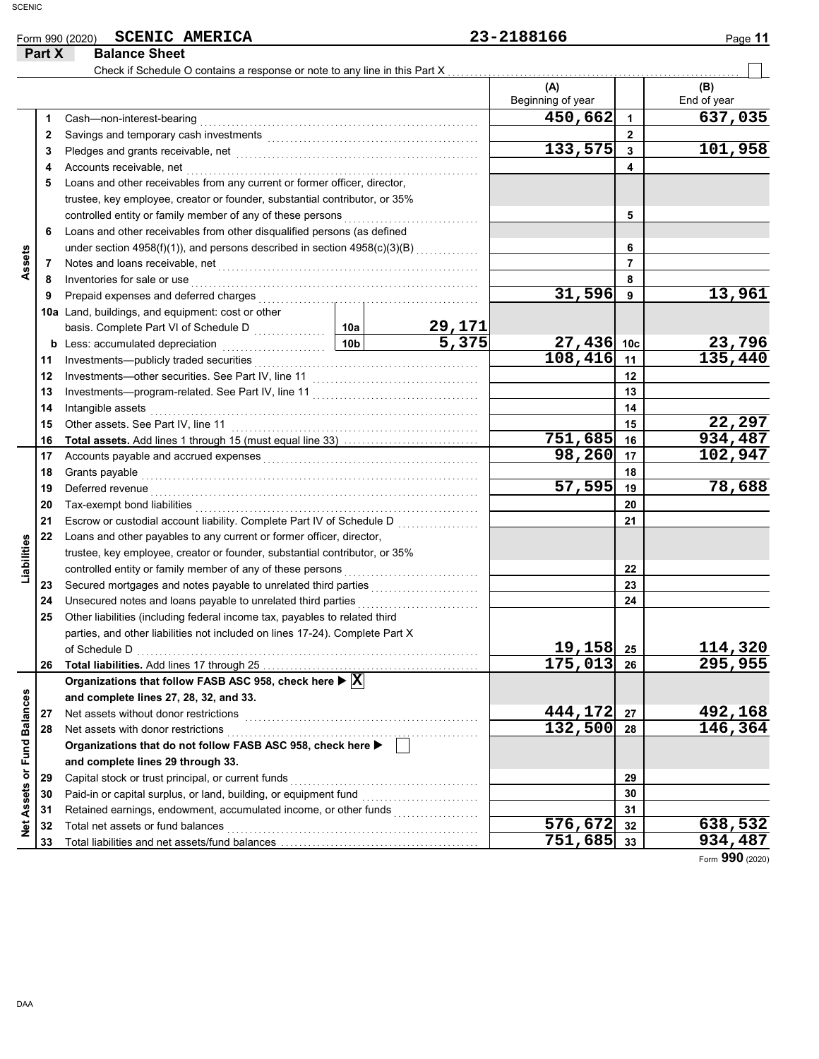Form 990 (2020) **SCENIC AMERICA** **23-2188166**

**Part X Balance Sheet**

Check if Schedule O contains a response or note to any line in this Part X ☐

| Section | Line | Description | | | (A) Beginning of year | Line | (B) End of year |
|---|---|---|---|---|---|---|---|
| Assets | 1 | Cash—non-interest-bearing | | | 450,662 | 1 | 637,035 |
| | 2 | Savings and temporary cash investments | | | | 2 | |
| | 3 | Pledges and grants receivable, net | | | 133,575 | 3 | 101,958 |
| | 4 | Accounts receivable, net | | | | 4 | |
| | 5 | Loans and other receivables from any current or former officer, director, trustee, key employee, creator or founder, substantial contributor, or 35% controlled entity or family member of any of these persons | | | | 5 | |
| | 6 | Loans and other receivables from other disqualified persons (as defined under section 4958(f)(1)), and persons described in section 4958(c)(3)(B) | | | | 6 | |
| | 7 | Notes and loans receivable, net | | | | 7 | |
| | 8 | Inventories for sale or use | | | | 8 | |
| | 9 | Prepaid expenses and deferred charges | | | 31,596 | 9 | 13,961 |
| | 10a | Land, buildings, and equipment: cost or other basis. Complete Part VI of Schedule D | 10a | 29,171 | | | |
| | b | Less: accumulated depreciation | 10b | 5,375 | 27,436 | 10c | 23,796 |
| | 11 | Investments—publicly traded securities | | | 108,416 | 11 | 135,440 |
| | 12 | Investments—other securities. See Part IV, line 11 | | | | 12 | |
| | 13 | Investments—program-related. See Part IV, line 11 | | | | 13 | |
| | 14 | Intangible assets | | | | 14 | |
| | 15 | Other assets. See Part IV, line 11 | | | | 15 | 22,297 |
| | 16 | **Total assets.** Add lines 1 through 15 (must equal line 33) | | | 751,685 | 16 | 934,487 |
| Liabilities | 17 | Accounts payable and accrued expenses | | | 98,260 | 17 | 102,947 |
| | 18 | Grants payable | | | | 18 | |
| | 19 | Deferred revenue | | | 57,595 | 19 | 78,688 |
| | 20 | Tax-exempt bond liabilities | | | | 20 | |
| | 21 | Escrow or custodial account liability. Complete Part IV of Schedule D | | | | 21 | |
| | 22 | Loans and other payables to any current or former officer, director, trustee, key employee, creator or founder, substantial contributor, or 35% controlled entity or family member of any of these persons | | | | 22 | |
| | 23 | Secured mortgages and notes payable to unrelated third parties | | | | 23 | |
| | 24 | Unsecured notes and loans payable to unrelated third parties | | | | 24 | |
| | 25 | Other liabilities (including federal income tax, payables to related third parties, and other liabilities not included on lines 17-24). Complete Part X of Schedule D | | | 19,158 | 25 | 114,320 |
| | 26 | **Total liabilities.** Add lines 17 through 25 | | | 175,013 | 26 | 295,955 |
| Net Assets or Fund Balances | | **Organizations that follow FASB ASC 958, check here ▶ ☒ and complete lines 27, 28, 32, and 33.** | | | | | |
| | 27 | Net assets without donor restrictions | | | 444,172 | 27 | 492,168 |
| | 28 | Net assets with donor restrictions | | | 132,500 | 28 | 146,364 |
| | | **Organizations that do not follow FASB ASC 958, check here ▶ ☐ and complete lines 29 through 33.** | | | | | |
| | 29 | Capital stock or trust principal, or current funds | | | | 29 | |
| | 30 | Paid-in or capital surplus, or land, building, or equipment fund | | | | 30 | |
| | 31 | Retained earnings, endowment, accumulated income, or other funds | | | | 31 | |
| | 32 | Total net assets or fund balances | | | 576,672 | 32 | 638,532 |
| | 33 | Total liabilities and net assets/fund balances | | | 751,685 | 33 | 934,487 |

Form **990** (2020)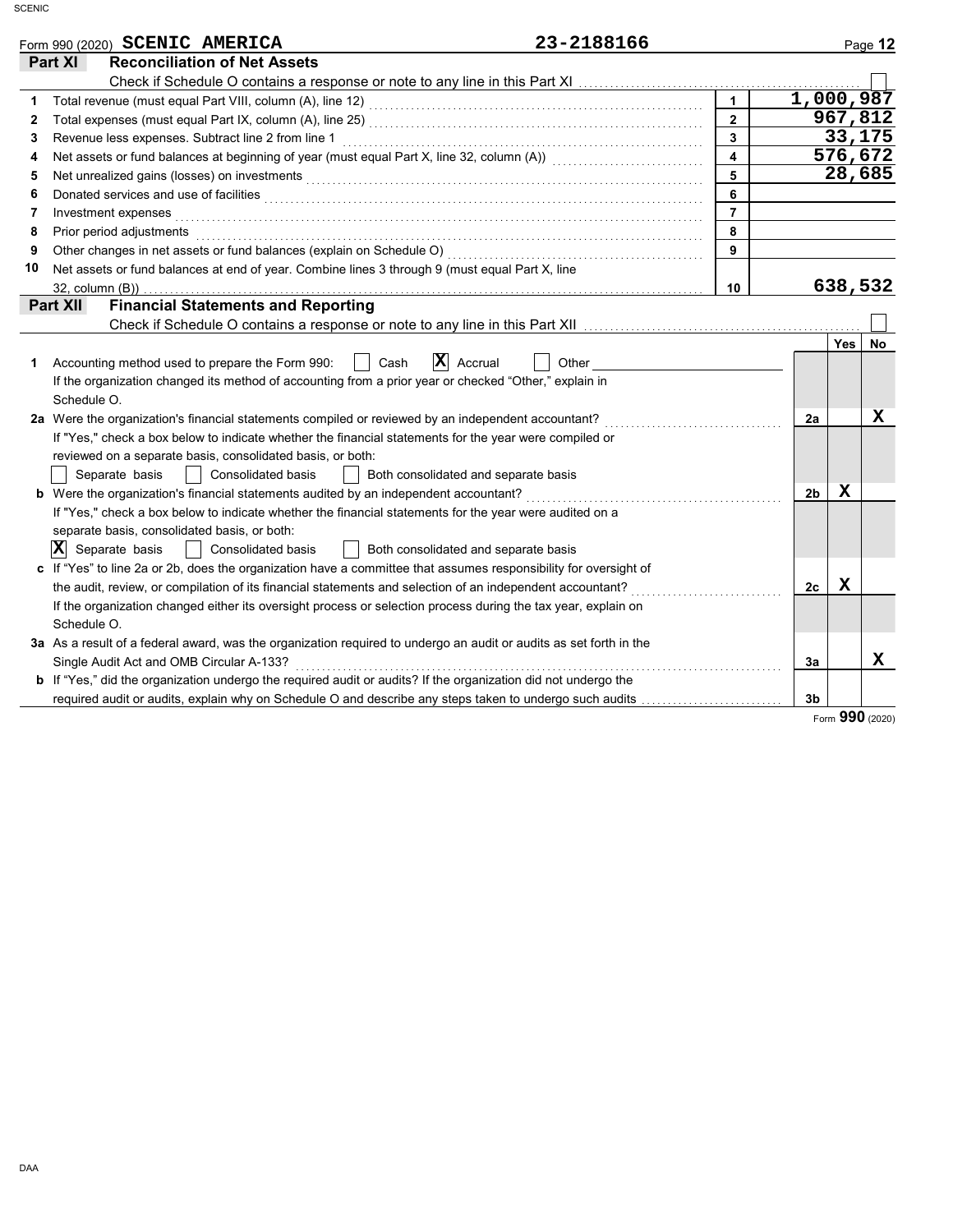Form 990 (2020) **SCENIC AMERICA** 23-2188166

## Part XI Reconciliation of Net Assets

Check if Schedule O contains a response or note to any line in this Part XI ☐

| | | | |
|---|---|---|---|
| 1 | Total revenue (must equal Part VIII, column (A), line 12) | 1 | 1,000,987 |
| 2 | Total expenses (must equal Part IX, column (A), line 25) | 2 | 967,812 |
| 3 | Revenue less expenses. Subtract line 2 from line 1 | 3 | 33,175 |
| 4 | Net assets or fund balances at beginning of year (must equal Part X, line 32, column (A)) | 4 | 576,672 |
| 5 | Net unrealized gains (losses) on investments | 5 | 28,685 |
| 6 | Donated services and use of facilities | 6 | |
| 7 | Investment expenses | 7 | |
| 8 | Prior period adjustments | 8 | |
| 9 | Other changes in net assets or fund balances (explain on Schedule O) | 9 | |
| 10 | Net assets or fund balances at end of year. Combine lines 3 through 9 (must equal Part X, line 32, column (B)) | 10 | 638,532 |

## Part XII Financial Statements and Reporting

Check if Schedule O contains a response or note to any line in this Part XII ☐

| | | | Yes | No |
|---|---|---|---|---|
| 1 | Accounting method used to prepare the Form 990: ☐ Cash ☒ Accrual ☐ Other<br>If the organization changed its method of accounting from a prior year or checked "Other," explain in Schedule O. | | | |
| 2a | Were the organization's financial statements compiled or reviewed by an independent accountant?<br>If "Yes," check a box below to indicate whether the financial statements for the year were compiled or reviewed on a separate basis, consolidated basis, or both:<br>☐ Separate basis ☐ Consolidated basis ☐ Both consolidated and separate basis | 2a | | X |
| b | Were the organization's financial statements audited by an independent accountant?<br>If "Yes," check a box below to indicate whether the financial statements for the year were audited on a separate basis, consolidated basis, or both:<br>☒ Separate basis ☐ Consolidated basis ☐ Both consolidated and separate basis | 2b | X | |
| c | If "Yes" to line 2a or 2b, does the organization have a committee that assumes responsibility for oversight of the audit, review, or compilation of its financial statements and selection of an independent accountant?<br>If the organization changed either its oversight process or selection process during the tax year, explain on Schedule O. | 2c | X | |
| 3a | As a result of a federal award, was the organization required to undergo an audit or audits as set forth in the Single Audit Act and OMB Circular A-133? | 3a | | X |
| b | If "Yes," did the organization undergo the required audit or audits? If the organization did not undergo the required audit or audits, explain why on Schedule O and describe any steps taken to undergo such audits | 3b | | |

Form **990** (2020)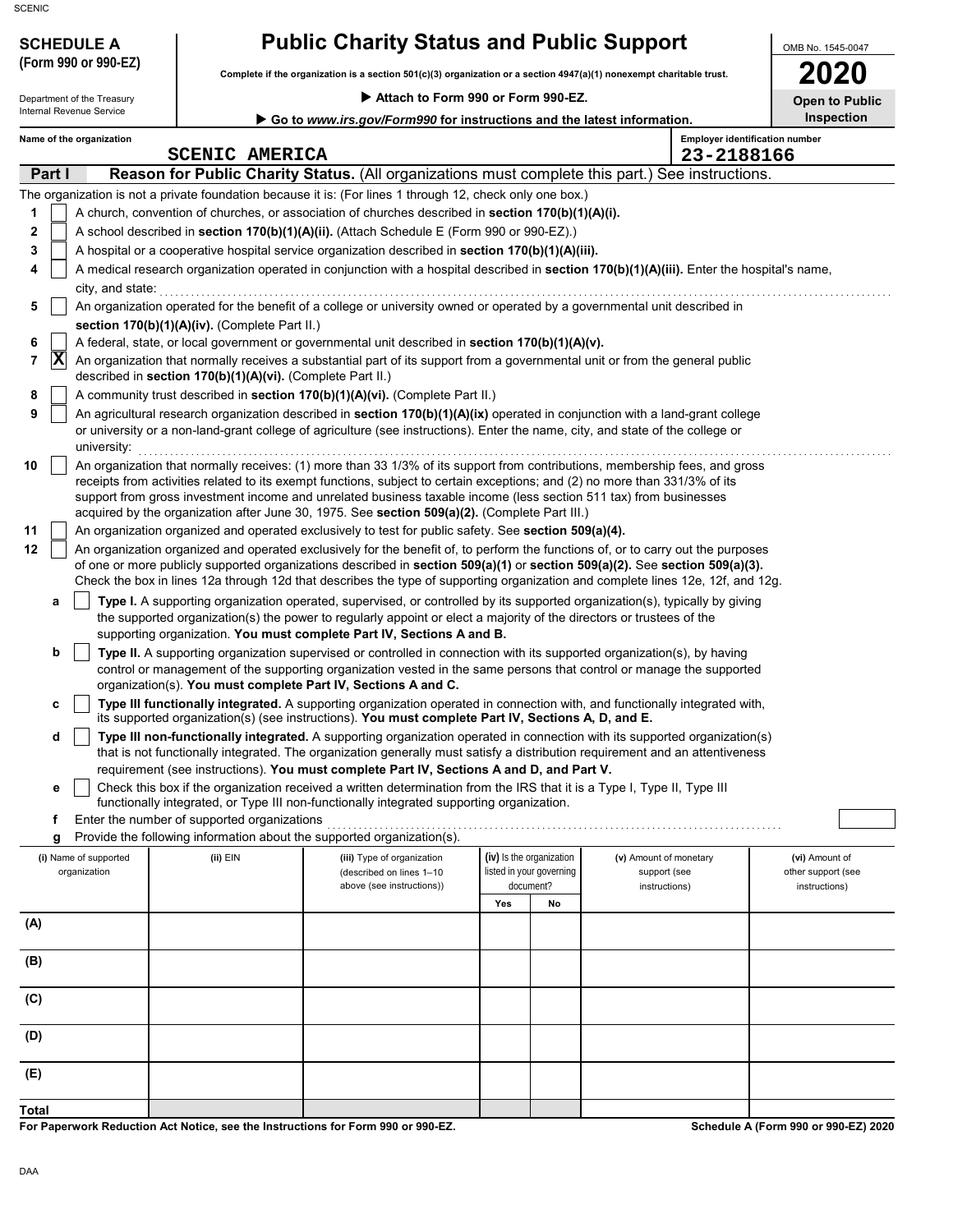**SCHEDULE A**
**(Form 990 or 990-EZ)**

Department of the Treasury
Internal Revenue Service

# Public Charity Status and Public Support

**Complete if the organization is a section 501(c)(3) organization or a section 4947(a)(1) nonexempt charitable trust.**

▶ **Attach to Form 990 or Form 990-EZ.**

▶ **Go to *www.irs.gov/Form990* for instructions and the latest information.**

OMB No. 1545-0047

**2020**

**Open to Public Inspection**

Name of the organization: SCENIC AMERICA

Employer identification number: 23-2188166

## Part I — Reason for Public Charity Status. (All organizations must complete this part.) See instructions.

The organization is not a private foundation because it is: (For lines 1 through 12, check only one box.)

1 [ ] A church, convention of churches, or association of churches described in **section 170(b)(1)(A)(i).**

2 [ ] A school described in **section 170(b)(1)(A)(ii).** (Attach Schedule E (Form 990 or 990-EZ).)

3 [ ] A hospital or a cooperative hospital service organization described in **section 170(b)(1)(A)(iii).**

4 [ ] A medical research organization operated in conjunction with a hospital described in **section 170(b)(1)(A)(iii).** Enter the hospital's name, city, and state:

5 [ ] An organization operated for the benefit of a college or university owned or operated by a governmental unit described in **section 170(b)(1)(A)(iv).** (Complete Part II.)

6 [ ] A federal, state, or local government or governmental unit described in **section 170(b)(1)(A)(v).**

7 [X] An organization that normally receives a substantial part of its support from a governmental unit or from the general public described in **section 170(b)(1)(A)(vi).** (Complete Part II.)

8 [ ] A community trust described in **section 170(b)(1)(A)(vi).** (Complete Part II.)

9 [ ] An agricultural research organization described in **section 170(b)(1)(A)(ix)** operated in conjunction with a land-grant college or university or a non-land-grant college of agriculture (see instructions). Enter the name, city, and state of the college or university:

10 [ ] An organization that normally receives: (1) more than 33 1/3% of its support from contributions, membership fees, and gross receipts from activities related to its exempt functions, subject to certain exceptions; and (2) no more than 331/3% of its support from gross investment income and unrelated business taxable income (less section 511 tax) from businesses acquired by the organization after June 30, 1975. See **section 509(a)(2).** (Complete Part III.)

11 [ ] An organization organized and operated exclusively to test for public safety. See **section 509(a)(4).**

12 [ ] An organization organized and operated exclusively for the benefit of, to perform the functions of, or to carry out the purposes of one or more publicly supported organizations described in **section 509(a)(1)** or **section 509(a)(2).** See **section 509(a)(3).** Check the box in lines 12a through 12d that describes the type of supporting organization and complete lines 12e, 12f, and 12g.

a [ ] **Type I.** A supporting organization operated, supervised, or controlled by its supported organization(s), typically by giving the supported organization(s) the power to regularly appoint or elect a majority of the directors or trustees of the supporting organization. **You must complete Part IV, Sections A and B.**

b [ ] **Type II.** A supporting organization supervised or controlled in connection with its supported organization(s), by having control or management of the supporting organization vested in the same persons that control or manage the supported organization(s). **You must complete Part IV, Sections A and C.**

c [ ] **Type III functionally integrated.** A supporting organization operated in connection with, and functionally integrated with, its supported organization(s) (see instructions). **You must complete Part IV, Sections A, D, and E.**

d [ ] **Type III non-functionally integrated.** A supporting organization operated in connection with its supported organization(s) that is not functionally integrated. The organization generally must satisfy a distribution requirement and an attentiveness requirement (see instructions). **You must complete Part IV, Sections A and D, and Part V.**

e [ ] Check this box if the organization received a written determination from the IRS that it is a Type I, Type II, Type III functionally integrated, or Type III non-functionally integrated supporting organization.

f Enter the number of supported organizations

g Provide the following information about the supported organization(s).

| (i) Name of supported organization | (ii) EIN | (iii) Type of organization (described on lines 1–10 above (see instructions)) | (iv) Is the organization listed in your governing document? Yes | No | (v) Amount of monetary support (see instructions) | (vi) Amount of other support (see instructions) |
|---|---|---|---|---|---|---|
| (A) | | | | | | |
| (B) | | | | | | |
| (C) | | | | | | |
| (D) | | | | | | |
| (E) | | | | | | |
| **Total** | | | | | | |

**For Paperwork Reduction Act Notice, see the Instructions for Form 990 or 990-EZ.** **Schedule A (Form 990 or 990-EZ) 2020**

DAA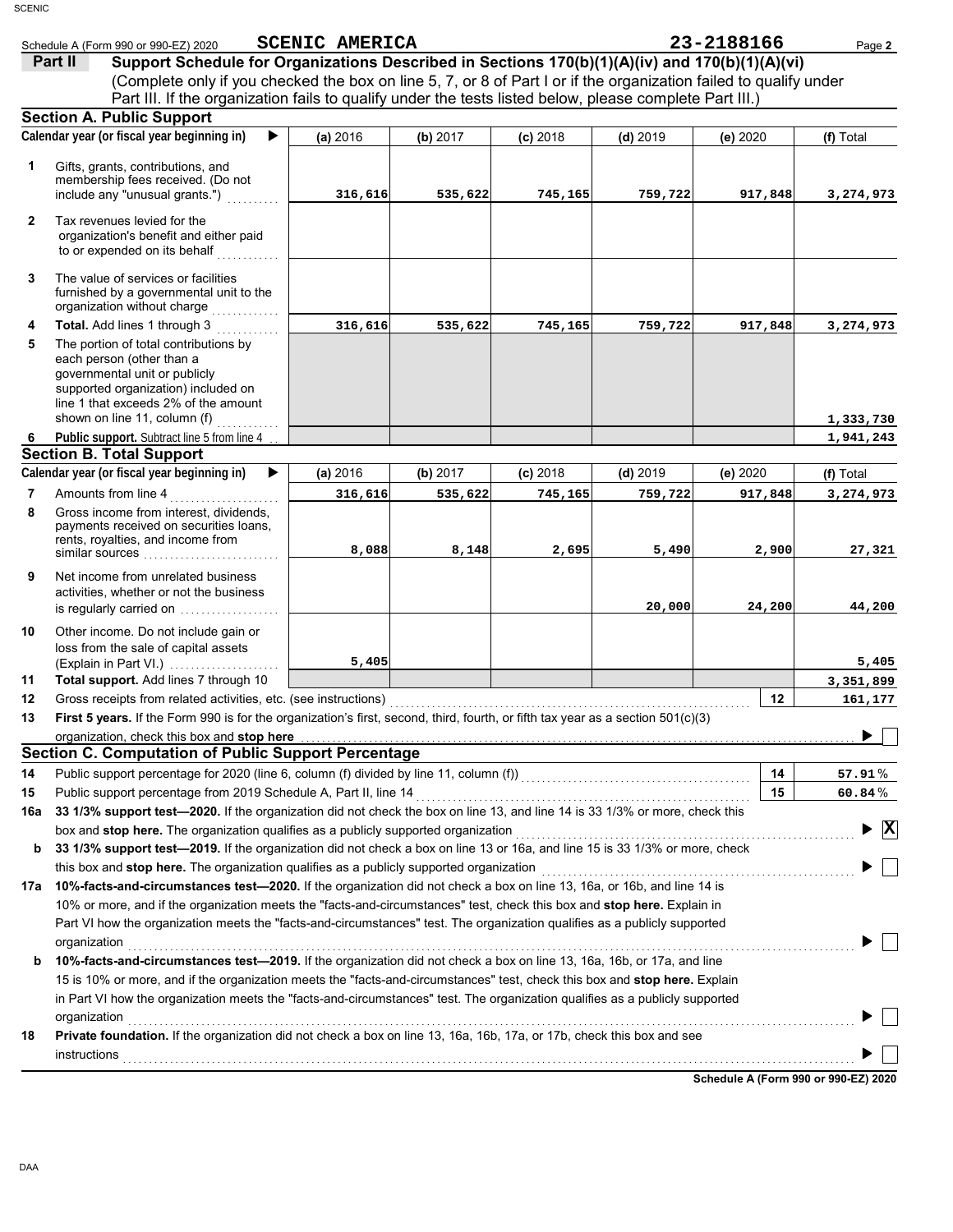Schedule A (Form 990 or 990-EZ) 2020 **SCENIC AMERICA** 23-2188166 Page **2**

## Part II Support Schedule for Organizations Described in Sections 170(b)(1)(A)(iv) and 170(b)(1)(A)(vi)

(Complete only if you checked the box on line 5, 7, or 8 of Part I or if the organization failed to qualify under Part III. If the organization fails to qualify under the tests listed below, please complete Part III.)

### Section A. Public Support

| | Calendar year (or fiscal year beginning in) ▶ | (a) 2016 | (b) 2017 | (c) 2018 | (d) 2019 | (e) 2020 | (f) Total |
|---|---|---|---|---|---|---|---|
| 1 | Gifts, grants, contributions, and membership fees received. (Do not include any "unusual grants.") | 316,616 | 535,622 | 745,165 | 759,722 | 917,848 | 3,274,973 |
| 2 | Tax revenues levied for the organization's benefit and either paid to or expended on its behalf | | | | | | |
| 3 | The value of services or facilities furnished by a governmental unit to the organization without charge | | | | | | |
| 4 | **Total.** Add lines 1 through 3 | 316,616 | 535,622 | 745,165 | 759,722 | 917,848 | 3,274,973 |
| 5 | The portion of total contributions by each person (other than a governmental unit or publicly supported organization) included on line 1 that exceeds 2% of the amount shown on line 11, column (f) | | | | | | 1,333,730 |
| 6 | **Public support.** Subtract line 5 from line 4 | | | | | | 1,941,243 |

### Section B. Total Support

| | Calendar year (or fiscal year beginning in) ▶ | (a) 2016 | (b) 2017 | (c) 2018 | (d) 2019 | (e) 2020 | (f) Total |
|---|---|---|---|---|---|---|---|
| 7 | Amounts from line 4 | 316,616 | 535,622 | 745,165 | 759,722 | 917,848 | 3,274,973 |
| 8 | Gross income from interest, dividends, payments received on securities loans, rents, royalties, and income from similar sources | 8,088 | 8,148 | 2,695 | 5,490 | 2,900 | 27,321 |
| 9 | Net income from unrelated business activities, whether or not the business is regularly carried on | | | | 20,000 | 24,200 | 44,200 |
| 10 | Other income. Do not include gain or loss from the sale of capital assets (Explain in Part VI.) | 5,405 | | | | | 5,405 |
| 11 | **Total support.** Add lines 7 through 10 | | | | | | 3,351,899 |

12 Gross receipts from related activities, etc. (see instructions) — 12 — 161,177

13 **First 5 years.** If the Form 990 is for the organization's first, second, third, fourth, or fifth tax year as a section 501(c)(3) organization, check this box and **stop here** ▶ ☐

### Section C. Computation of Public Support Percentage

14 Public support percentage for 2020 (line 6, column (f) divided by line 11, column (f)) — 14 — 57.91 %

15 Public support percentage from 2019 Schedule A, Part II, line 14 — 15 — 60.84 %

**16a 33 1/3% support test—2020.** If the organization did not check the box on line 13, and line 14 is 33 1/3% or more, check this box and **stop here.** The organization qualifies as a publicly supported organization ▶ ☒

**b 33 1/3% support test—2019.** If the organization did not check a box on line 13 or 16a, and line 15 is 33 1/3% or more, check this box and **stop here.** The organization qualifies as a publicly supported organization ▶ ☐

**17a 10%-facts-and-circumstances test—2020.** If the organization did not check a box on line 13, 16a, or 16b, and line 14 is 10% or more, and if the organization meets the "facts-and-circumstances" test, check this box and **stop here.** Explain in Part VI how the organization meets the "facts-and-circumstances" test. The organization qualifies as a publicly supported organization ▶ ☐

**b 10%-facts-and-circumstances test—2019.** If the organization did not check a box on line 13, 16a, 16b, or 17a, and line 15 is 10% or more, and if the organization meets the "facts-and-circumstances" test, check this box and **stop here.** Explain in Part VI how the organization meets the "facts-and-circumstances" test. The organization qualifies as a publicly supported organization ▶ ☐

**18 Private foundation.** If the organization did not check a box on line 13, 16a, 16b, 17a, or 17b, check this box and see instructions ▶ ☐

**Schedule A (Form 990 or 990-EZ) 2020**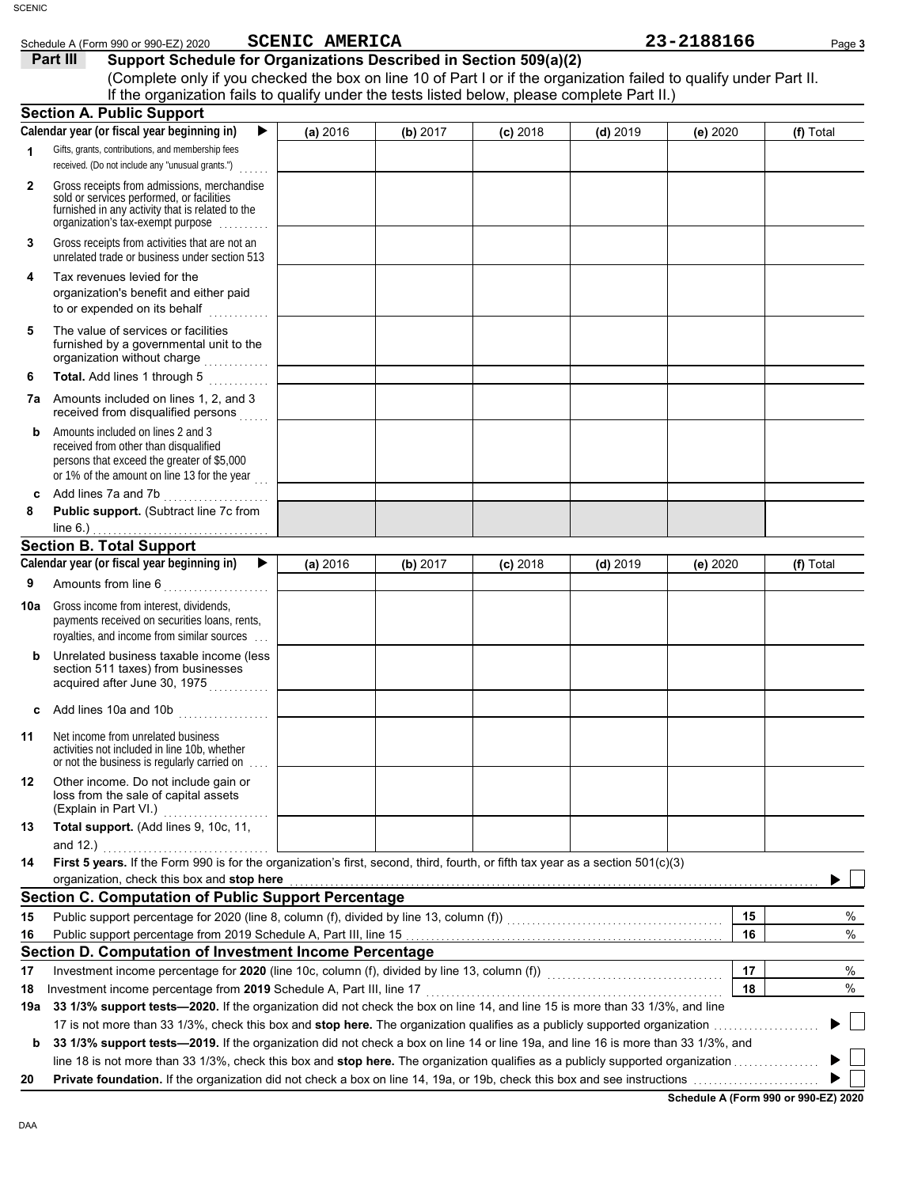Schedule A (Form 990 or 990-EZ) 2020 **SCENIC AMERICA** **23-2188166**

## Part III Support Schedule for Organizations Described in Section 509(a)(2)

(Complete only if you checked the box on line 10 of Part I or if the organization failed to qualify under Part II. If the organization fails to qualify under the tests listed below, please complete Part II.)

### Section A. Public Support

| Calendar year (or fiscal year beginning in) ▶ | (a) 2016 | (b) 2017 | (c) 2018 | (d) 2019 | (e) 2020 | (f) Total |
|---|---|---|---|---|---|---|
| **1** Gifts, grants, contributions, and membership fees received. (Do not include any "unusual grants.") | | | | | | |
| **2** Gross receipts from admissions, merchandise sold or services performed, or facilities furnished in any activity that is related to the organization's tax-exempt purpose | | | | | | |
| **3** Gross receipts from activities that are not an unrelated trade or business under section 513 | | | | | | |
| **4** Tax revenues levied for the organization's benefit and either paid to or expended on its behalf | | | | | | |
| **5** The value of services or facilities furnished by a governmental unit to the organization without charge | | | | | | |
| **6** **Total.** Add lines 1 through 5 | | | | | | |
| **7a** Amounts included on lines 1, 2, and 3 received from disqualified persons | | | | | | |
| **b** Amounts included on lines 2 and 3 received from other than disqualified persons that exceed the greater of $5,000 or 1% of the amount on line 13 for the year | | | | | | |
| **c** Add lines 7a and 7b | | | | | | |
| **8** **Public support.** (Subtract line 7c from line 6.) | | | | | | |

### Section B. Total Support

| Calendar year (or fiscal year beginning in) ▶ | (a) 2016 | (b) 2017 | (c) 2018 | (d) 2019 | (e) 2020 | (f) Total |
|---|---|---|---|---|---|---|
| **9** Amounts from line 6 | | | | | | |
| **10a** Gross income from interest, dividends, payments received on securities loans, rents, royalties, and income from similar sources | | | | | | |
| **b** Unrelated business taxable income (less section 511 taxes) from businesses acquired after June 30, 1975 | | | | | | |
| **c** Add lines 10a and 10b | | | | | | |
| **11** Net income from unrelated business activities not included in line 10b, whether or not the business is regularly carried on | | | | | | |
| **12** Other income. Do not include gain or loss from the sale of capital assets (Explain in Part VI.) | | | | | | |
| **13** **Total support.** (Add lines 9, 10c, 11, and 12.) | | | | | | |

**14** **First 5 years.** If the Form 990 is for the organization's first, second, third, fourth, or fifth tax year as a section 501(c)(3) organization, check this box and **stop here** ▶ ☐

### Section C. Computation of Public Support Percentage

| | | | |
|---|---|---|---|
| **15** | Public support percentage for 2020 (line 8, column (f), divided by line 13, column (f)) | 15 | % |
| **16** | Public support percentage from 2019 Schedule A, Part III, line 15 | 16 | % |

### Section D. Computation of Investment Income Percentage

| | | | |
|---|---|---|---|
| **17** | Investment income percentage for **2020** (line 10c, column (f), divided by line 13, column (f)) | 17 | % |
| **18** | Investment income percentage from **2019** Schedule A, Part III, line 17 | 18 | % |

**19a** **33 1/3% support tests—2020.** If the organization did not check the box on line 14, and line 15 is more than 33 1/3%, and line 17 is not more than 33 1/3%, check this box and **stop here.** The organization qualifies as a publicly supported organization ▶ ☐

**b** **33 1/3% support tests—2019.** If the organization did not check a box on line 14 or line 19a, and line 16 is more than 33 1/3%, and line 18 is not more than 33 1/3%, check this box and **stop here.** The organization qualifies as a publicly supported organization ▶ ☐

**20** **Private foundation.** If the organization did not check a box on line 14, 19a, or 19b, check this box and see instructions ▶ ☐

**Schedule A (Form 990 or 990-EZ) 2020**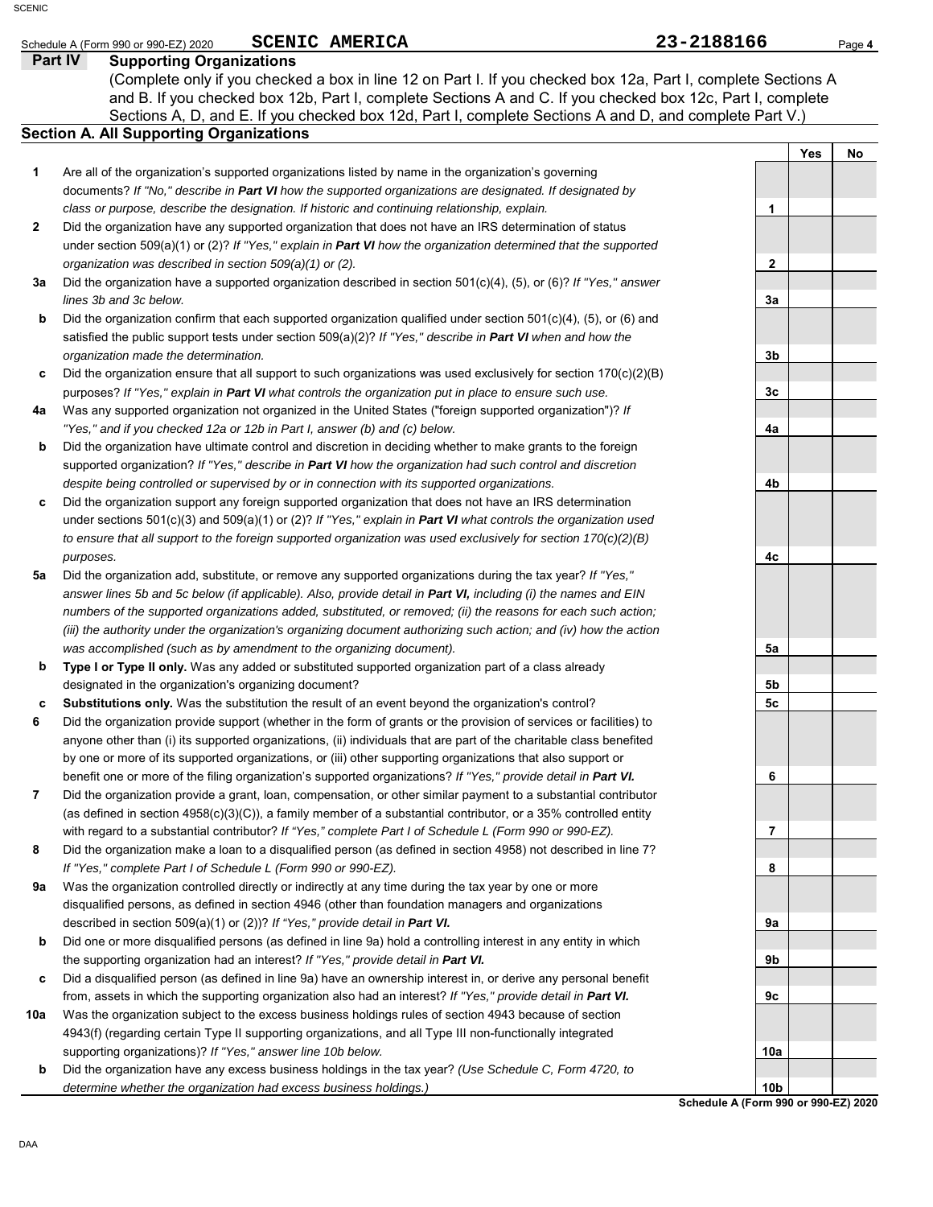Schedule A (Form 990 or 990-EZ) 2020 **SCENIC AMERICA** 23-2188166

## Part IV Supporting Organizations

(Complete only if you checked a box in line 12 on Part I. If you checked box 12a, Part I, complete Sections A and B. If you checked box 12b, Part I, complete Sections A and C. If you checked box 12c, Part I, complete Sections A, D, and E. If you checked box 12d, Part I, complete Sections A and D, and complete Part V.)

### Section A. All Supporting Organizations

| | | | Yes | No |
|---|---|---|---|---|
| **1** | Are all of the organization's supported organizations listed by name in the organization's governing documents? *If "No," describe in **Part VI** how the supported organizations are designated. If designated by class or purpose, describe the designation. If historic and continuing relationship, explain.* | 1 | | |
| **2** | Did the organization have any supported organization that does not have an IRS determination of status under section 509(a)(1) or (2)? *If "Yes," explain in **Part VI** how the organization determined that the supported organization was described in section 509(a)(1) or (2).* | 2 | | |
| **3a** | Did the organization have a supported organization described in section 501(c)(4), (5), or (6)? *If "Yes," answer lines 3b and 3c below.* | 3a | | |
| **b** | Did the organization confirm that each supported organization qualified under section 501(c)(4), (5), or (6) and satisfied the public support tests under section 509(a)(2)? *If "Yes," describe in **Part VI** when and how the organization made the determination.* | 3b | | |
| **c** | Did the organization ensure that all support to such organizations was used exclusively for section 170(c)(2)(B) purposes? *If "Yes," explain in **Part VI** what controls the organization put in place to ensure such use.* | 3c | | |
| **4a** | Was any supported organization not organized in the United States ("foreign supported organization")? *If "Yes," and if you checked 12a or 12b in Part I, answer (b) and (c) below.* | 4a | | |
| **b** | Did the organization have ultimate control and discretion in deciding whether to make grants to the foreign supported organization? *If "Yes," describe in **Part VI** how the organization had such control and discretion despite being controlled or supervised by or in connection with its supported organizations.* | 4b | | |
| **c** | Did the organization support any foreign supported organization that does not have an IRS determination under sections 501(c)(3) and 509(a)(1) or (2)? *If "Yes," explain in **Part VI** what controls the organization used to ensure that all support to the foreign supported organization was used exclusively for section 170(c)(2)(B) purposes.* | 4c | | |
| **5a** | Did the organization add, substitute, or remove any supported organizations during the tax year? *If "Yes," answer lines 5b and 5c below (if applicable). Also, provide detail in **Part VI,** including (i) the names and EIN numbers of the supported organizations added, substituted, or removed; (ii) the reasons for each such action; (iii) the authority under the organization's organizing document authorizing such action; and (iv) how the action was accomplished (such as by amendment to the organizing document).* | 5a | | |
| **b** | **Type I or Type II only.** Was any added or substituted supported organization part of a class already designated in the organization's organizing document? | 5b | | |
| **c** | **Substitutions only.** Was the substitution the result of an event beyond the organization's control? | 5c | | |
| **6** | Did the organization provide support (whether in the form of grants or the provision of services or facilities) to anyone other than (i) its supported organizations, (ii) individuals that are part of the charitable class benefited by one or more of its supported organizations, or (iii) other supporting organizations that also support or benefit one or more of the filing organization's supported organizations? *If "Yes," provide detail in **Part VI.*** | 6 | | |
| **7** | Did the organization provide a grant, loan, compensation, or other similar payment to a substantial contributor (as defined in section 4958(c)(3)(C)), a family member of a substantial contributor, or a 35% controlled entity with regard to a substantial contributor? *If "Yes," complete Part I of Schedule L (Form 990 or 990-EZ).* | 7 | | |
| **8** | Did the organization make a loan to a disqualified person (as defined in section 4958) not described in line 7? *If "Yes," complete Part I of Schedule L (Form 990 or 990-EZ).* | 8 | | |
| **9a** | Was the organization controlled directly or indirectly at any time during the tax year by one or more disqualified persons, as defined in section 4946 (other than foundation managers and organizations described in section 509(a)(1) or (2))? *If "Yes," provide detail in **Part VI.*** | 9a | | |
| **b** | Did one or more disqualified persons (as defined in line 9a) hold a controlling interest in any entity in which the supporting organization had an interest? *If "Yes," provide detail in **Part VI.*** | 9b | | |
| **c** | Did a disqualified person (as defined in line 9a) have an ownership interest in, or derive any personal benefit from, assets in which the supporting organization also had an interest? *If "Yes," provide detail in **Part VI.*** | 9c | | |
| **10a** | Was the organization subject to the excess business holdings rules of section 4943 because of section 4943(f) (regarding certain Type II supporting organizations, and all Type III non-functionally integrated supporting organizations)? *If "Yes," answer line 10b below.* | 10a | | |
| **b** | Did the organization have any excess business holdings in the tax year? *(Use Schedule C, Form 4720, to determine whether the organization had excess business holdings.)* | 10b | | |

**Schedule A (Form 990 or 990-EZ) 2020**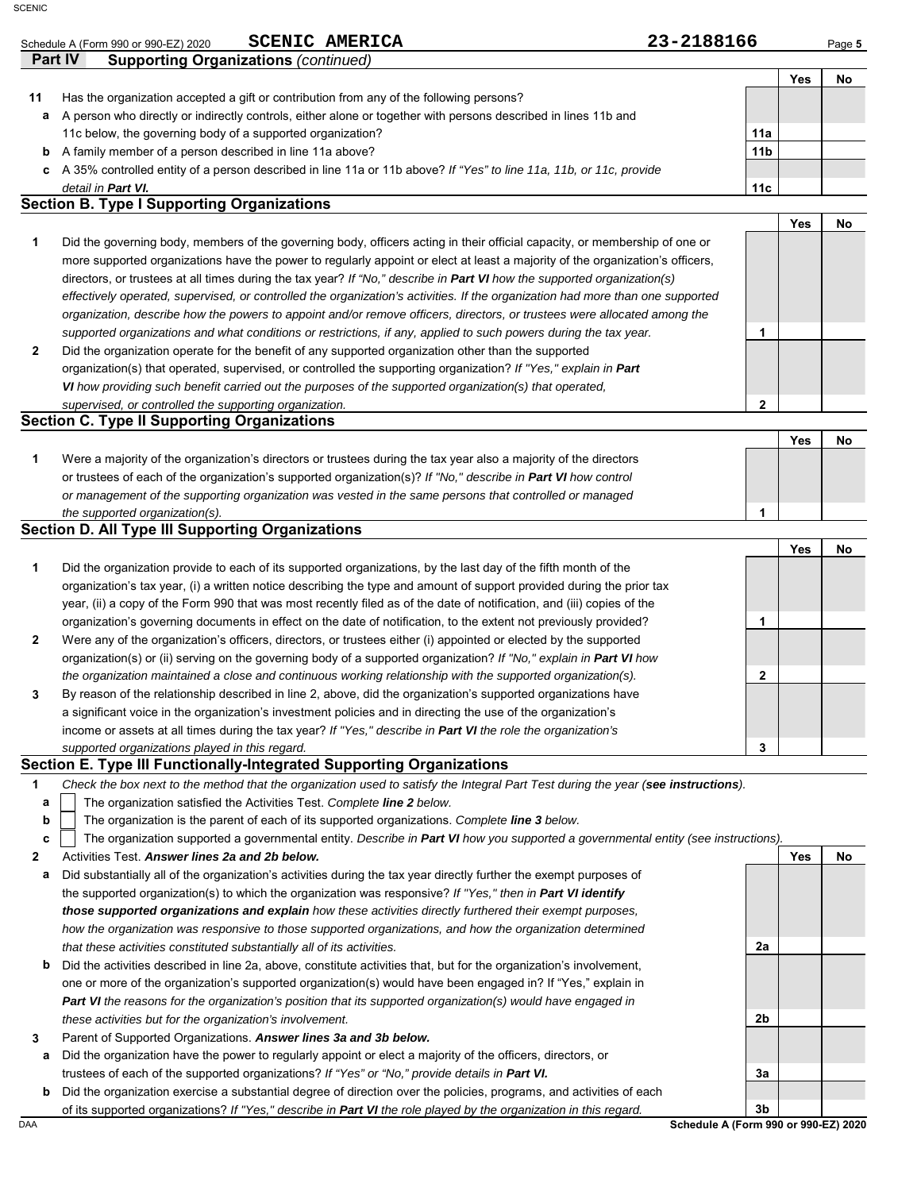Schedule A (Form 990 or 990-EZ) 2020 **SCENIC AMERICA** 23-2188166

## Part IV Supporting Organizations *(continued)*

| | | | Yes | No |
|---|---|---|---|---|
| **11** | Has the organization accepted a gift or contribution from any of the following persons? | | | |
| **a** | A person who directly or indirectly controls, either alone or together with persons described in lines 11b and 11c below, the governing body of a supported organization? | **11a** | | |
| **b** | A family member of a person described in line 11a above? | **11b** | | |
| **c** | A 35% controlled entity of a person described in line 11a or 11b above? *If "Yes" to line 11a, 11b, or 11c, provide detail in* ***Part VI.*** | **11c** | | |

### Section B. Type I Supporting Organizations

| | | | Yes | No |
|---|---|---|---|---|
| **1** | Did the governing body, members of the governing body, officers acting in their official capacity, or membership of one or more supported organizations have the power to regularly appoint or elect at least a majority of the organization's officers, directors, or trustees at all times during the tax year? *If "No," describe in* ***Part VI*** *how the supported organization(s) effectively operated, supervised, or controlled the organization's activities. If the organization had more than one supported organization, describe how the powers to appoint and/or remove officers, directors, or trustees were allocated among the supported organizations and what conditions or restrictions, if any, applied to such powers during the tax year.* | **1** | | |
| **2** | Did the organization operate for the benefit of any supported organization other than the supported organization(s) that operated, supervised, or controlled the supporting organization? *If "Yes," explain in* ***Part VI*** *how providing such benefit carried out the purposes of the supported organization(s) that operated, supervised, or controlled the supporting organization.* | **2** | | |

### Section C. Type II Supporting Organizations

| | | | Yes | No |
|---|---|---|---|---|
| **1** | Were a majority of the organization's directors or trustees during the tax year also a majority of the directors or trustees of each of the organization's supported organization(s)? *If "No," describe in* ***Part VI*** *how control or management of the supporting organization was vested in the same persons that controlled or managed the supported organization(s).* | **1** | | |

### Section D. All Type III Supporting Organizations

| | | | Yes | No |
|---|---|---|---|---|
| **1** | Did the organization provide to each of its supported organizations, by the last day of the fifth month of the organization's tax year, (i) a written notice describing the type and amount of support provided during the prior tax year, (ii) a copy of the Form 990 that was most recently filed as of the date of notification, and (iii) copies of the organization's governing documents in effect on the date of notification, to the extent not previously provided? | **1** | | |
| **2** | Were any of the organization's officers, directors, or trustees either (i) appointed or elected by the supported organization(s) or (ii) serving on the governing body of a supported organization? *If "No," explain in* ***Part VI*** *how the organization maintained a close and continuous working relationship with the supported organization(s).* | **2** | | |
| **3** | By reason of the relationship described in line 2, above, did the organization's supported organizations have a significant voice in the organization's investment policies and in directing the use of the organization's income or assets at all times during the tax year? *If "Yes," describe in* ***Part VI*** *the role the organization's supported organizations played in this regard.* | **3** | | |

### Section E. Type III Functionally-Integrated Supporting Organizations

**1** *Check the box next to the method that the organization used to satisfy the Integral Part Test during the year (****see instructions****).*

- **a** ☐ The organization satisfied the Activities Test. *Complete* ***line 2*** *below.*
- **b** ☐ The organization is the parent of each of its supported organizations. *Complete* ***line 3*** *below.*
- **c** ☐ The organization supported a governmental entity. *Describe in* ***Part VI*** *how you supported a governmental entity (see instructions).*

| | | | Yes | No |
|---|---|---|---|---|
| **2** | Activities Test. ***Answer lines 2a and 2b below.*** | | | |
| **a** | Did substantially all of the organization's activities during the tax year directly further the exempt purposes of the supported organization(s) to which the organization was responsive? *If "Yes," then in* ***Part VI identify those supported organizations and explain*** *how these activities directly furthered their exempt purposes, how the organization was responsive to those supported organizations, and how the organization determined that these activities constituted substantially all of its activities.* | **2a** | | |
| **b** | Did the activities described in line 2a, above, constitute activities that, but for the organization's involvement, one or more of the organization's supported organization(s) would have been engaged in? If "Yes," explain in ***Part VI*** *the reasons for the organization's position that its supported organization(s) would have engaged in these activities but for the organization's involvement.* | **2b** | | |
| **3** | Parent of Supported Organizations. ***Answer lines 3a and 3b below.*** | | | |
| **a** | Did the organization have the power to regularly appoint or elect a majority of the officers, directors, or trustees of each of the supported organizations? *If "Yes" or "No," provide details in* ***Part VI.*** | **3a** | | |
| **b** | Did the organization exercise a substantial degree of direction over the policies, programs, and activities of each of its supported organizations? *If "Yes," describe in* ***Part VI*** *the role played by the organization in this regard.* | **3b** | | |

**Schedule A (Form 990 or 990-EZ) 2020**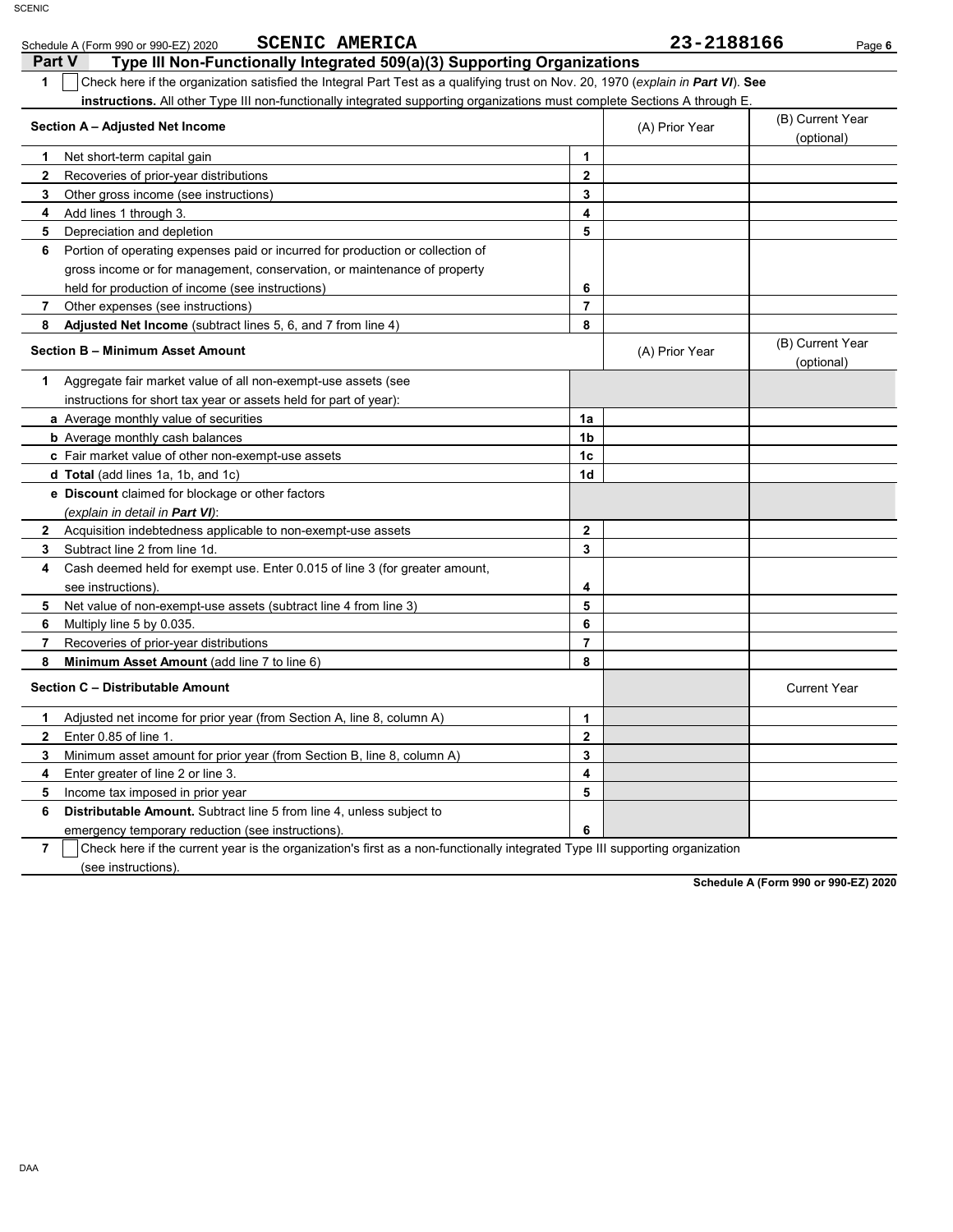Schedule A (Form 990 or 990-EZ) 2020 **SCENIC AMERICA** **23-2188166**

## Part V Type III Non-Functionally Integrated 509(a)(3) Supporting Organizations

**1** ☐ Check here if the organization satisfied the Integral Part Test as a qualifying trust on Nov. 20, 1970 (*explain in **Part VI***). **See instructions.** All other Type III non-functionally integrated supporting organizations must complete Sections A through E.

| **Section A – Adjusted Net Income** | | (A) Prior Year | (B) Current Year (optional) |
|---|---|---|---|
| **1** Net short-term capital gain | 1 | | |
| **2** Recoveries of prior-year distributions | 2 | | |
| **3** Other gross income (see instructions) | 3 | | |
| **4** Add lines 1 through 3. | 4 | | |
| **5** Depreciation and depletion | 5 | | |
| **6** Portion of operating expenses paid or incurred for production or collection of gross income or for management, conservation, or maintenance of property held for production of income (see instructions) | 6 | | |
| **7** Other expenses (see instructions) | 7 | | |
| **8** **Adjusted Net Income** (subtract lines 5, 6, and 7 from line 4) | 8 | | |

| **Section B – Minimum Asset Amount** | | (A) Prior Year | (B) Current Year (optional) |
|---|---|---|---|
| **1** Aggregate fair market value of all non-exempt-use assets (see instructions for short tax year or assets held for part of year): | | | |
| **a** Average monthly value of securities | 1a | | |
| **b** Average monthly cash balances | 1b | | |
| **c** Fair market value of other non-exempt-use assets | 1c | | |
| **d** **Total** (add lines 1a, 1b, and 1c) | 1d | | |
| **e** **Discount** claimed for blockage or other factors (*explain in detail in **Part VI***): | | | |
| **2** Acquisition indebtedness applicable to non-exempt-use assets | 2 | | |
| **3** Subtract line 2 from line 1d. | 3 | | |
| **4** Cash deemed held for exempt use. Enter 0.015 of line 3 (for greater amount, see instructions). | 4 | | |
| **5** Net value of non-exempt-use assets (subtract line 4 from line 3) | 5 | | |
| **6** Multiply line 5 by 0.035. | 6 | | |
| **7** Recoveries of prior-year distributions | 7 | | |
| **8** **Minimum Asset Amount** (add line 7 to line 6) | 8 | | |

| **Section C – Distributable Amount** | | | Current Year |
|---|---|---|---|
| **1** Adjusted net income for prior year (from Section A, line 8, column A) | 1 | | |
| **2** Enter 0.85 of line 1. | 2 | | |
| **3** Minimum asset amount for prior year (from Section B, line 8, column A) | 3 | | |
| **4** Enter greater of line 2 or line 3. | 4 | | |
| **5** Income tax imposed in prior year | 5 | | |
| **6** **Distributable Amount.** Subtract line 5 from line 4, unless subject to emergency temporary reduction (see instructions). | 6 | | |

**7** ☐ Check here if the current year is the organization's first as a non-functionally integrated Type III supporting organization (see instructions).

**Schedule A (Form 990 or 990-EZ) 2020**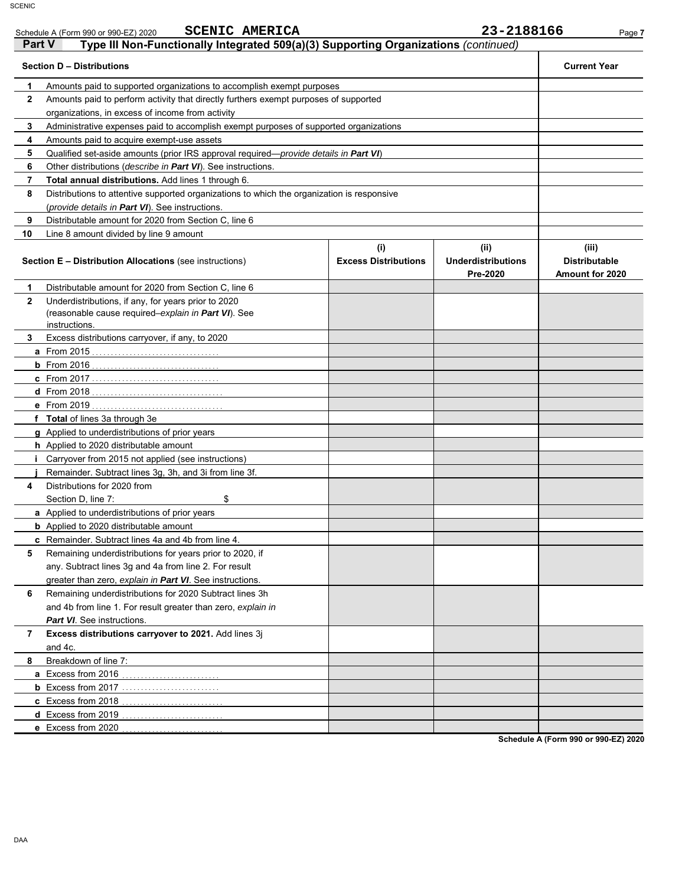Schedule A (Form 990 or 990-EZ) 2020 **SCENIC AMERICA** **23-2188166** Page **7**

## Part V Type III Non-Functionally Integrated 509(a)(3) Supporting Organizations *(continued)*

| | **Section D – Distributions** | **Current Year** |
|---|---|---|
| **1** | Amounts paid to supported organizations to accomplish exempt purposes | |
| **2** | Amounts paid to perform activity that directly furthers exempt purposes of supported organizations, in excess of income from activity | |
| **3** | Administrative expenses paid to accomplish exempt purposes of supported organizations | |
| **4** | Amounts paid to acquire exempt-use assets | |
| **5** | Qualified set-aside amounts (prior IRS approval required—*provide details in* ***Part VI***) | |
| **6** | Other distributions (*describe in* ***Part VI***). See instructions. | |
| **7** | **Total annual distributions.** Add lines 1 through 6. | |
| **8** | Distributions to attentive supported organizations to which the organization is responsive (*provide details in* ***Part VI***). See instructions. | |
| **9** | Distributable amount for 2020 from Section C, line 6 | |
| **10** | Line 8 amount divided by line 9 amount | |

| | **Section E – Distribution Allocations** (see instructions) | **(i) Excess Distributions** | **(ii) Underdistributions Pre-2020** | **(iii) Distributable Amount for 2020** |
|---|---|---|---|---|
| **1** | Distributable amount for 2020 from Section C, line 6 | | | |
| **2** | Underdistributions, if any, for years prior to 2020 (reasonable cause required–*explain in* ***Part VI***). See instructions. | | | |
| **3** | Excess distributions carryover, if any, to 2020 | | | |
| **a** | From 2015 | | | |
| **b** | From 2016 | | | |
| **c** | From 2017 | | | |
| **d** | From 2018 | | | |
| **e** | From 2019 | | | |
| **f** | **Total** of lines 3a through 3e | | | |
| **g** | Applied to underdistributions of prior years | | | |
| **h** | Applied to 2020 distributable amount | | | |
| **i** | Carryover from 2015 not applied (see instructions) | | | |
| **j** | Remainder. Subtract lines 3g, 3h, and 3i from line 3f. | | | |
| **4** | Distributions for 2020 from Section D, line 7: $ | | | |
| **a** | Applied to underdistributions of prior years | | | |
| **b** | Applied to 2020 distributable amount | | | |
| **c** | Remainder. Subtract lines 4a and 4b from line 4. | | | |
| **5** | Remaining underdistributions for years prior to 2020, if any. Subtract lines 3g and 4a from line 2. For result greater than zero, *explain in* ***Part VI***. See instructions. | | | |
| **6** | Remaining underdistributions for 2020 Subtract lines 3h and 4b from line 1. For result greater than zero, *explain in* ***Part VI***. See instructions. | | | |
| **7** | **Excess distributions carryover to 2021.** Add lines 3j and 4c. | | | |
| **8** | Breakdown of line 7: | | | |
| **a** | Excess from 2016 | | | |
| **b** | Excess from 2017 | | | |
| **c** | Excess from 2018 | | | |
| **d** | Excess from 2019 | | | |
| **e** | Excess from 2020 | | | |

**Schedule A (Form 990 or 990-EZ) 2020**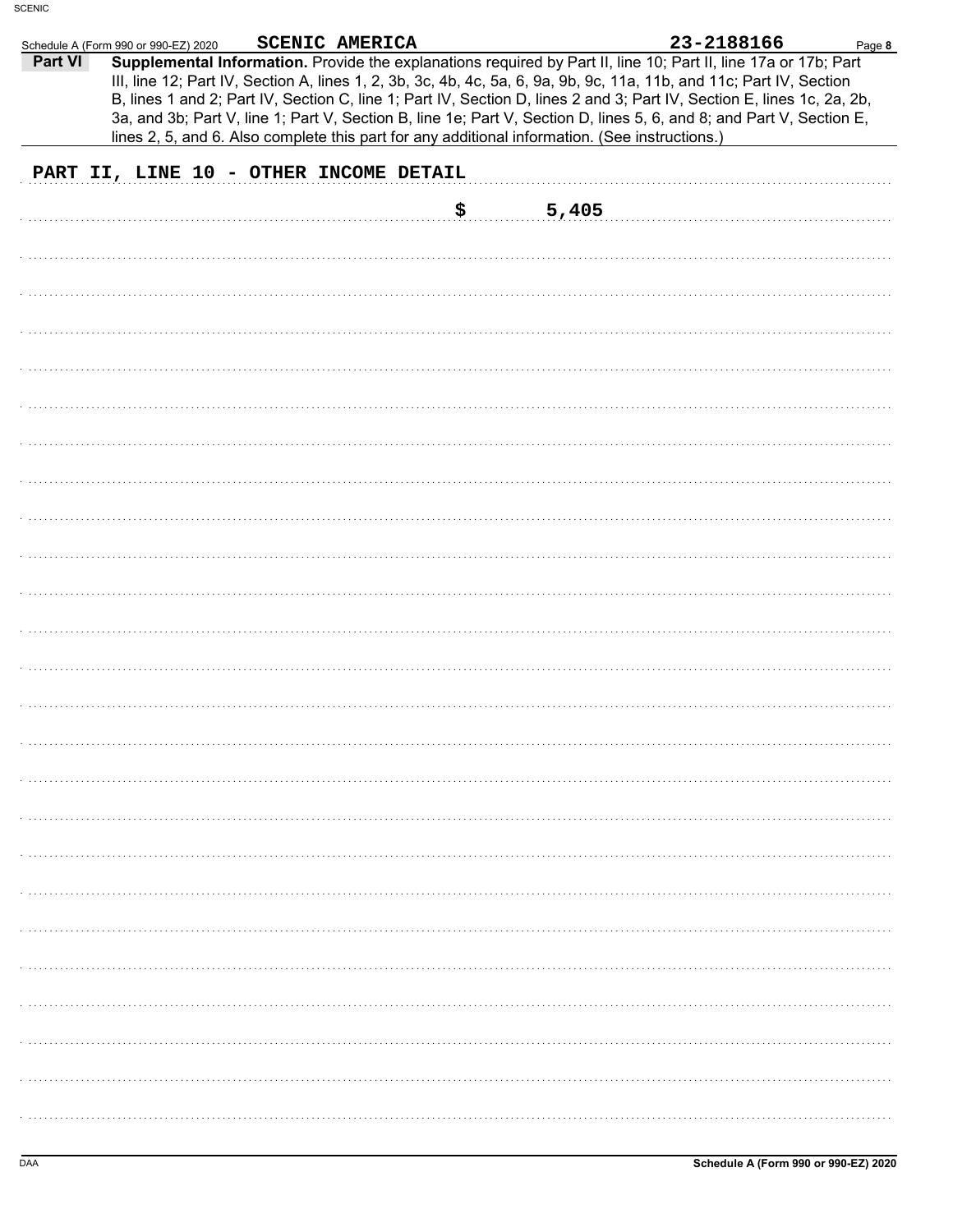Schedule A (Form 990 or 990-EZ) 2020 SCENIC AMERICA 23-2188166 Page 8

**Part VI** **Supplemental Information.** Provide the explanations required by Part II, line 10; Part II, line 17a or 17b; Part III, line 12; Part IV, Section A, lines 1, 2, 3b, 3c, 4b, 4c, 5a, 6, 9a, 9b, 9c, 11a, 11b, and 11c; Part IV, Section B, lines 1 and 2; Part IV, Section C, line 1; Part IV, Section D, lines 2 and 3; Part IV, Section E, lines 1c, 2a, 2b, 3a, and 3b; Part V, line 1; Part V, Section B, line 1e; Part V, Section D, lines 5, 6, and 8; and Part V, Section E, lines 2, 5, and 6. Also complete this part for any additional information. (See instructions.)

PART II, LINE 10 - OTHER INCOME DETAIL

$ 5,405

Schedule A (Form 990 or 990-EZ) 2020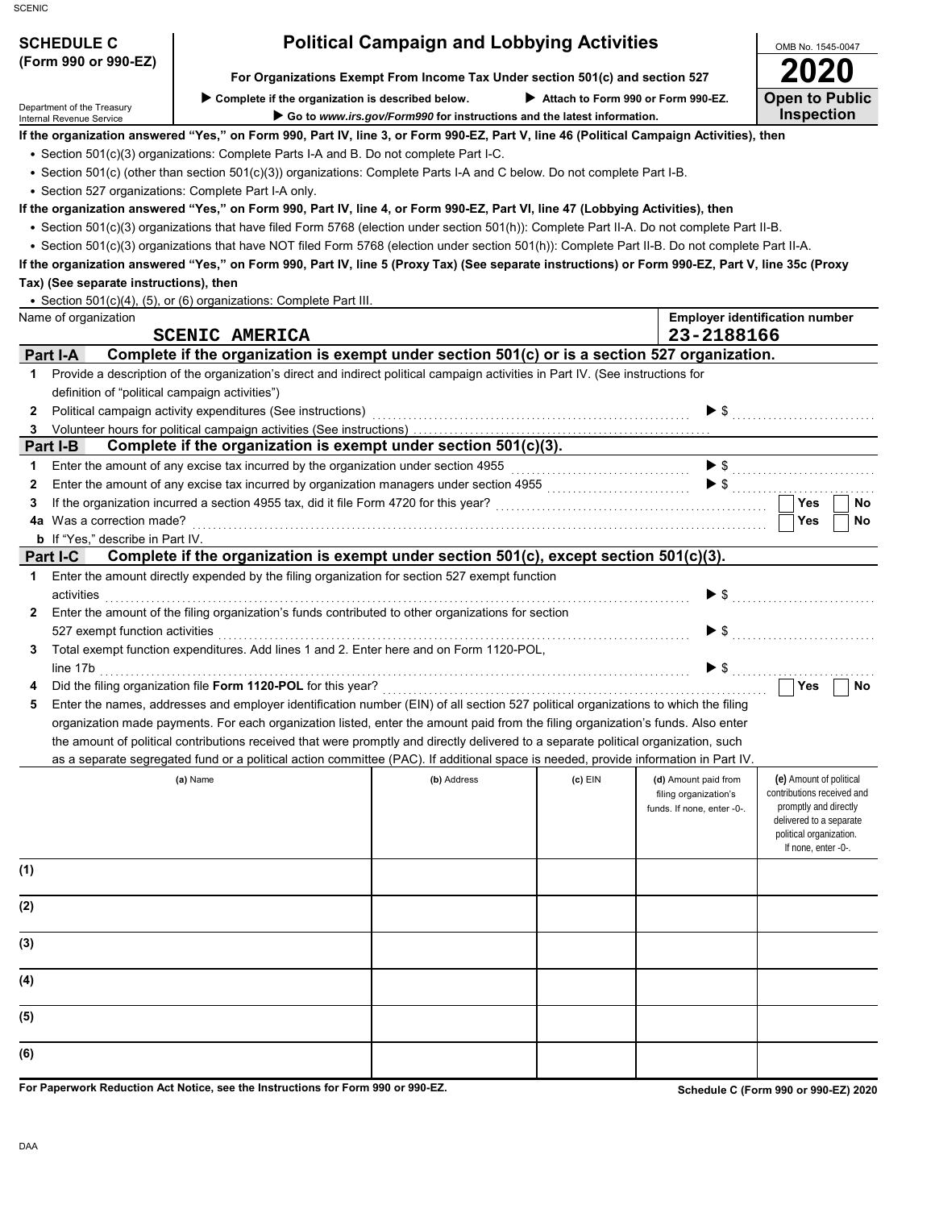**SCHEDULE C (Form 990 or 990-EZ)**

Department of the Treasury
Internal Revenue Service

# Political Campaign and Lobbying Activities

**For Organizations Exempt From Income Tax Under section 501(c) and section 527**

▶ Complete if the organization is described below. ▶ Attach to Form 990 or Form 990-EZ.

▶ Go to *www.irs.gov/Form990* for instructions and the latest information.

OMB No. 1545-0047

**2020**

**Open to Public Inspection**

**If the organization answered "Yes," on Form 990, Part IV, line 3, or Form 990-EZ, Part V, line 46 (Political Campaign Activities), then**

- Section 501(c)(3) organizations: Complete Parts I-A and B. Do not complete Part I-C.
- Section 501(c) (other than section 501(c)(3)) organizations: Complete Parts I-A and C below. Do not complete Part I-B.
- Section 527 organizations: Complete Part I-A only.

**If the organization answered "Yes," on Form 990, Part IV, line 4, or Form 990-EZ, Part VI, line 47 (Lobbying Activities), then**

- Section 501(c)(3) organizations that have filed Form 5768 (election under section 501(h)): Complete Part II-A. Do not complete Part II-B.
- Section 501(c)(3) organizations that have NOT filed Form 5768 (election under section 501(h)): Complete Part II-B. Do not complete Part II-A.

**If the organization answered "Yes," on Form 990, Part IV, line 5 (Proxy Tax) (See separate instructions) or Form 990-EZ, Part V, line 35c (Proxy Tax) (See separate instructions), then**

- Section 501(c)(4), (5), or (6) organizations: Complete Part III.

Name of organization: **SCENIC AMERICA**

Employer identification number: **23-2188166**

## Part I-A Complete if the organization is exempt under section 501(c) or is a section 527 organization.

1. Provide a description of the organization's direct and indirect political campaign activities in Part IV. (See instructions for definition of "political campaign activities")
2. Political campaign activity expenditures (See instructions) ▶ $
3. Volunteer hours for political campaign activities (See instructions)

## Part I-B Complete if the organization is exempt under section 501(c)(3).

1. Enter the amount of any excise tax incurred by the organization under section 4955 ▶ $
2. Enter the amount of any excise tax incurred by organization managers under section 4955 ▶ $
3. If the organization incurred a section 4955 tax, did it file Form 4720 for this year? ☐ Yes ☐ No

4a Was a correction made? ☐ Yes ☐ No

b If "Yes," describe in Part IV.

## Part I-C Complete if the organization is exempt under section 501(c), except section 501(c)(3).

1. Enter the amount directly expended by the filing organization for section 527 exempt function activities ▶ $
2. Enter the amount of the filing organization's funds contributed to other organizations for section 527 exempt function activities ▶ $
3. Total exempt function expenditures. Add lines 1 and 2. Enter here and on Form 1120-POL, line 17b ▶ $
4. Did the filing organization file **Form 1120-POL** for this year? ☐ Yes ☐ No
5. Enter the names, addresses and employer identification number (EIN) of all section 527 political organizations to which the filing organization made payments. For each organization listed, enter the amount paid from the filing organization's funds. Also enter the amount of political contributions received that were promptly and directly delivered to a separate political organization, such as a separate segregated fund or a political action committee (PAC). If additional space is needed, provide information in Part IV.

| | (a) Name | (b) Address | (c) EIN | (d) Amount paid from filing organization's funds. If none, enter -0-. | (e) Amount of political contributions received and promptly and directly delivered to a separate political organization. If none, enter -0-. |
|---|---|---|---|---|---|
| (1) | | | | | |
| (2) | | | | | |
| (3) | | | | | |
| (4) | | | | | |
| (5) | | | | | |
| (6) | | | | | |

**For Paperwork Reduction Act Notice, see the Instructions for Form 990 or 990-EZ.**

**Schedule C (Form 990 or 990-EZ) 2020**

DAA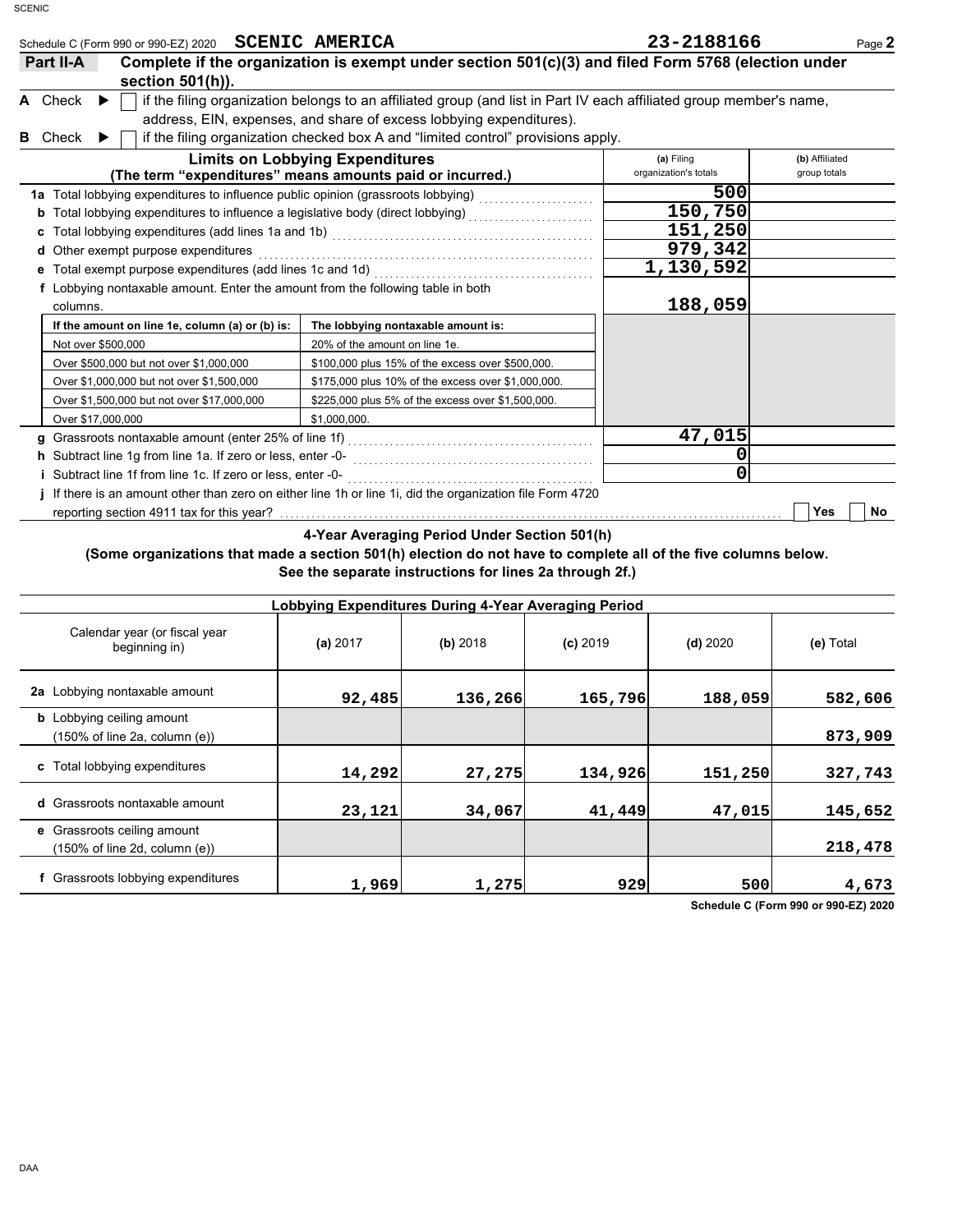Schedule C (Form 990 or 990-EZ) 2020 **SCENIC AMERICA** **23-2188166**

## Part II-A Complete if the organization is exempt under section 501(c)(3) and filed Form 5768 (election under section 501(h)).

**A** Check ▶ ☐ if the filing organization belongs to an affiliated group (and list in Part IV each affiliated group member's name, address, EIN, expenses, and share of excess lobbying expenditures).

**B** Check ▶ ☐ if the filing organization checked box A and "limited control" provisions apply.

| Limits on Lobbying Expenditures (The term "expenditures" means amounts paid or incurred.) | (a) Filing organization's totals | (b) Affiliated group totals |
|---|---|---|
| **1a** Total lobbying expenditures to influence public opinion (grassroots lobbying) | 500 | |
| **b** Total lobbying expenditures to influence a legislative body (direct lobbying) | 150,750 | |
| **c** Total lobbying expenditures (add lines 1a and 1b) | 151,250 | |
| **d** Other exempt purpose expenditures | 979,342 | |
| **e** Total exempt purpose expenditures (add lines 1c and 1d) | 1,130,592 | |
| **f** Lobbying nontaxable amount. Enter the amount from the following table in both columns. | 188,059 | |

| If the amount on line 1e, column (a) or (b) is: | The lobbying nontaxable amount is: |
|---|---|
| Not over $500,000 | 20% of the amount on line 1e. |
| Over $500,000 but not over $1,000,000 | $100,000 plus 15% of the excess over $500,000. |
| Over $1,000,000 but not over $1,500,000 | $175,000 plus 10% of the excess over $1,000,000. |
| Over $1,500,000 but not over $17,000,000 | $225,000 plus 5% of the excess over $1,500,000. |
| Over $17,000,000 | $1,000,000. |

| | (a) Filing organization's totals | (b) Affiliated group totals |
|---|---|---|
| **g** Grassroots nontaxable amount (enter 25% of line 1f) | 47,015 | |
| **h** Subtract line 1g from line 1a. If zero or less, enter -0- | 0 | |
| **i** Subtract line 1f from line 1c. If zero or less, enter -0- | 0 | |

**j** If there is an amount other than zero on either line 1h or line 1i, did the organization file Form 4720 reporting section 4911 tax for this year? ☐ Yes ☐ No

### 4-Year Averaging Period Under Section 501(h)

**(Some organizations that made a section 501(h) election do not have to complete all of the five columns below. See the separate instructions for lines 2a through 2f.)**

| Lobbying Expenditures During 4-Year Averaging Period | | | | | |
|---|---|---|---|---|---|
| Calendar year (or fiscal year beginning in) | (a) 2017 | (b) 2018 | (c) 2019 | (d) 2020 | (e) Total |
| **2a** Lobbying nontaxable amount | 92,485 | 136,266 | 165,796 | 188,059 | 582,606 |
| **b** Lobbying ceiling amount (150% of line 2a, column (e)) | | | | | 873,909 |
| **c** Total lobbying expenditures | 14,292 | 27,275 | 134,926 | 151,250 | 327,743 |
| **d** Grassroots nontaxable amount | 23,121 | 34,067 | 41,449 | 47,015 | 145,652 |
| **e** Grassroots ceiling amount (150% of line 2d, column (e)) | | | | | 218,478 |
| **f** Grassroots lobbying expenditures | 1,969 | 1,275 | 929 | 500 | 4,673 |

**Schedule C (Form 990 or 990-EZ) 2020**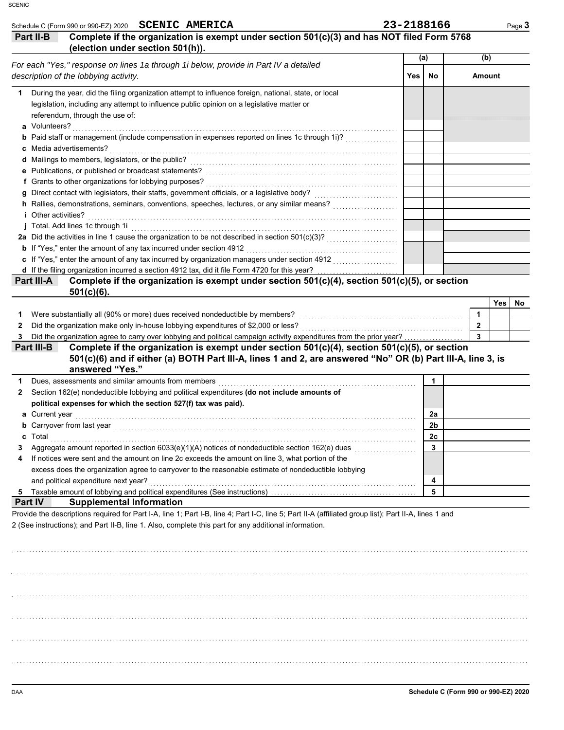Schedule C (Form 990 or 990-EZ) 2020 **SCENIC AMERICA** **23-2188166**

## Part II-B Complete if the organization is exempt under section 501(c)(3) and has NOT filed Form 5768 (election under section 501(h)).

| *For each "Yes," response on lines 1a through 1i below, provide in Part IV a detailed description of the lobbying activity.* | (a) Yes | (a) No | (b) Amount |
|---|---|---|---|
| **1** During the year, did the filing organization attempt to influence foreign, national, state, or local legislation, including any attempt to influence public opinion on a legislative matter or referendum, through the use of: | | | |
| **a** Volunteers? | | | |
| **b** Paid staff or management (include compensation in expenses reported on lines 1c through 1i)? | | | |
| **c** Media advertisements? | | | |
| **d** Mailings to members, legislators, or the public? | | | |
| **e** Publications, or published or broadcast statements? | | | |
| **f** Grants to other organizations for lobbying purposes? | | | |
| **g** Direct contact with legislators, their staffs, government officials, or a legislative body? | | | |
| **h** Rallies, demonstrations, seminars, conventions, speeches, lectures, or any similar means? | | | |
| **i** Other activities? | | | |
| **j** Total. Add lines 1c through 1i | | | |
| **2a** Did the activities in line 1 cause the organization to be not described in section 501(c)(3)? | | | |
| **b** If "Yes," enter the amount of any tax incurred under section 4912 | | | |
| **c** If "Yes," enter the amount of any tax incurred by organization managers under section 4912 | | | |
| **d** If the filing organization incurred a section 4912 tax, did it file Form 4720 for this year? | | | |

## Part III-A Complete if the organization is exempt under section 501(c)(4), section 501(c)(5), or section 501(c)(6).

| | | Yes | No |
|---|---|---|---|
| **1** Were substantially all (90% or more) dues received nondeductible by members? | 1 | | |
| **2** Did the organization make only in-house lobbying expenditures of $2,000 or less? | 2 | | |
| **3** Did the organization agree to carry over lobbying and political campaign activity expenditures from the prior year? | 3 | | |

## Part III-B Complete if the organization is exempt under section 501(c)(4), section 501(c)(5), or section 501(c)(6) and if either (a) BOTH Part III-A, lines 1 and 2, are answered "No" OR (b) Part III-A, line 3, is answered "Yes."

| | | |
|---|---|---|
| **1** Dues, assessments and similar amounts from members | 1 | |
| **2** Section 162(e) nondeductible lobbying and political expenditures **(do not include amounts of political expenses for which the section 527(f) tax was paid).** | | |
| **a** Current year | 2a | |
| **b** Carryover from last year | 2b | |
| **c** Total | 2c | |
| **3** Aggregate amount reported in section 6033(e)(1)(A) notices of nondeductible section 162(e) dues | 3 | |
| **4** If notices were sent and the amount on line 2c exceeds the amount on line 3, what portion of the excess does the organization agree to carryover to the reasonable estimate of nondeductible lobbying and political expenditure next year? | 4 | |
| **5** Taxable amount of lobbying and political expenditures (See instructions) | 5 | |

## Part IV Supplemental Information

Provide the descriptions required for Part I-A, line 1; Part I-B, line 4; Part I-C, line 5; Part II-A (affiliated group list); Part II-A, lines 1 and 2 (See instructions); and Part II-B, line 1. Also, complete this part for any additional information.

DAA **Schedule C (Form 990 or 990-EZ) 2020**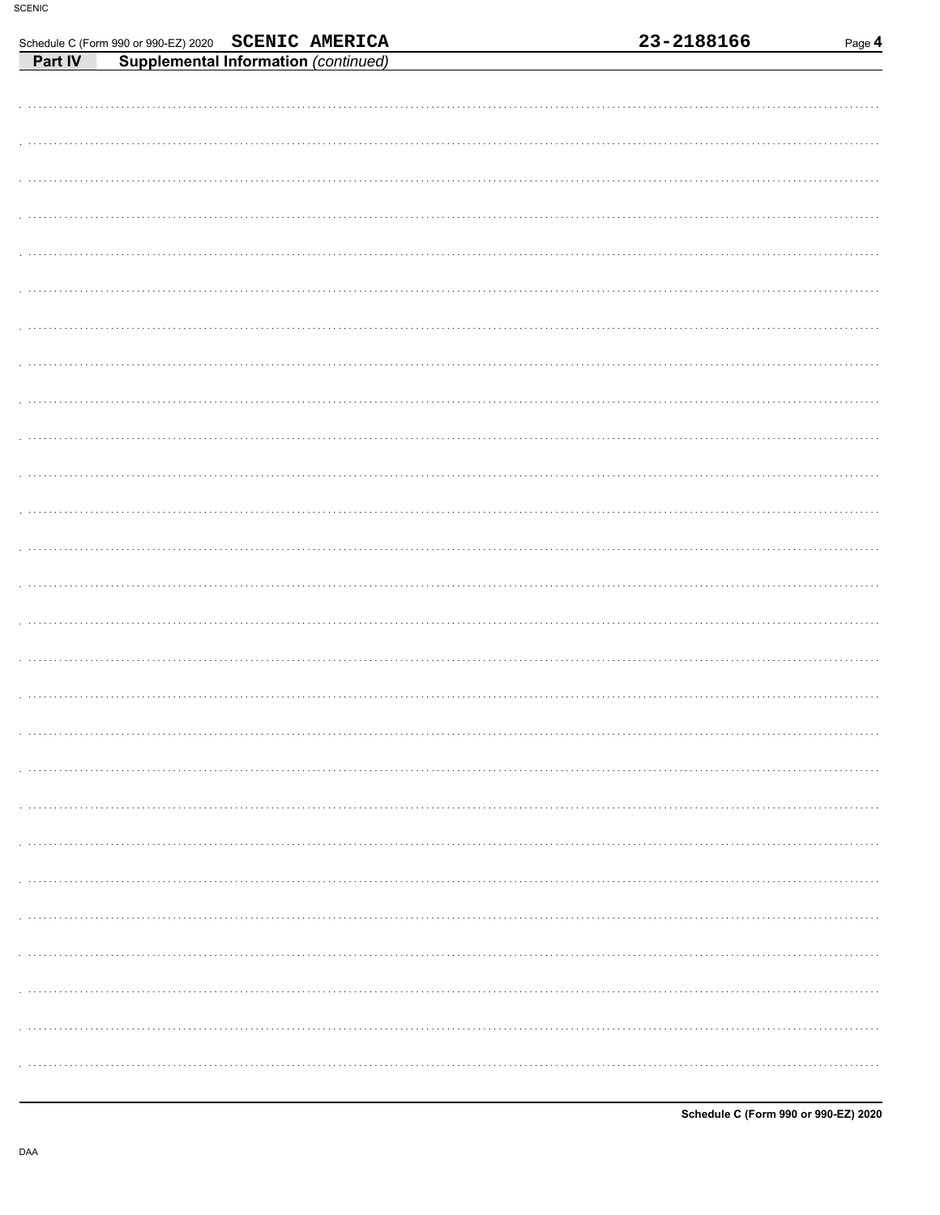Schedule C (Form 990 or 990-EZ) 2020 **SCENIC AMERICA** **23-2188166**

**Part IV** **Supplemental Information** *(continued)*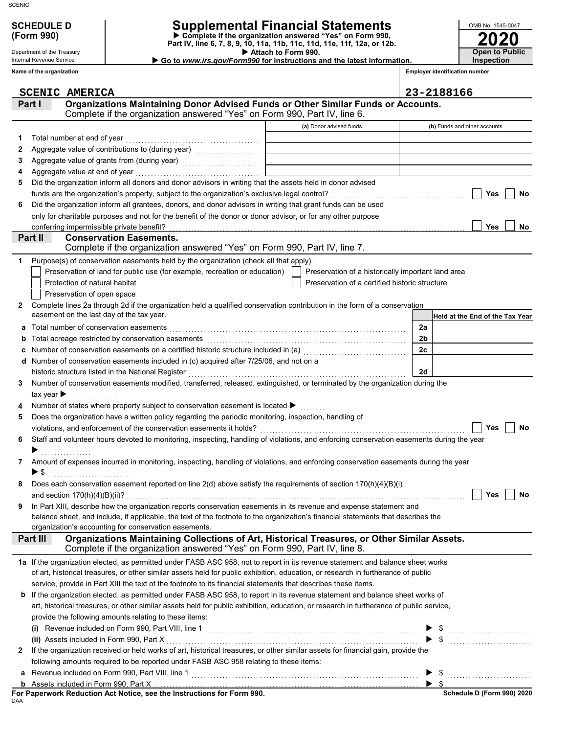**SCHEDULE D (Form 990)**

Department of the Treasury
Internal Revenue Service

# Supplemental Financial Statements

▶ Complete if the organization answered "Yes" on Form 990, Part IV, line 6, 7, 8, 9, 10, 11a, 11b, 11c, 11d, 11e, 11f, 12a, or 12b.
▶ Attach to Form 990.
▶ Go to *www.irs.gov/Form990* for instructions and the latest information.

OMB No. 1545-0047
**2020**
**Open to Public Inspection**

Name of the organization: **SCENIC AMERICA**
Employer identification number: **23-2188166**

## Part I Organizations Maintaining Donor Advised Funds or Other Similar Funds or Accounts.
Complete if the organization answered "Yes" on Form 990, Part IV, line 6.

| | | (a) Donor advised funds | (b) Funds and other accounts |
|---|---|---|---|
| 1 | Total number at end of year | | |
| 2 | Aggregate value of contributions to (during year) | | |
| 3 | Aggregate value of grants from (during year) | | |
| 4 | Aggregate value at end of year | | |

5 Did the organization inform all donors and donor advisors in writing that the assets held in donor advised funds are the organization's property, subject to the organization's exclusive legal control? ☐ Yes ☐ No

6 Did the organization inform all grantees, donors, and donor advisors in writing that grant funds can be used only for charitable purposes and not for the benefit of the donor or donor advisor, or for any other purpose conferring impermissible private benefit? ☐ Yes ☐ No

## Part II Conservation Easements.
Complete if the organization answered "Yes" on Form 990, Part IV, line 7.

1 Purpose(s) of conservation easements held by the organization (check all that apply).
- ☐ Preservation of land for public use (for example, recreation or education)
- ☐ Preservation of a historically important land area
- ☐ Protection of natural habitat
- ☐ Preservation of a certified historic structure
- ☐ Preservation of open space

2 Complete lines 2a through 2d if the organization held a qualified conservation contribution in the form of a conservation easement on the last day of the tax year.

| | | | Held at the End of the Tax Year |
|---|---|---|---|
| a | Total number of conservation easements | 2a | |
| b | Total acreage restricted by conservation easements | 2b | |
| c | Number of conservation easements on a certified historic structure included in (a) | 2c | |
| d | Number of conservation easements included in (c) acquired after 7/25/06, and not on a historic structure listed in the National Register | 2d | |

3 Number of conservation easements modified, transferred, released, extinguished, or terminated by the organization during the tax year ▶

4 Number of states where property subject to conservation easement is located ▶

5 Does the organization have a written policy regarding the periodic monitoring, inspection, handling of violations, and enforcement of the conservation easements it holds? ☐ Yes ☐ No

6 Staff and volunteer hours devoted to monitoring, inspecting, handling of violations, and enforcing conservation easements during the year ▶

7 Amount of expenses incurred in monitoring, inspecting, handling of violations, and enforcing conservation easements during the year ▶ $

8 Does each conservation easement reported on line 2(d) above satisfy the requirements of section 170(h)(4)(B)(i) and section 170(h)(4)(B)(ii)? ☐ Yes ☐ No

9 In Part XIII, describe how the organization reports conservation easements in its revenue and expense statement and balance sheet, and include, if applicable, the text of the footnote to the organization's financial statements that describes the organization's accounting for conservation easements.

## Part III Organizations Maintaining Collections of Art, Historical Treasures, or Other Similar Assets.
Complete if the organization answered "Yes" on Form 990, Part IV, line 8.

1a If the organization elected, as permitted under FASB ASC 958, not to report in its revenue statement and balance sheet works of art, historical treasures, or other similar assets held for public exhibition, education, or research in furtherance of public service, provide in Part XIII the text of the footnote to its financial statements that describes these items.

b If the organization elected, as permitted under FASB ASC 958, to report in its revenue statement and balance sheet works of art, historical treasures, or other similar assets held for public exhibition, education, or research in furtherance of public service, provide the following amounts relating to these items:

(i) Revenue included on Form 990, Part VIII, line 1 ▶ $

(ii) Assets included in Form 990, Part X ▶ $

2 If the organization received or held works of art, historical treasures, or other similar assets for financial gain, provide the following amounts required to be reported under FASB ASC 958 relating to these items:

a Revenue included on Form 990, Part VIII, line 1 ▶ $

b Assets included in Form 990, Part X ▶ $

**For Paperwork Reduction Act Notice, see the Instructions for Form 990.**
DAA
**Schedule D (Form 990) 2020**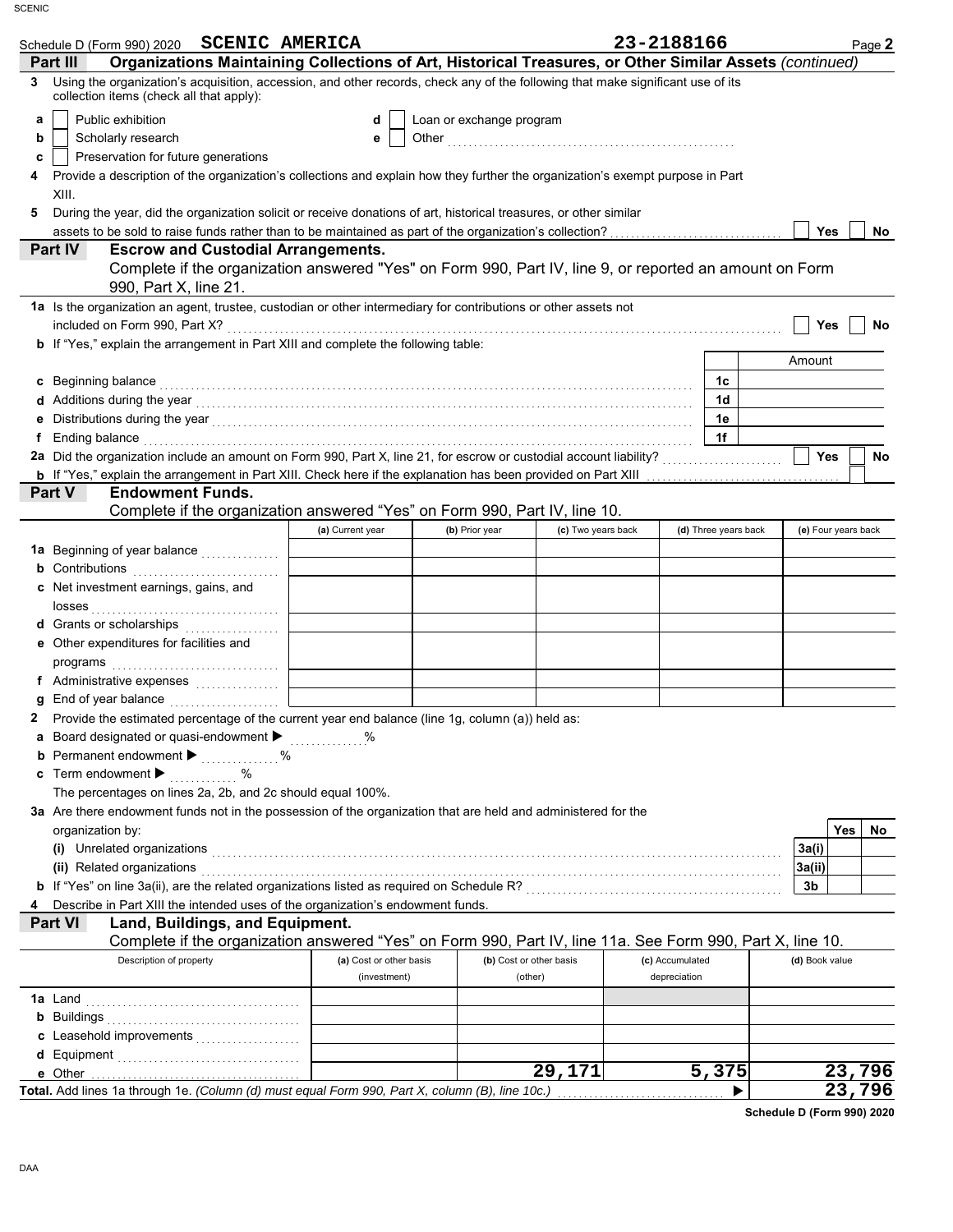Schedule D (Form 990) 2020 **SCENIC AMERICA** 23-2188166 Page **2**

## Part III Organizations Maintaining Collections of Art, Historical Treasures, or Other Similar Assets *(continued)*

**3** Using the organization's acquisition, accession, and other records, check any of the following that make significant use of its collection items (check all that apply):

- **a** ☐ Public exhibition
- **b** ☐ Scholarly research
- **c** ☐ Preservation for future generations
- **d** ☐ Loan or exchange program
- **e** ☐ Other

**4** Provide a description of the organization's collections and explain how they further the organization's exempt purpose in Part XIII.

**5** During the year, did the organization solicit or receive donations of art, historical treasures, or other similar assets to be sold to raise funds rather than to be maintained as part of the organization's collection? ☐ Yes ☐ No

## Part IV Escrow and Custodial Arrangements.

Complete if the organization answered "Yes" on Form 990, Part IV, line 9, or reported an amount on Form 990, Part X, line 21.

**1a** Is the organization an agent, trustee, custodian or other intermediary for contributions or other assets not included on Form 990, Part X? ☐ Yes ☐ No

**b** If "Yes," explain the arrangement in Part XIII and complete the following table:

| | | Amount |
|---|---|---|
| **c** Beginning balance | 1c | |
| **d** Additions during the year | 1d | |
| **e** Distributions during the year | 1e | |
| **f** Ending balance | 1f | |

**2a** Did the organization include an amount on Form 990, Part X, line 21, for escrow or custodial account liability? ☐ Yes ☐ No

**b** If "Yes," explain the arrangement in Part XIII. Check here if the explanation has been provided on Part XIII ☐

## Part V Endowment Funds.

Complete if the organization answered "Yes" on Form 990, Part IV, line 10.

| | (a) Current year | (b) Prior year | (c) Two years back | (d) Three years back | (e) Four years back |
|---|---|---|---|---|---|
| **1a** Beginning of year balance | | | | | |
| **b** Contributions | | | | | |
| **c** Net investment earnings, gains, and losses | | | | | |
| **d** Grants or scholarships | | | | | |
| **e** Other expenditures for facilities and programs | | | | | |
| **f** Administrative expenses | | | | | |
| **g** End of year balance | | | | | |

**2** Provide the estimated percentage of the current year end balance (line 1g, column (a)) held as:

- **a** Board designated or quasi-endowment ▶ %
- **b** Permanent endowment ▶ %
- **c** Term endowment ▶ %

The percentages on lines 2a, 2b, and 2c should equal 100%.

**3a** Are there endowment funds not in the possession of the organization that are held and administered for the organization by:

| | | Yes | No |
|---|---|---|---|
| **(i)** Unrelated organizations | 3a(i) | | |
| **(ii)** Related organizations | 3a(ii) | | |
| **b** If "Yes" on line 3a(ii), are the related organizations listed as required on Schedule R? | 3b | | |

**4** Describe in Part XIII the intended uses of the organization's endowment funds.

## Part VI Land, Buildings, and Equipment.

Complete if the organization answered "Yes" on Form 990, Part IV, line 11a. See Form 990, Part X, line 10.

| Description of property | (a) Cost or other basis (investment) | (b) Cost or other basis (other) | (c) Accumulated depreciation | (d) Book value |
|---|---|---|---|---|
| **1a** Land | | | | |
| **b** Buildings | | | | |
| **c** Leasehold improvements | | | | |
| **d** Equipment | | | | |
| **e** Other | | 29,171 | 5,375 | 23,796 |
| **Total.** Add lines 1a through 1e. *(Column (d) must equal Form 990, Part X, column (B), line 10c.)* ▶ | | | | 23,796 |

**Schedule D (Form 990) 2020**

DAA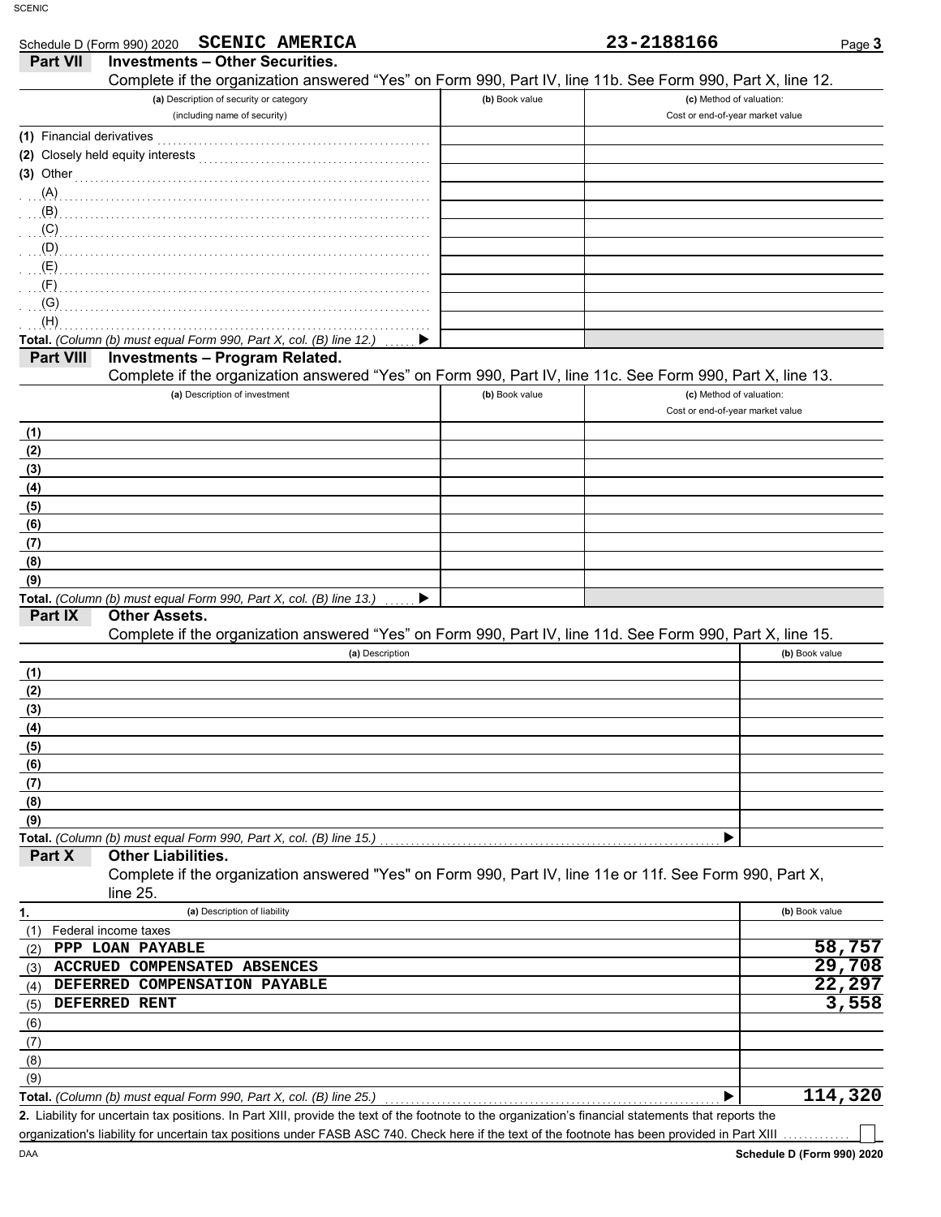Schedule D (Form 990) 2020 **SCENIC AMERICA** **23-2188166** Page **3**

## Part VII Investments – Other Securities.

Complete if the organization answered "Yes" on Form 990, Part IV, line 11b. See Form 990, Part X, line 12.

| (a) Description of security or category (including name of security) | (b) Book value | (c) Method of valuation: Cost or end-of-year market value |
|---|---|---|
| (1) Financial derivatives | | |
| (2) Closely held equity interests | | |
| (3) Other | | |
| (A) | | |
| (B) | | |
| (C) | | |
| (D) | | |
| (E) | | |
| (F) | | |
| (G) | | |
| (H) | | |
| **Total.** *(Column (b) must equal Form 990, Part X, col. (B) line 12.)* ▶ | | |

## Part VIII Investments – Program Related.

Complete if the organization answered "Yes" on Form 990, Part IV, line 11c. See Form 990, Part X, line 13.

| (a) Description of investment | (b) Book value | (c) Method of valuation: Cost or end-of-year market value |
|---|---|---|
| (1) | | |
| (2) | | |
| (3) | | |
| (4) | | |
| (5) | | |
| (6) | | |
| (7) | | |
| (8) | | |
| (9) | | |
| **Total.** *(Column (b) must equal Form 990, Part X, col. (B) line 13.)* ▶ | | |

## Part IX Other Assets.

Complete if the organization answered "Yes" on Form 990, Part IV, line 11d. See Form 990, Part X, line 15.

| (a) Description | (b) Book value |
|---|---|
| (1) | |
| (2) | |
| (3) | |
| (4) | |
| (5) | |
| (6) | |
| (7) | |
| (8) | |
| (9) | |
| **Total.** *(Column (b) must equal Form 990, Part X, col. (B) line 15.)* ▶ | |

## Part X Other Liabilities.

Complete if the organization answered "Yes" on Form 990, Part IV, line 11e or 11f. See Form 990, Part X, line 25.

| 1. (a) Description of liability | (b) Book value |
|---|---|
| (1) Federal income taxes | |
| (2) PPP LOAN PAYABLE | 58,757 |
| (3) ACCRUED COMPENSATED ABSENCES | 29,708 |
| (4) DEFERRED COMPENSATION PAYABLE | 22,297 |
| (5) DEFERRED RENT | 3,558 |
| (6) | |
| (7) | |
| (8) | |
| (9) | |
| **Total.** *(Column (b) must equal Form 990, Part X, col. (B) line 25.)* ▶ | 114,320 |

**2.** Liability for uncertain tax positions. In Part XIII, provide the text of the footnote to the organization's financial statements that reports the organization's liability for uncertain tax positions under FASB ASC 740. Check here if the text of the footnote has been provided in Part XIII ☐

Schedule D (Form 990) 2020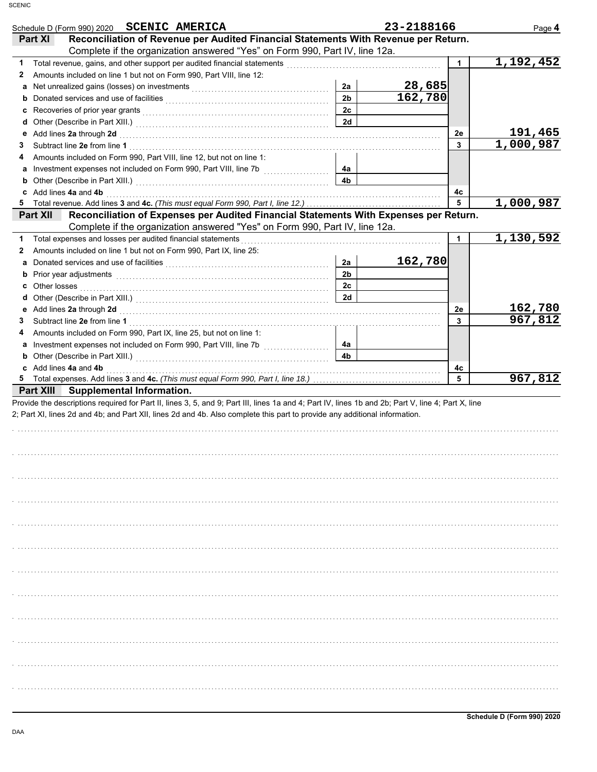Schedule D (Form 990) 2020 **SCENIC AMERICA** 23-2188166 Page **4**

## Part XI Reconciliation of Revenue per Audited Financial Statements With Revenue per Return.

Complete if the organization answered "Yes" on Form 990, Part IV, line 12a.

| | | | | | |
|---|---|---|---|---|---|
| **1** | Total revenue, gains, and other support per audited financial statements | | | 1 | 1,192,452 |
| **2** | Amounts included on line 1 but not on Form 990, Part VIII, line 12: | | | | |
| **a** | Net unrealized gains (losses) on investments | 2a | 28,685 | | |
| **b** | Donated services and use of facilities | 2b | 162,780 | | |
| **c** | Recoveries of prior year grants | 2c | | | |
| **d** | Other (Describe in Part XIII.) | 2d | | | |
| **e** | Add lines **2a** through **2d** | | | 2e | 191,465 |
| **3** | Subtract line **2e** from line **1** | | | 3 | 1,000,987 |
| **4** | Amounts included on Form 990, Part VIII, line 12, but not on line 1: | | | | |
| **a** | Investment expenses not included on Form 990, Part VIII, line 7b | 4a | | | |
| **b** | Other (Describe in Part XIII.) | 4b | | | |
| **c** | Add lines **4a** and **4b** | | | 4c | |
| **5** | Total revenue. Add lines **3** and **4c.** *(This must equal Form 990, Part I, line 12.)* | | | 5 | 1,000,987 |

## Part XII Reconciliation of Expenses per Audited Financial Statements With Expenses per Return.

Complete if the organization answered "Yes" on Form 990, Part IV, line 12a.

| | | | | | |
|---|---|---|---|---|---|
| **1** | Total expenses and losses per audited financial statements | | | 1 | 1,130,592 |
| **2** | Amounts included on line 1 but not on Form 990, Part IX, line 25: | | | | |
| **a** | Donated services and use of facilities | 2a | 162,780 | | |
| **b** | Prior year adjustments | 2b | | | |
| **c** | Other losses | 2c | | | |
| **d** | Other (Describe in Part XIII.) | 2d | | | |
| **e** | Add lines **2a** through **2d** | | | 2e | 162,780 |
| **3** | Subtract line **2e** from line **1** | | | 3 | 967,812 |
| **4** | Amounts included on Form 990, Part IX, line 25, but not on line 1: | | | | |
| **a** | Investment expenses not included on Form 990, Part VIII, line 7b | 4a | | | |
| **b** | Other (Describe in Part XIII.) | 4b | | | |
| **c** | Add lines **4a** and **4b** | | | 4c | |
| **5** | Total expenses. Add lines **3** and **4c.** *(This must equal Form 990, Part I, line 18.)* | | | 5 | 967,812 |

## Part XIII Supplemental Information.

Provide the descriptions required for Part II, lines 3, 5, and 9; Part III, lines 1a and 4; Part IV, lines 1b and 2b; Part V, line 4; Part X, line 2; Part XI, lines 2d and 4b; and Part XII, lines 2d and 4b. Also complete this part to provide any additional information.

**Schedule D (Form 990) 2020**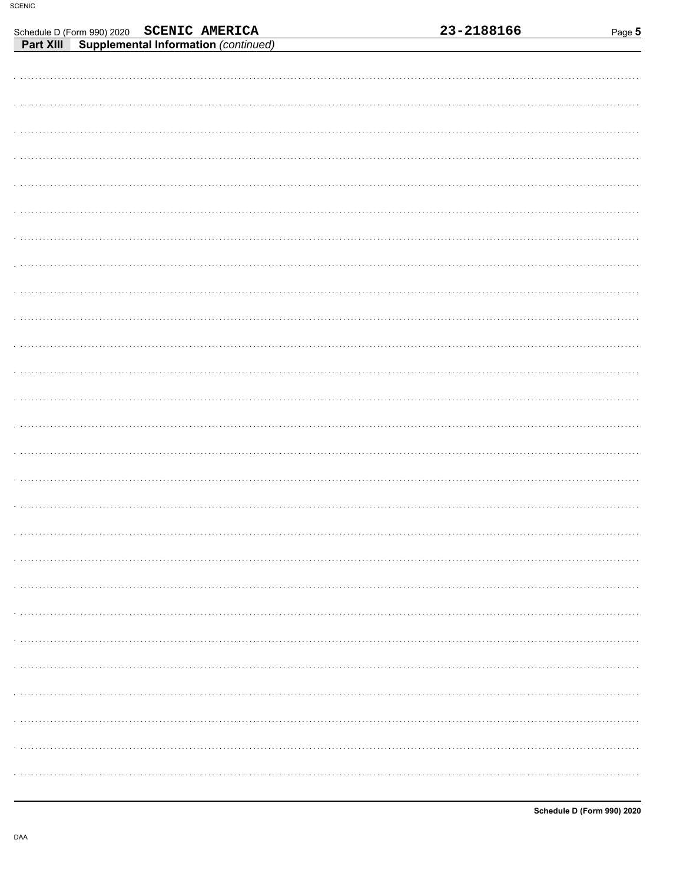Schedule D (Form 990) 2020 **SCENIC AMERICA** **23-2188166**

**Part XIII** **Supplemental Information** *(continued)*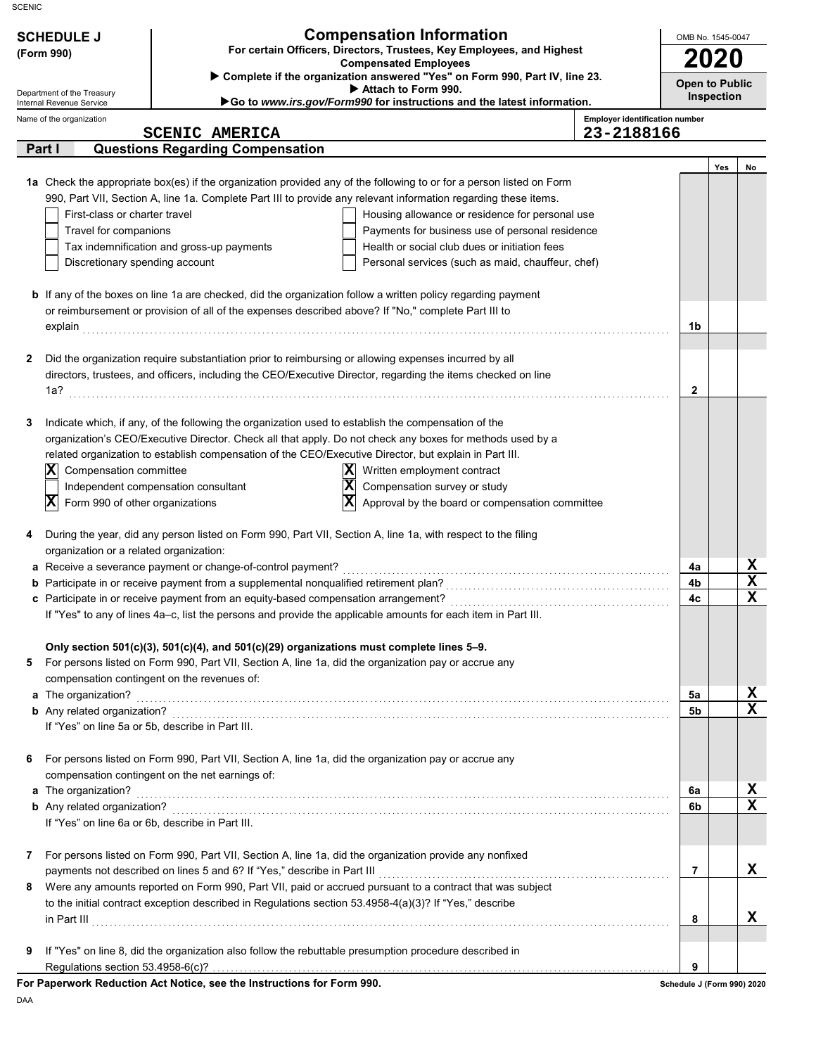**SCHEDULE J**
**(Form 990)**

Department of the Treasury
Internal Revenue Service

# Compensation Information

**For certain Officers, Directors, Trustees, Key Employees, and Highest Compensated Employees**

▶ **Complete if the organization answered "Yes" on Form 990, Part IV, line 23.**
▶ **Attach to Form 990.**
▶**Go to *www.irs.gov/Form990* for instructions and the latest information.**

OMB No. 1545-0047

**2020**

**Open to Public Inspection**

Name of the organization: **SCENIC AMERICA**

Employer identification number: **23-2188166**

## Part I — Questions Regarding Compensation

| | | | Yes | No |
|---|---|---|---|---|
| **1a** | Check the appropriate box(es) if the organization provided any of the following to or for a person listed on Form 990, Part VII, Section A, line 1a. Complete Part III to provide any relevant information regarding these items.<br>☐ First-class or charter travel ☐ Housing allowance or residence for personal use<br>☐ Travel for companions ☐ Payments for business use of personal residence<br>☐ Tax indemnification and gross-up payments ☐ Health or social club dues or initiation fees<br>☐ Discretionary spending account ☐ Personal services (such as maid, chauffeur, chef) | | | |
| **b** | If any of the boxes on line 1a are checked, did the organization follow a written policy regarding payment or reimbursement or provision of all of the expenses described above? If "No," complete Part III to explain | 1b | | |
| **2** | Did the organization require substantiation prior to reimbursing or allowing expenses incurred by all directors, trustees, and officers, including the CEO/Executive Director, regarding the items checked on line 1a? | 2 | | |
| **3** | Indicate which, if any, of the following the organization used to establish the compensation of the organization's CEO/Executive Director. Check all that apply. Do not check any boxes for methods used by a related organization to establish compensation of the CEO/Executive Director, but explain in Part III.<br>☒ Compensation committee ☒ Written employment contract<br>☐ Independent compensation consultant ☒ Compensation survey or study<br>☒ Form 990 of other organizations ☒ Approval by the board or compensation committee | | | |
| **4** | During the year, did any person listed on Form 990, Part VII, Section A, line 1a, with respect to the filing organization or a related organization: | | | |
| **a** | Receive a severance payment or change-of-control payment? | 4a | | X |
| **b** | Participate in or receive payment from a supplemental nonqualified retirement plan? | 4b | | X |
| **c** | Participate in or receive payment from an equity-based compensation arrangement? | 4c | | X |
| | If "Yes" to any of lines 4a–c, list the persons and provide the applicable amounts for each item in Part III. | | | |
| | **Only section 501(c)(3), 501(c)(4), and 501(c)(29) organizations must complete lines 5–9.** | | | |
| **5** | For persons listed on Form 990, Part VII, Section A, line 1a, did the organization pay or accrue any compensation contingent on the revenues of: | | | |
| **a** | The organization? | 5a | | X |
| **b** | Any related organization? | 5b | | X |
| | If "Yes" on line 5a or 5b, describe in Part III. | | | |
| **6** | For persons listed on Form 990, Part VII, Section A, line 1a, did the organization pay or accrue any compensation contingent on the net earnings of: | | | |
| **a** | The organization? | 6a | | X |
| **b** | Any related organization? | 6b | | X |
| | If "Yes" on line 6a or 6b, describe in Part III. | | | |
| **7** | For persons listed on Form 990, Part VII, Section A, line 1a, did the organization provide any nonfixed payments not described on lines 5 and 6? If "Yes," describe in Part III | 7 | | X |
| **8** | Were any amounts reported on Form 990, Part VII, paid or accrued pursuant to a contract that was subject to the initial contract exception described in Regulations section 53.4958-4(a)(3)? If "Yes," describe in Part III | 8 | | X |
| **9** | If "Yes" on line 8, did the organization also follow the rebuttable presumption procedure described in Regulations section 53.4958-6(c)? | 9 | | |

**For Paperwork Reduction Act Notice, see the Instructions for Form 990.**

Schedule J (Form 990) 2020

DAA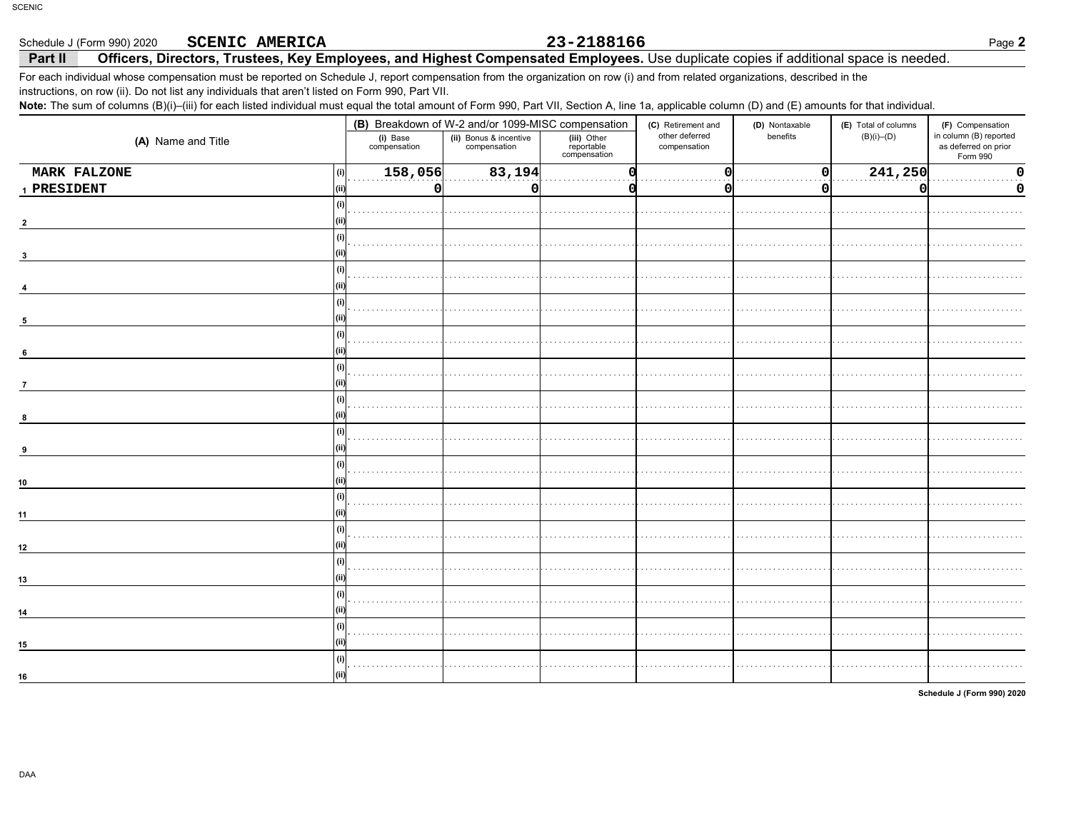Schedule J (Form 990) 2020 **SCENIC AMERICA** **23-2188166**

## Part II Officers, Directors, Trustees, Key Employees, and Highest Compensated Employees. Use duplicate copies if additional space is needed.

For each individual whose compensation must be reported on Schedule J, report compensation from the organization on row (i) and from related organizations, described in the instructions, on row (ii). Do not list any individuals that aren't listed on Form 990, Part VII.

**Note:** The sum of columns (B)(i)–(iii) for each listed individual must equal the total amount of Form 990, Part VII, Section A, line 1a, applicable column (D) and (E) amounts for that individual.

| | (A) Name and Title | | (B) Breakdown of W-2 and/or 1099-MISC compensation | | | (C) Retirement and other deferred compensation | (D) Nontaxable benefits | (E) Total of columns (B)(i)–(D) | (F) Compensation in column (B) reported as deferred on prior Form 990 |
|---|---|---|---|---|---|---|---|---|---|
| | | | (i) Base compensation | (ii) Bonus & incentive compensation | (iii) Other reportable compensation | | | | |
| 1 | MARK FALZONE | (i) | 158,056 | 83,194 | 0 | 0 | 0 | 241,250 | 0 |
| | PRESIDENT | (ii) | 0 | 0 | 0 | 0 | 0 | 0 | 0 |
| 2 | | (i) | | | | | | | |
| | | (ii) | | | | | | | |
| 3 | | (i) | | | | | | | |
| | | (ii) | | | | | | | |
| 4 | | (i) | | | | | | | |
| | | (ii) | | | | | | | |
| 5 | | (i) | | | | | | | |
| | | (ii) | | | | | | | |
| 6 | | (i) | | | | | | | |
| | | (ii) | | | | | | | |
| 7 | | (i) | | | | | | | |
| | | (ii) | | | | | | | |
| 8 | | (i) | | | | | | | |
| | | (ii) | | | | | | | |
| 9 | | (i) | | | | | | | |
| | | (ii) | | | | | | | |
| 10 | | (i) | | | | | | | |
| | | (ii) | | | | | | | |
| 11 | | (i) | | | | | | | |
| | | (ii) | | | | | | | |
| 12 | | (i) | | | | | | | |
| | | (ii) | | | | | | | |
| 13 | | (i) | | | | | | | |
| | | (ii) | | | | | | | |
| 14 | | (i) | | | | | | | |
| | | (ii) | | | | | | | |
| 15 | | (i) | | | | | | | |
| | | (ii) | | | | | | | |
| 16 | | (i) | | | | | | | |
| | | (ii) | | | | | | | |

Schedule J (Form 990) 2020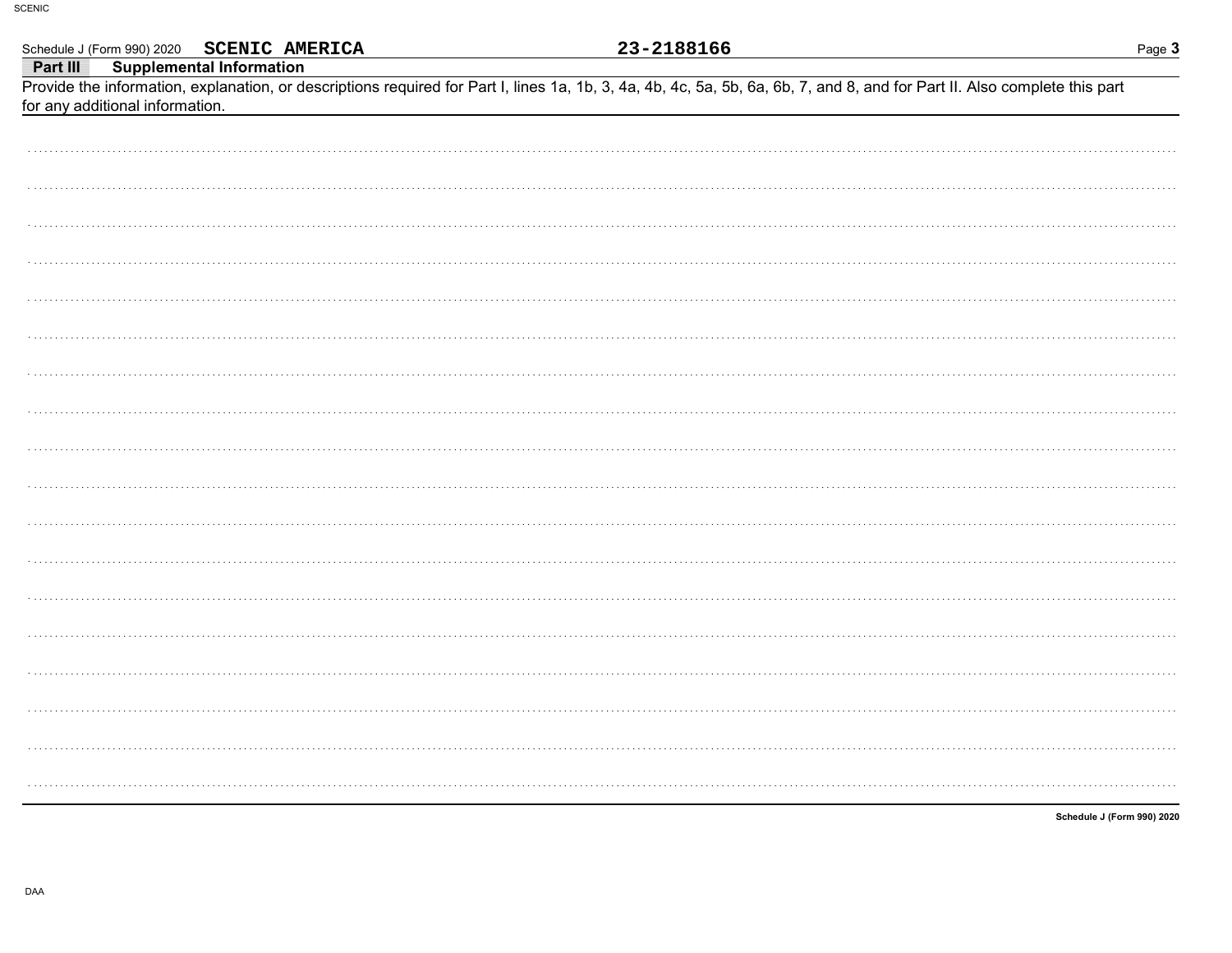Schedule J (Form 990) 2020 **SCENIC AMERICA** **23-2188166**

**Part III** **Supplemental Information**

Provide the information, explanation, or descriptions required for Part I, lines 1a, 1b, 3, 4a, 4b, 4c, 5a, 5b, 6a, 6b, 7, and 8, and for Part II. Also complete this part for any additional information.

**Schedule J (Form 990) 2020**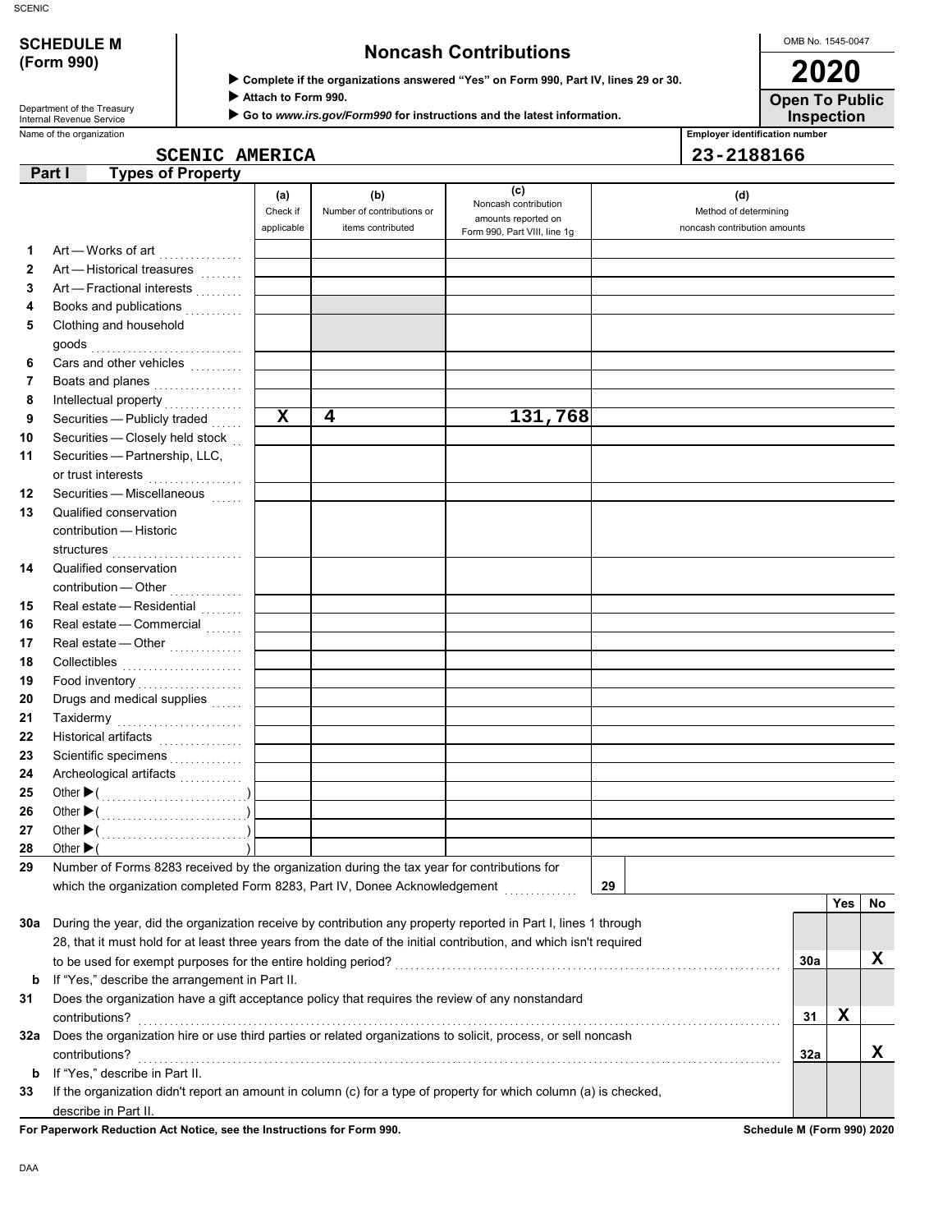# SCHEDULE M (Form 990)

Department of the Treasury
Internal Revenue Service

## Noncash Contributions

▶ Complete if the organizations answered "Yes" on Form 990, Part IV, lines 29 or 30.
▶ Attach to Form 990.
▶ Go to *www.irs.gov/Form990* for instructions and the latest information.

OMB No. 1545-0047

**2020**

**Open To Public Inspection**

Name of the organization: SCENIC AMERICA

Employer identification number: 23-2188166

**Part I Types of Property**

| | | (a) Check if applicable | (b) Number of contributions or items contributed | (c) Noncash contribution amounts reported on Form 990, Part VIII, line 1g | (d) Method of determining noncash contribution amounts |
|---|---|---|---|---|---|
| 1 | Art — Works of art | | | | |
| 2 | Art — Historical treasures | | | | |
| 3 | Art — Fractional interests | | | | |
| 4 | Books and publications | | | | |
| 5 | Clothing and household goods | | | | |
| 6 | Cars and other vehicles | | | | |
| 7 | Boats and planes | | | | |
| 8 | Intellectual property | | | | |
| 9 | Securities — Publicly traded | X | 4 | 131,768 | |
| 10 | Securities — Closely held stock | | | | |
| 11 | Securities — Partnership, LLC, or trust interests | | | | |
| 12 | Securities — Miscellaneous | | | | |
| 13 | Qualified conservation contribution — Historic structures | | | | |
| 14 | Qualified conservation contribution — Other | | | | |
| 15 | Real estate — Residential | | | | |
| 16 | Real estate — Commercial | | | | |
| 17 | Real estate — Other | | | | |
| 18 | Collectibles | | | | |
| 19 | Food inventory | | | | |
| 20 | Drugs and medical supplies | | | | |
| 21 | Taxidermy | | | | |
| 22 | Historical artifacts | | | | |
| 23 | Scientific specimens | | | | |
| 24 | Archeological artifacts | | | | |
| 25 | Other ▶ ( ) | | | | |
| 26 | Other ▶ ( ) | | | | |
| 27 | Other ▶ ( ) | | | | |
| 28 | Other ▶ ( ) | | | | |

29 Number of Forms 8283 received by the organization during the tax year for contributions for which the organization completed Form 8283, Part IV, Donee Acknowledgement ..... 29

| | | | Yes | No |
|---|---|---|---|---|
| 30a | During the year, did the organization receive by contribution any property reported in Part I, lines 1 through 28, that it must hold for at least three years from the date of the initial contribution, and which isn't required to be used for exempt purposes for the entire holding period? | 30a | | X |
| b | If "Yes," describe the arrangement in Part II. | | | |
| 31 | Does the organization have a gift acceptance policy that requires the review of any nonstandard contributions? | 31 | X | |
| 32a | Does the organization hire or use third parties or related organizations to solicit, process, or sell noncash contributions? | 32a | | X |
| b | If "Yes," describe in Part II. | | | |
| 33 | If the organization didn't report an amount in column (c) for a type of property for which column (a) is checked, describe in Part II. | | | |

**For Paperwork Reduction Act Notice, see the Instructions for Form 990.**

**Schedule M (Form 990) 2020**

DAA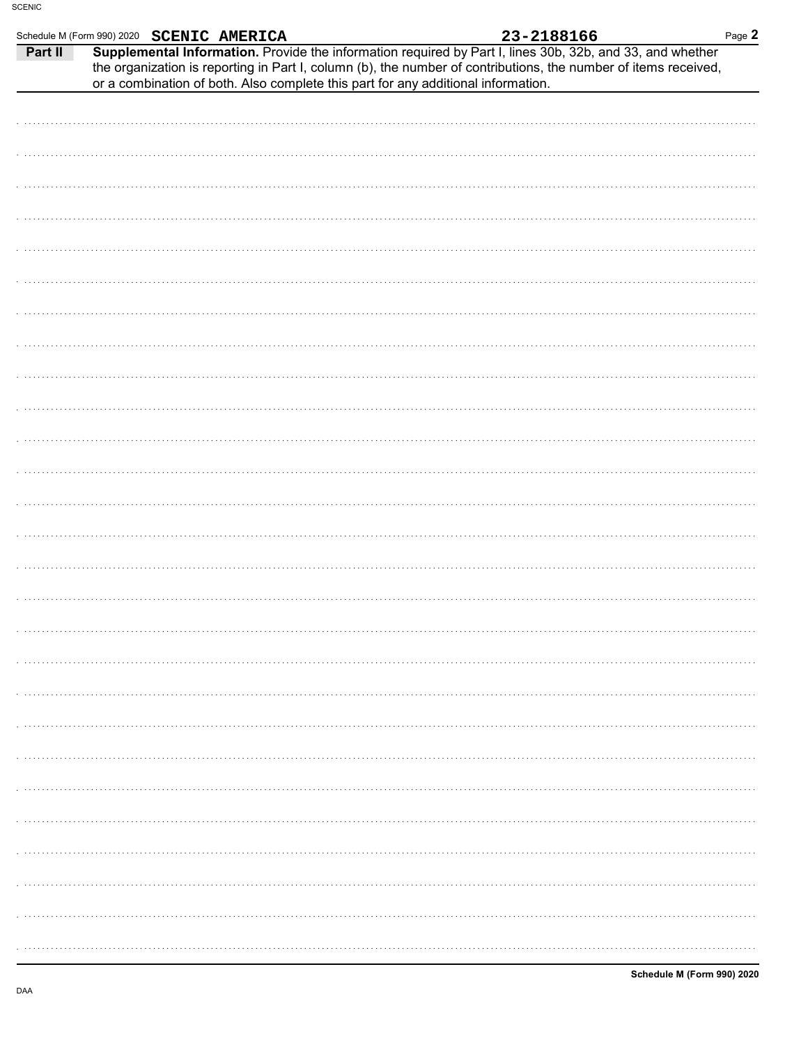Schedule M (Form 990) 2020 **SCENIC AMERICA** **23-2188166**

**Part II** **Supplemental Information.** Provide the information required by Part I, lines 30b, 32b, and 33, and whether the organization is reporting in Part I, column (b), the number of contributions, the number of items received, or a combination of both. Also complete this part for any additional information.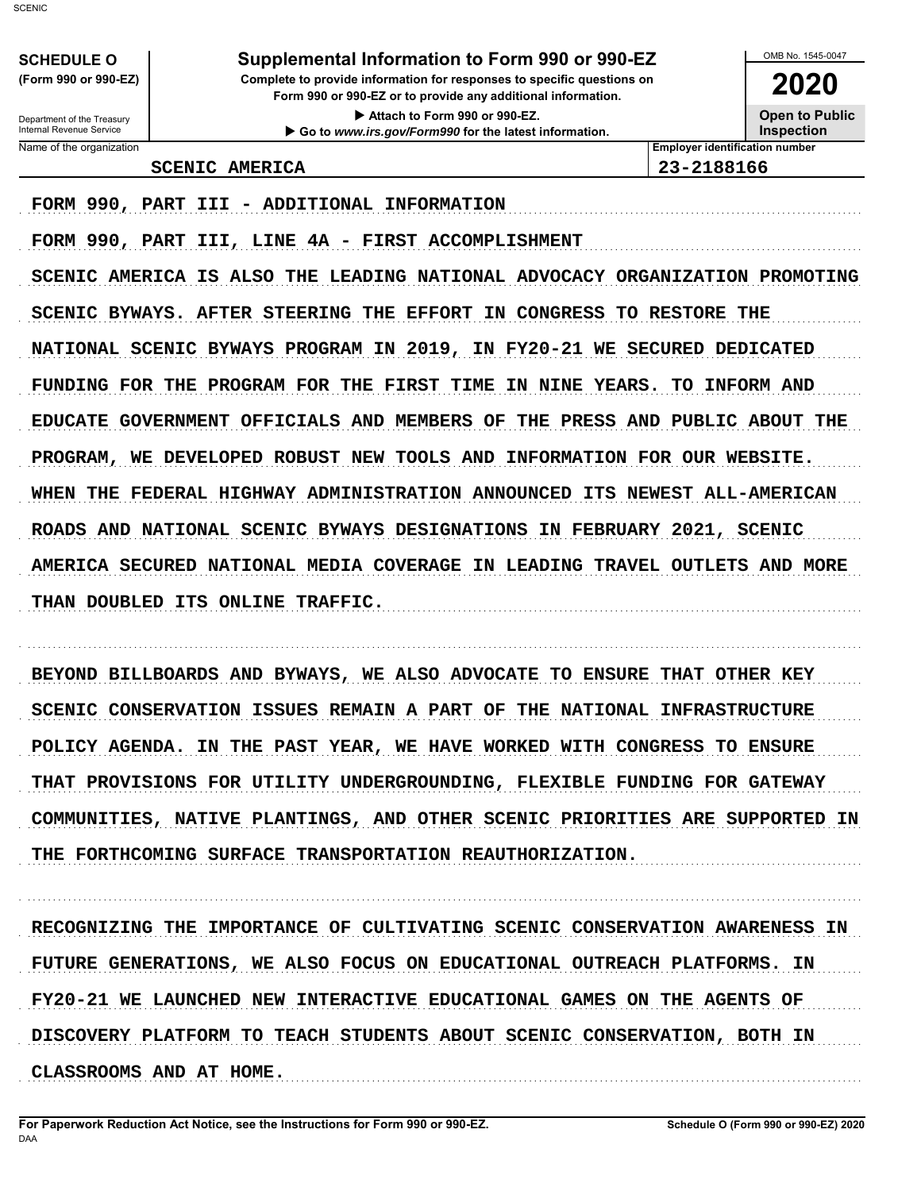**SCHEDULE O** (Form 990 or 990-EZ)

Department of the Treasury
Internal Revenue Service

# Supplemental Information to Form 990 or 990-EZ

**Complete to provide information for responses to specific questions on Form 990 or 990-EZ or to provide any additional information.**

▶ Attach to Form 990 or 990-EZ.

▶ Go to *www.irs.gov/Form990* for the latest information.

OMB No. 1545-0047

**2020**

**Open to Public Inspection**

| Name of the organization | Employer identification number |
|---|---|
| SCENIC AMERICA | 23-2188166 |

FORM 990, PART III - ADDITIONAL INFORMATION

FORM 990, PART III, LINE 4A - FIRST ACCOMPLISHMENT

SCENIC AMERICA IS ALSO THE LEADING NATIONAL ADVOCACY ORGANIZATION PROMOTING SCENIC BYWAYS. AFTER STEERING THE EFFORT IN CONGRESS TO RESTORE THE NATIONAL SCENIC BYWAYS PROGRAM IN 2019, IN FY20-21 WE SECURED DEDICATED FUNDING FOR THE PROGRAM FOR THE FIRST TIME IN NINE YEARS. TO INFORM AND EDUCATE GOVERNMENT OFFICIALS AND MEMBERS OF THE PRESS AND PUBLIC ABOUT THE PROGRAM, WE DEVELOPED ROBUST NEW TOOLS AND INFORMATION FOR OUR WEBSITE. WHEN THE FEDERAL HIGHWAY ADMINISTRATION ANNOUNCED ITS NEWEST ALL-AMERICAN ROADS AND NATIONAL SCENIC BYWAYS DESIGNATIONS IN FEBRUARY 2021, SCENIC AMERICA SECURED NATIONAL MEDIA COVERAGE IN LEADING TRAVEL OUTLETS AND MORE THAN DOUBLED ITS ONLINE TRAFFIC.

BEYOND BILLBOARDS AND BYWAYS, WE ALSO ADVOCATE TO ENSURE THAT OTHER KEY SCENIC CONSERVATION ISSUES REMAIN A PART OF THE NATIONAL INFRASTRUCTURE POLICY AGENDA. IN THE PAST YEAR, WE HAVE WORKED WITH CONGRESS TO ENSURE THAT PROVISIONS FOR UTILITY UNDERGROUNDING, FLEXIBLE FUNDING FOR GATEWAY COMMUNITIES, NATIVE PLANTINGS, AND OTHER SCENIC PRIORITIES ARE SUPPORTED IN THE FORTHCOMING SURFACE TRANSPORTATION REAUTHORIZATION.

RECOGNIZING THE IMPORTANCE OF CULTIVATING SCENIC CONSERVATION AWARENESS IN FUTURE GENERATIONS, WE ALSO FOCUS ON EDUCATIONAL OUTREACH PLATFORMS. IN FY20-21 WE LAUNCHED NEW INTERACTIVE EDUCATIONAL GAMES ON THE AGENTS OF DISCOVERY PLATFORM TO TEACH STUDENTS ABOUT SCENIC CONSERVATION, BOTH IN CLASSROOMS AND AT HOME.

**For Paperwork Reduction Act Notice, see the Instructions for Form 990 or 990-EZ.** DAA **Schedule O (Form 990 or 990-EZ) 2020**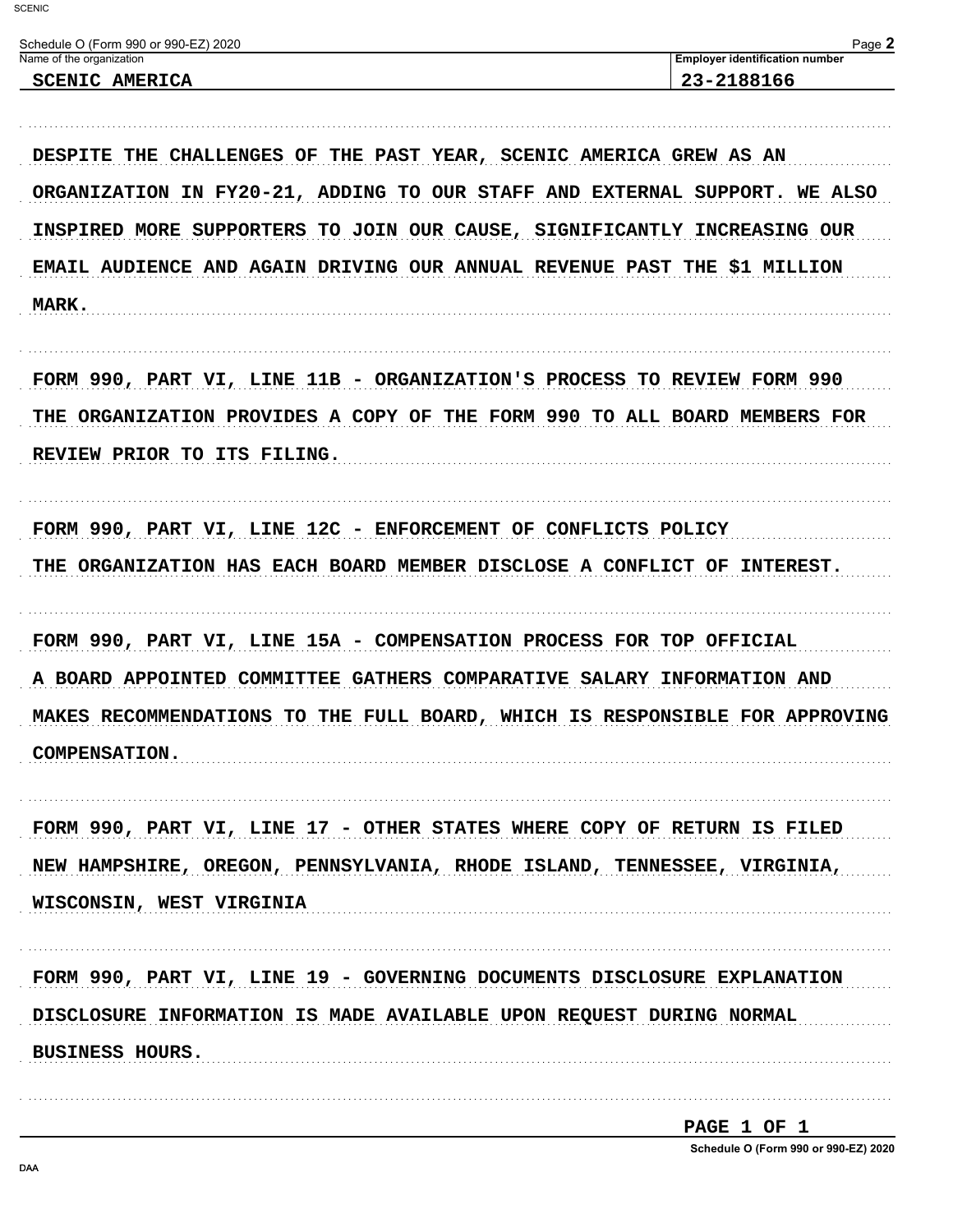Schedule O (Form 990 or 990-EZ) 2020

| Name of the organization | Employer identification number |
|---|---|
| SCENIC AMERICA | 23-2188166 |

DESPITE THE CHALLENGES OF THE PAST YEAR, SCENIC AMERICA GREW AS AN ORGANIZATION IN FY20-21, ADDING TO OUR STAFF AND EXTERNAL SUPPORT. WE ALSO INSPIRED MORE SUPPORTERS TO JOIN OUR CAUSE, SIGNIFICANTLY INCREASING OUR EMAIL AUDIENCE AND AGAIN DRIVING OUR ANNUAL REVENUE PAST THE $1 MILLION MARK.

FORM 990, PART VI, LINE 11B - ORGANIZATION'S PROCESS TO REVIEW FORM 990

THE ORGANIZATION PROVIDES A COPY OF THE FORM 990 TO ALL BOARD MEMBERS FOR REVIEW PRIOR TO ITS FILING.

FORM 990, PART VI, LINE 12C - ENFORCEMENT OF CONFLICTS POLICY

THE ORGANIZATION HAS EACH BOARD MEMBER DISCLOSE A CONFLICT OF INTEREST.

FORM 990, PART VI, LINE 15A - COMPENSATION PROCESS FOR TOP OFFICIAL

A BOARD APPOINTED COMMITTEE GATHERS COMPARATIVE SALARY INFORMATION AND MAKES RECOMMENDATIONS TO THE FULL BOARD, WHICH IS RESPONSIBLE FOR APPROVING COMPENSATION.

FORM 990, PART VI, LINE 17 - OTHER STATES WHERE COPY OF RETURN IS FILED

NEW HAMPSHIRE, OREGON, PENNSYLVANIA, RHODE ISLAND, TENNESSEE, VIRGINIA, WISCONSIN, WEST VIRGINIA

FORM 990, PART VI, LINE 19 - GOVERNING DOCUMENTS DISCLOSURE EXPLANATION

DISCLOSURE INFORMATION IS MADE AVAILABLE UPON REQUEST DURING NORMAL BUSINESS HOURS.

PAGE 1 OF 1